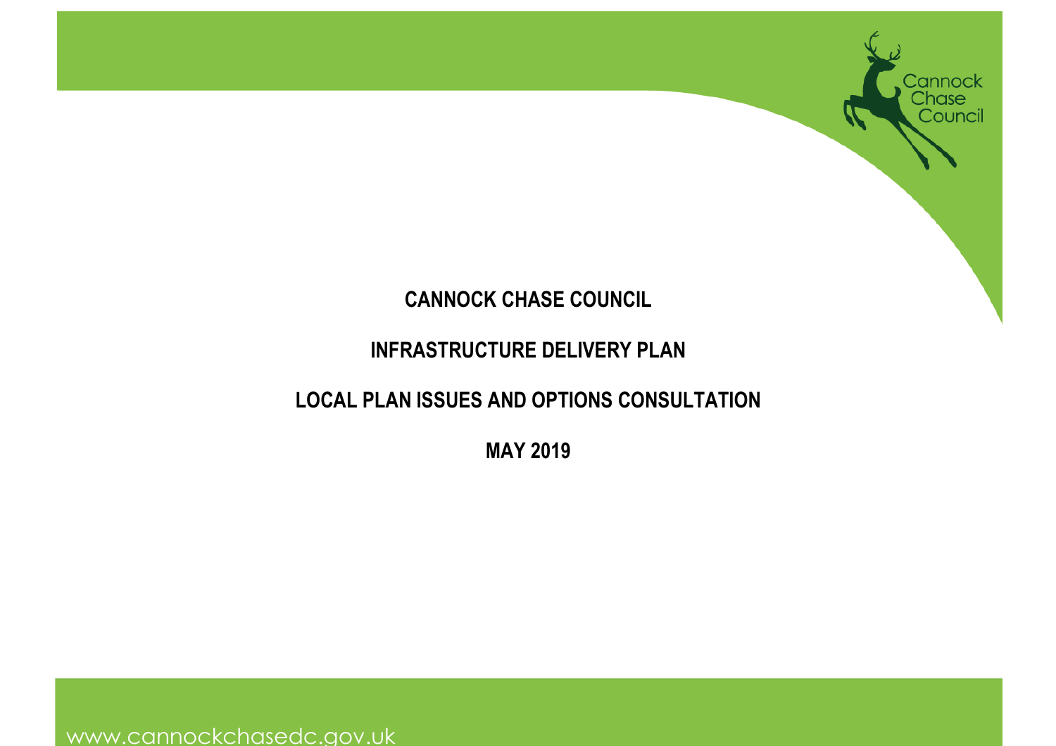# CANNOCK CHASE COUNCIL

## INFRASTRUCTURE DELIVERY PLAN

## LOCAL PLAN ISSUES AND OPTIONS CONSULTATION

## MAY 2019

www.cannockchasedc.gov.uk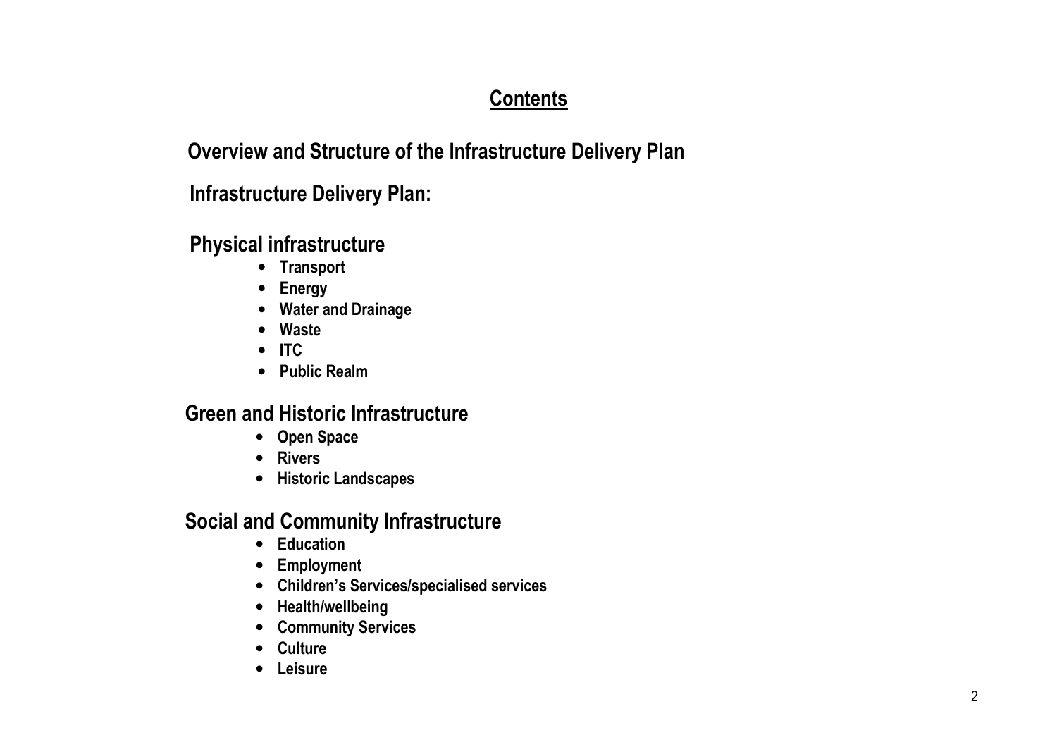# Contents

## Overview and Structure of the Infrastructure Delivery Plan

## Infrastructure Delivery Plan:

### Physical infrastructure

- **Transport**
- **Energy**
- **Water and Drainage**
- **Waste**
- **ITC**
- **Public Realm**

### Green and Historic Infrastructure

- **Open Space**
- **Rivers**
- **Historic Landscapes**

### Social and Community Infrastructure

- **Education**
- **Employment**
- **Children's Services/specialised services**
- **Health/wellbeing**
- **Community Services**
- **Culture**
- **Leisure**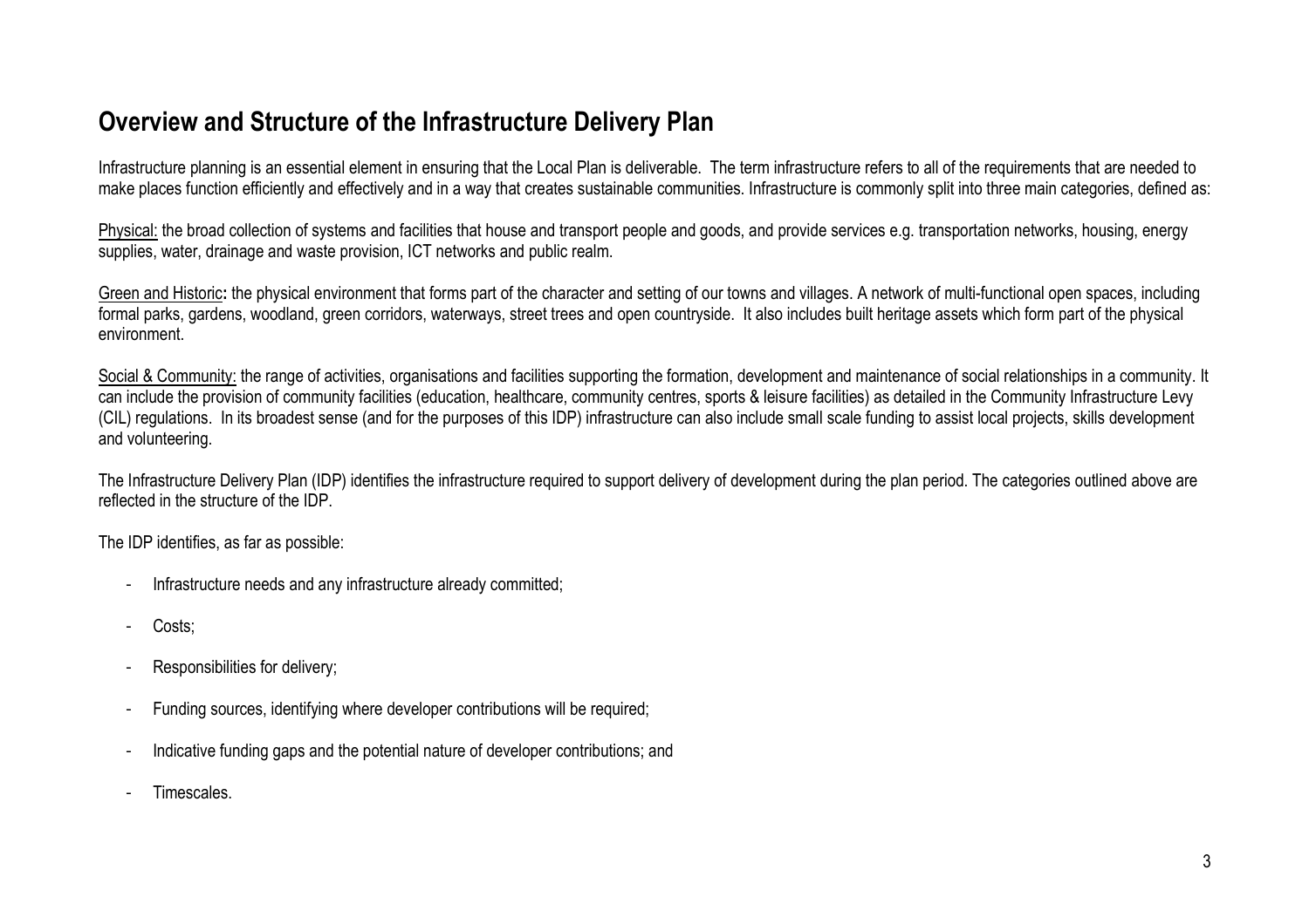## Overview and Structure of the Infrastructure Delivery Plan

Infrastructure planning is an essential element in ensuring that the Local Plan is deliverable. The term infrastructure refers to all of the requirements that are needed to make places function efficiently and effectively and in a way that creates sustainable communities. Infrastructure is commonly split into three main categories, defined as:

Physical: the broad collection of systems and facilities that house and transport people and goods, and provide services e.g. transportation networks, housing, energy supplies, water, drainage and waste provision, ICT networks and public realm.

Green and Historic**:** the physical environment that forms part of the character and setting of our towns and villages. A network of multi-functional open spaces, including formal parks, gardens, woodland, green corridors, waterways, street trees and open countryside. It also includes built heritage assets which form part of the physical environment.

Social & Community: the range of activities, organisations and facilities supporting the formation, development and maintenance of social relationships in a community. It can include the provision of community facilities (education, healthcare, community centres, sports & leisure facilities) as detailed in the Community Infrastructure Levy (CIL) regulations. In its broadest sense (and for the purposes of this IDP) infrastructure can also include small scale funding to assist local projects, skills development and volunteering.

The Infrastructure Delivery Plan (IDP) identifies the infrastructure required to support delivery of development during the plan period. The categories outlined above are reflected in the structure of the IDP.

The IDP identifies, as far as possible:

- Infrastructure needs and any infrastructure already committed;
- Costs;
- Responsibilities for delivery;
- Funding sources, identifying where developer contributions will be required;
- Indicative funding gaps and the potential nature of developer contributions; and
- Timescales.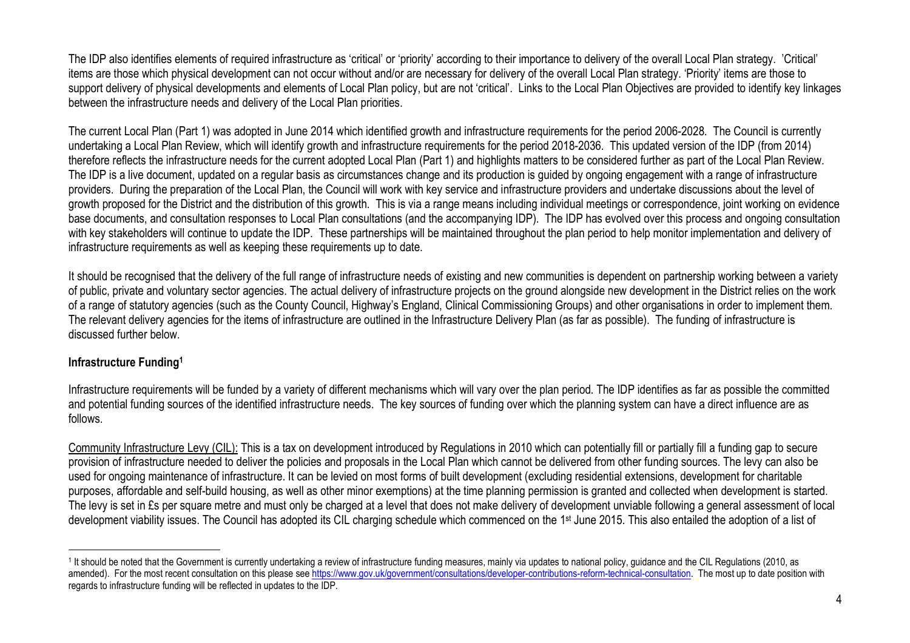The IDP also identifies elements of required infrastructure as 'critical' or 'priority' according to their importance to delivery of the overall Local Plan strategy. 'Critical' items are those which physical development can not occur without and/or are necessary for delivery of the overall Local Plan strategy. 'Priority' items are those to support delivery of physical developments and elements of Local Plan policy, but are not 'critical'. Links to the Local Plan Objectives are provided to identify key linkages between the infrastructure needs and delivery of the Local Plan priorities.

The current Local Plan (Part 1) was adopted in June 2014 which identified growth and infrastructure requirements for the period 2006-2028. The Council is currently undertaking a Local Plan Review, which will identify growth and infrastructure requirements for the period 2018-2036. This updated version of the IDP (from 2014) therefore reflects the infrastructure needs for the current adopted Local Plan (Part 1) and highlights matters to be considered further as part of the Local Plan Review. The IDP is a live document, updated on a regular basis as circumstances change and its production is guided by ongoing engagement with a range of infrastructure providers. During the preparation of the Local Plan, the Council will work with key service and infrastructure providers and undertake discussions about the level of growth proposed for the District and the distribution of this growth. This is via a range means including individual meetings or correspondence, joint working on evidence base documents, and consultation responses to Local Plan consultations (and the accompanying IDP). The IDP has evolved over this process and ongoing consultation with key stakeholders will continue to update the IDP. These partnerships will be maintained throughout the plan period to help monitor implementation and delivery of infrastructure requirements as well as keeping these requirements up to date.

It should be recognised that the delivery of the full range of infrastructure needs of existing and new communities is dependent on partnership working between a variety of public, private and voluntary sector agencies. The actual delivery of infrastructure projects on the ground alongside new development in the District relies on the work of a range of statutory agencies (such as the County Council, Highway's England, Clinical Commissioning Groups) and other organisations in order to implement them. The relevant delivery agencies for the items of infrastructure are outlined in the Infrastructure Delivery Plan (as far as possible). The funding of infrastructure is discussed further below.

**Infrastructure Funding**[1]

Infrastructure requirements will be funded by a variety of different mechanisms which will vary over the plan period. The IDP identifies as far as possible the committed and potential funding sources of the identified infrastructure needs. The key sources of funding over which the planning system can have a direct influence are as follows.

Community Infrastructure Levy (CIL): This is a tax on development introduced by Regulations in 2010 which can potentially fill or partially fill a funding gap to secure provision of infrastructure needed to deliver the policies and proposals in the Local Plan which cannot be delivered from other funding sources. The levy can also be used for ongoing maintenance of infrastructure. It can be levied on most forms of built development (excluding residential extensions, development for charitable purposes, affordable and self-build housing, as well as other minor exemptions) at the time planning permission is granted and collected when development is started. The levy is set in £s per square metre and must only be charged at a level that does not make delivery of development unviable following a general assessment of local development viability issues. The Council has adopted its CIL charging schedule which commenced on the 1st June 2015. This also entailed the adoption of a list of

[1] It should be noted that the Government is currently undertaking a review of infrastructure funding measures, mainly via updates to national policy, guidance and the CIL Regulations (2010, as amended). For the most recent consultation on this please see https://www.gov.uk/government/consultations/developer-contributions-reform-technical-consultation. The most up to date position with regards to infrastructure funding will be reflected in updates to the IDP.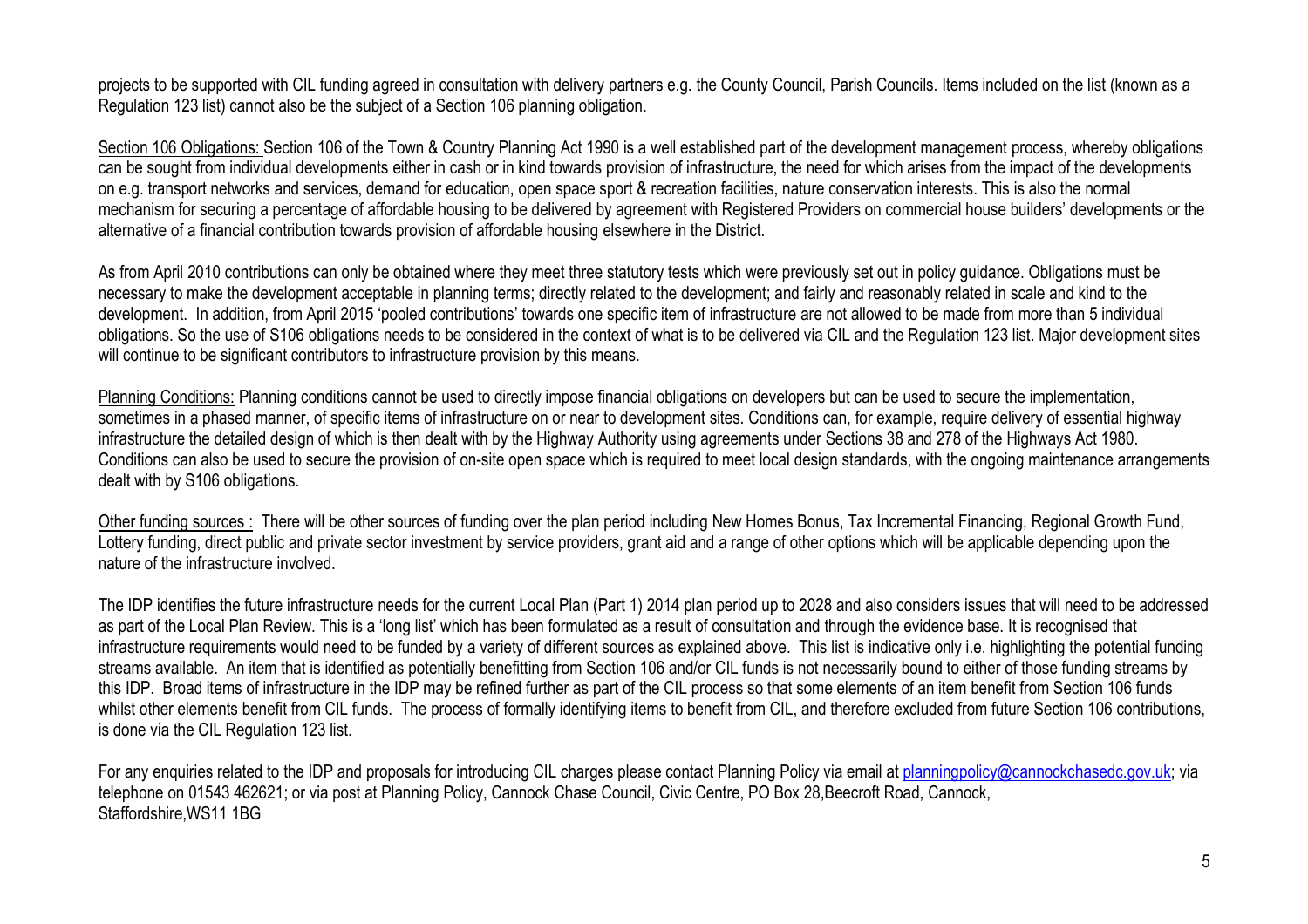projects to be supported with CIL funding agreed in consultation with delivery partners e.g. the County Council, Parish Councils. Items included on the list (known as a Regulation 123 list) cannot also be the subject of a Section 106 planning obligation.

Section 106 Obligations: Section 106 of the Town & Country Planning Act 1990 is a well established part of the development management process, whereby obligations can be sought from individual developments either in cash or in kind towards provision of infrastructure, the need for which arises from the impact of the developments on e.g. transport networks and services, demand for education, open space sport & recreation facilities, nature conservation interests. This is also the normal mechanism for securing a percentage of affordable housing to be delivered by agreement with Registered Providers on commercial house builders' developments or the alternative of a financial contribution towards provision of affordable housing elsewhere in the District.

As from April 2010 contributions can only be obtained where they meet three statutory tests which were previously set out in policy guidance. Obligations must be necessary to make the development acceptable in planning terms; directly related to the development; and fairly and reasonably related in scale and kind to the development. In addition, from April 2015 'pooled contributions' towards one specific item of infrastructure are not allowed to be made from more than 5 individual obligations. So the use of S106 obligations needs to be considered in the context of what is to be delivered via CIL and the Regulation 123 list. Major development sites will continue to be significant contributors to infrastructure provision by this means.

Planning Conditions: Planning conditions cannot be used to directly impose financial obligations on developers but can be used to secure the implementation, sometimes in a phased manner, of specific items of infrastructure on or near to development sites. Conditions can, for example, require delivery of essential highway infrastructure the detailed design of which is then dealt with by the Highway Authority using agreements under Sections 38 and 278 of the Highways Act 1980. Conditions can also be used to secure the provision of on-site open space which is required to meet local design standards, with the ongoing maintenance arrangements dealt with by S106 obligations.

Other funding sources : There will be other sources of funding over the plan period including New Homes Bonus, Tax Incremental Financing, Regional Growth Fund, Lottery funding, direct public and private sector investment by service providers, grant aid and a range of other options which will be applicable depending upon the nature of the infrastructure involved.

The IDP identifies the future infrastructure needs for the current Local Plan (Part 1) 2014 plan period up to 2028 and also considers issues that will need to be addressed as part of the Local Plan Review. This is a 'long list' which has been formulated as a result of consultation and through the evidence base. It is recognised that infrastructure requirements would need to be funded by a variety of different sources as explained above. This list is indicative only i.e. highlighting the potential funding streams available. An item that is identified as potentially benefitting from Section 106 and/or CIL funds is not necessarily bound to either of those funding streams by this IDP. Broad items of infrastructure in the IDP may be refined further as part of the CIL process so that some elements of an item benefit from Section 106 funds whilst other elements benefit from CIL funds. The process of formally identifying items to benefit from CIL, and therefore excluded from future Section 106 contributions, is done via the CIL Regulation 123 list.

For any enquiries related to the IDP and proposals for introducing CIL charges please contact Planning Policy via email at planningpolicy@cannockchasedc.gov.uk; via telephone on 01543 462621; or via post at Planning Policy, Cannock Chase Council, Civic Centre, PO Box 28,Beecroft Road, Cannock, Staffordshire,WS11 1BG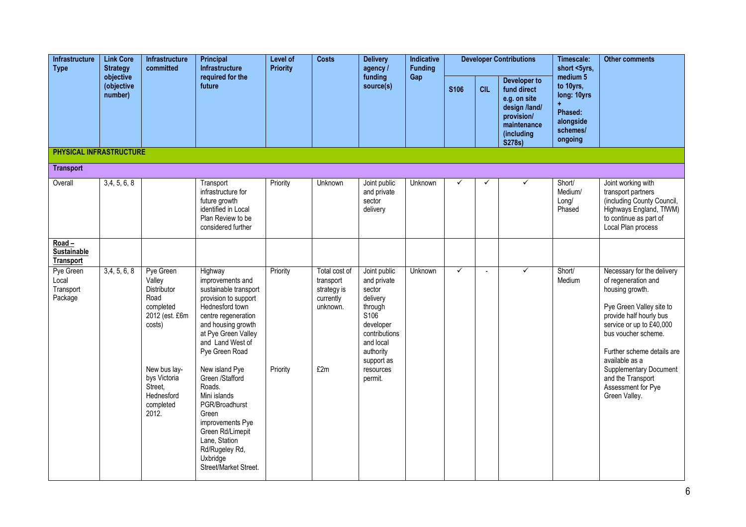| Infrastructure Type | Link Core Strategy objective (objective number) | Infrastructure committed | Principal Infrastructure required for the future | Level of Priority | Costs | Delivery agency / funding source(s) | Indicative Funding Gap | Developer Contributions | | | Timescale: short <5yrs, medium 5 to 10yrs, long: 10yrs + Phased: alongside schemes/ ongoing | Other comments |
|---|---|---|---|---|---|---|---|---|---|---|---|---|
| | | | | | | | | S106 | CIL | Developer to fund direct e.g. on site design /land/ provision/ maintenance (including S278s) | | |
| **PHYSICAL INFRASTRUCTURE** | | | | | | | | | | | | |
| **Transport** | | | | | | | | | | | | |
| Overall | 3,4, 5, 6, 8 | | Transport infrastructure for future growth identified in Local Plan Review to be considered further | Priority | Unknown | Joint public and private sector delivery | Unknown | ✓ | ✓ | ✓ | Short/ Medium/ Long/ Phased | Joint working with transport partners (including County Council, Highways England, TfWM) to continue as part of Local Plan process |
| **Road – Sustainable Transport** | | | | | | | | | | | | |
| Pye Green Local Transport Package | 3,4, 5, 6, 8 | Pye Green Valley Distributor Road completed 2012 (est. £6m costs)<br><br>New bus lay-bys Victoria Street, Hednesford completed 2012. | Highway improvements and sustainable transport provision to support Hednesford town centre regeneration and housing growth at Pye Green Valley and Land West of Pye Green Road<br><br>New island Pye Green /Stafford Roads.<br>Mini islands PGR/Broadhurst Green<br>improvements Pye Green Rd/Limepit Lane, Station Rd/Rugeley Rd, Uxbridge Street/Market Street. | Priority<br><br>Priority | Total cost of transport strategy is currently unknown.<br><br>£2m | Joint public and private sector delivery through S106 developer contributions and local authority support as resources permit. | Unknown | ✓ | - | ✓ | Short/ Medium | Necessary for the delivery of regeneration and housing growth.<br><br>Pye Green Valley site to provide half hourly bus service or up to £40,000 bus voucher scheme.<br><br>Further scheme details are available as a Supplementary Document and the Transport Assessment for Pye Green Valley. |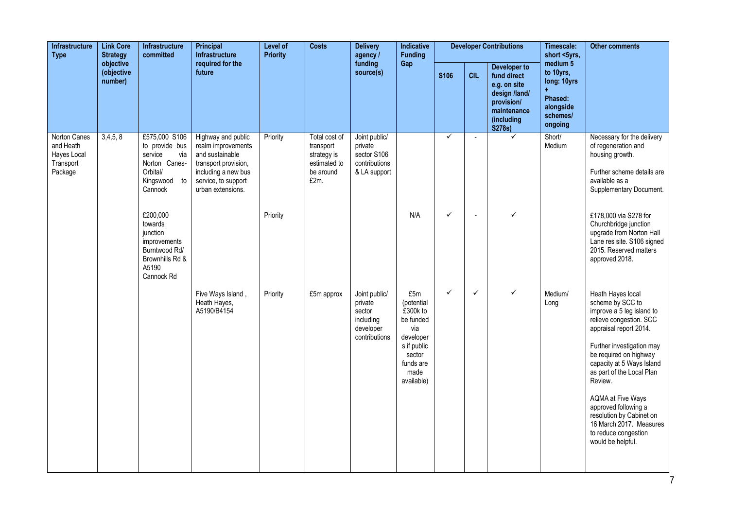| Infrastructure Type | Link Core Strategy objective (objective number) | Infrastructure committed | Principal Infrastructure required for the future | Level of Priority | Costs | Delivery agency / funding source(s) | Indicative Funding Gap | Developer Contributions | | | Timescale: short <5yrs, medium 5 to 10yrs, long: 10yrs + Phased: alongside schemes/ ongoing | Other comments |
|---|---|---|---|---|---|---|---|---|---|---|---|---|
| | | | | | | | | S106 | CIL | Developer to fund direct e.g. on site design /land/ provision/ maintenance (including S278s) | | |
| Norton Canes and Heath Hayes Local Transport Package | 3,4,5, 8 | £575,000 S106 to provide bus service via Norton Canes-Orbital/ Kingswood to Cannock | Highway and public realm improvements and sustainable transport provision, including a new bus service, to support urban extensions. | Priority | Total cost of transport strategy is estimated to be around £2m. | Joint public/ private sector S106 contributions & LA support | | ✓ | - | ✓ | Short/ Medium | Necessary for the delivery of regeneration and housing growth. Further scheme details are available as a Supplementary Document. |
| | | £200,000 towards junction improvements Burntwood Rd/ Brownhills Rd & A5190 Cannock Rd | | Priority | | | N/A | ✓ | - | ✓ | | £178,000 via S278 for Churchbridge junction upgrade from Norton Hall Lane res site. S106 signed 2015. Reserved matters approved 2018. |
| | | | Five Ways Island , Heath Hayes, A5190/B4154 | Priority | £5m approx | Joint public/ private sector including developer contributions | £5m (potential £300k to be funded via developers if public sector funds are made available) | ✓ | ✓ | ✓ | Medium/ Long | Heath Hayes local scheme by SCC to improve a 5 leg island to relieve congestion. SCC appraisal report 2014. Further investigation may be required on highway capacity at 5 Ways Island as part of the Local Plan Review. AQMA at Five Ways approved following a resolution by Cabinet on 16 March 2017. Measures to reduce congestion would be helpful. |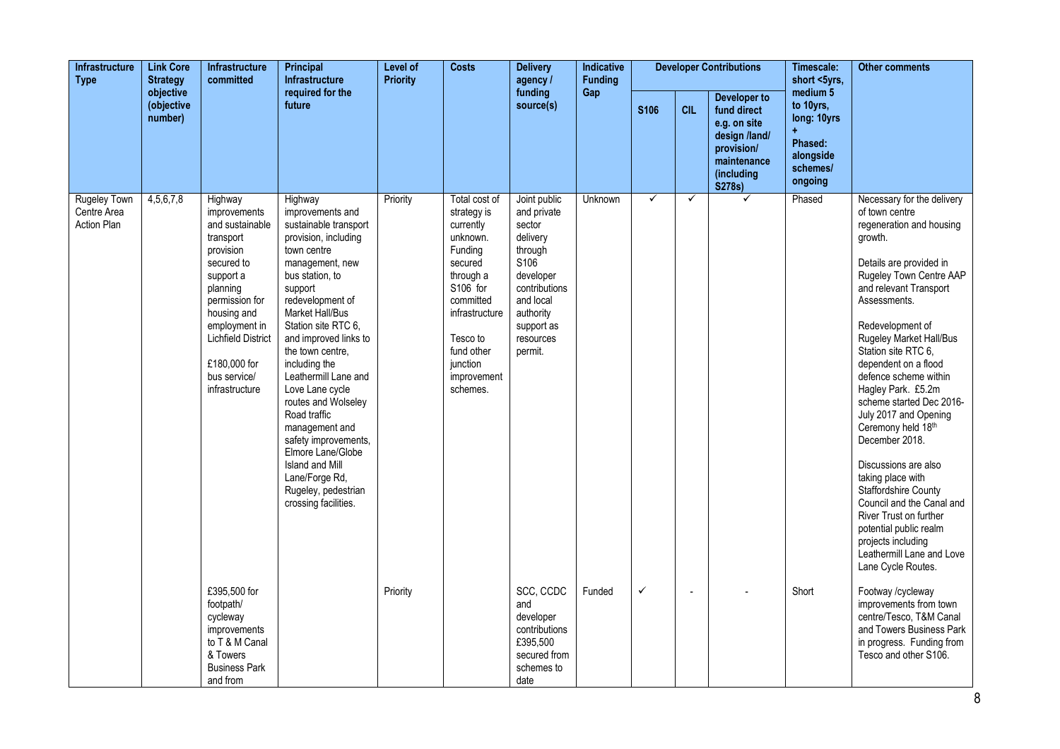| Infrastructure Type | Link Core Strategy objective (objective number) | Infrastructure committed | Principal Infrastructure required for the future | Level of Priority | Costs | Delivery agency / funding source(s) | Indicative Funding Gap | Developer Contributions | | | Timescale: short <5yrs, medium 5 to 10yrs, long: 10yrs + Phased: alongside schemes/ ongoing | Other comments |
|---|---|---|---|---|---|---|---|---|---|---|---|---|
| | | | | | | | | S106 | CIL | Developer to fund direct e.g. on site design /land/ provision/ maintenance (including S278s) | | |
| Rugeley Town Centre Area Action Plan | 4,5,6,7,8 | Highway improvements and sustainable transport provision secured to support a planning permission for housing and employment in Lichfield District<br><br>£180,000 for bus service/ infrastructure | Highway improvements and sustainable transport provision, including town centre management, new bus station, to support redevelopment of Market Hall/Bus Station site RTC 6, and improved links to the town centre, including the Leathermill Lane and Love Lane cycle routes and Wolseley Road traffic management and safety improvements, Elmore Lane/Globe Island and Mill Lane/Forge Rd, Rugeley, pedestrian crossing facilities. | Priority | Total cost of strategy is currently unknown. Funding secured through a S106 for committed infrastructure<br><br>Tesco to fund other junction improvement schemes. | Joint public and private sector delivery through S106 developer contributions and local authority support as resources permit. | Unknown | ✓ | ✓ | ✓ | Phased | Necessary for the delivery of town centre regeneration and housing growth.<br><br>Details are provided in Rugeley Town Centre AAP and relevant Transport Assessments.<br><br>Redevelopment of Rugeley Market Hall/Bus Station site RTC 6, dependent on a flood defence scheme within Hagley Park. £5.2m scheme started Dec 2016-July 2017 and Opening Ceremony held 18th December 2018.<br><br>Discussions are also taking place with Staffordshire County Council and the Canal and River Trust on further potential public realm projects including Leathermill Lane and Love Lane Cycle Routes. |
| | | £395,500 for footpath/ cycleway improvements to T & M Canal & Towers Business Park and from | | Priority | | SCC, CCDC and developer contributions £395,500 secured from schemes to date | Funded | ✓ | - | - | Short | Footway /cycleway improvements from town centre/Tesco, T&M Canal and Towers Business Park in progress. Funding from Tesco and other S106. |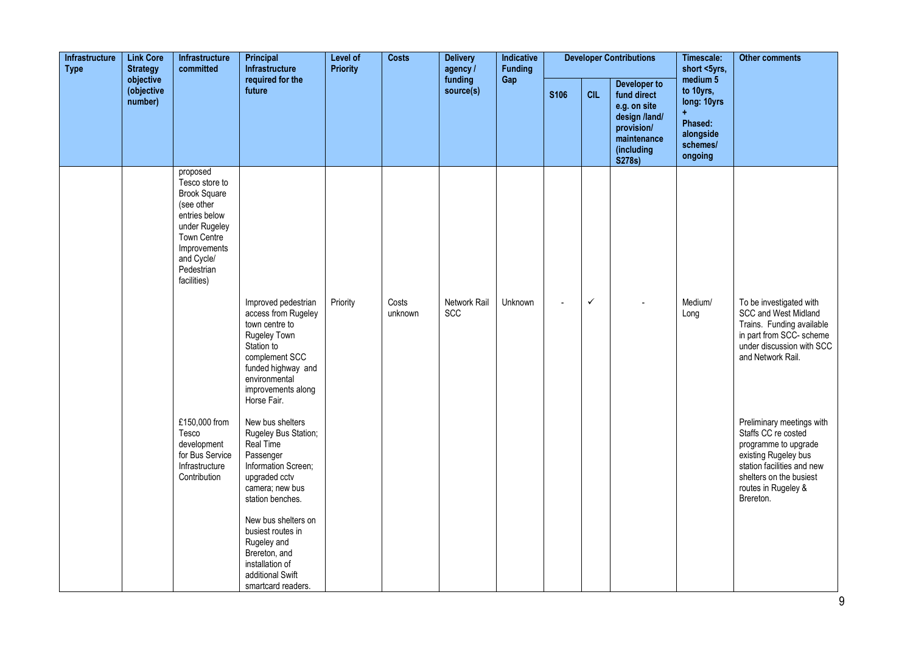| Infrastructure Type | Link Core Strategy objective (objective number) | Infrastructure committed | Principal Infrastructure required for the future | Level of Priority | Costs | Delivery agency / funding source(s) | Indicative Funding Gap | Developer Contributions | | | Timescale: short <5yrs, medium 5 to 10yrs, long: 10yrs + Phased: alongside schemes/ ongoing | Other comments |
|---|---|---|---|---|---|---|---|---|---|---|---|---|
| | | | | | | | | S106 | CIL | Developer to fund direct e.g. on site design /land/ provision/ maintenance (including S278s) | | |
| | | proposed Tesco store to Brook Square (see other entries below under Rugeley Town Centre Improvements and Cycle/ Pedestrian facilities) | | | | | | | | | | |
| | | | Improved pedestrian access from Rugeley town centre to Rugeley Town Station to complement SCC funded highway and environmental improvements along Horse Fair. | Priority | Costs unknown | Network Rail SCC | Unknown | - | ✓ | - | Medium/ Long | To be investigated with SCC and West Midland Trains. Funding available in part from SCC- scheme under discussion with SCC and Network Rail. |
| | | £150,000 from Tesco development for Bus Service Infrastructure Contribution | New bus shelters Rugeley Bus Station; Real Time Passenger Information Screen; upgraded cctv camera; new bus station benches.<br><br>New bus shelters on busiest routes in Rugeley and Brereton, and installation of additional Swift smartcard readers. | | | | | | | | | Preliminary meetings with Staffs CC re costed programme to upgrade existing Rugeley bus station facilities and new shelters on the busiest routes in Rugeley & Brereton. |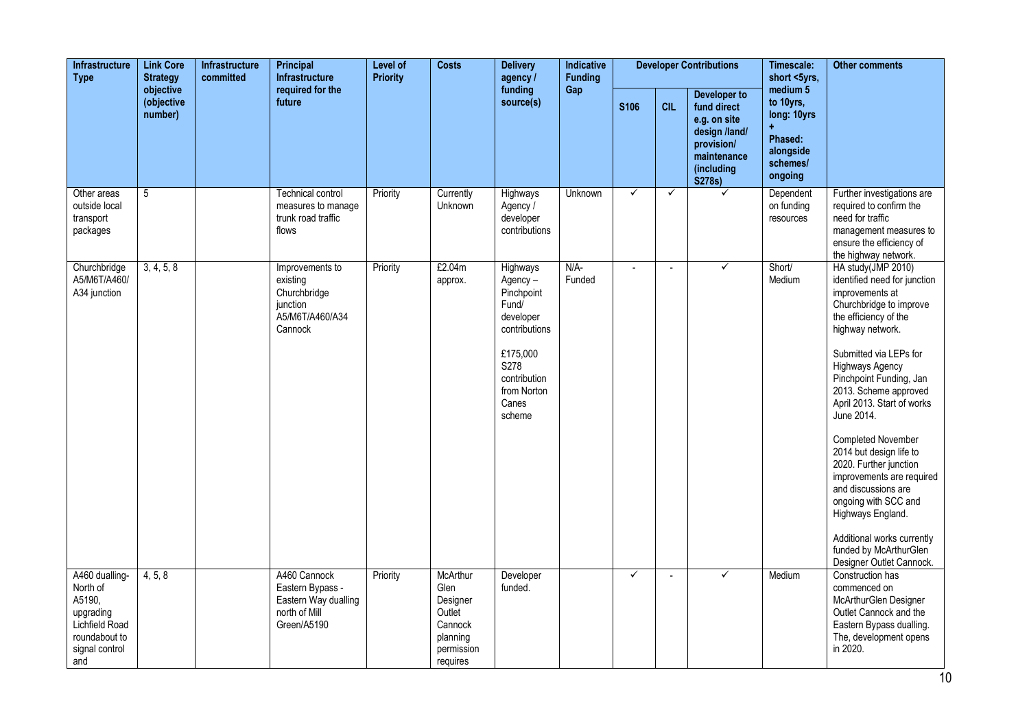| Infrastructure Type | Link Core Strategy objective (objective number) | Infrastructure committed | Principal Infrastructure required for the future | Level of Priority | Costs | Delivery agency / funding source(s) | Indicative Funding Gap | Developer Contributions | | | Timescale: short <5yrs, medium 5 to 10yrs, long: 10yrs + Phased: alongside schemes/ ongoing | Other comments |
|---|---|---|---|---|---|---|---|---|---|---|---|---|
| | | | | | | | | S106 | CIL | Developer to fund direct e.g. on site design /land/ provision/ maintenance (including S278s) | | |
| Other areas outside local transport packages | 5 | | Technical control measures to manage trunk road traffic flows | Priority | Currently Unknown | Highways Agency / developer contributions | Unknown | ✓ | ✓ | ✓ | Dependent on funding resources | Further investigations are required to confirm the need for traffic management measures to ensure the efficiency of the highway network. |
| Churchbridge A5/M6T/A460/ A34 junction | 3, 4, 5, 8 | | Improvements to existing Churchbridge junction A5/M6T/A460/A34 Cannock | Priority | £2.04m approx. | Highways Agency – Pinchpoint Fund/ developer contributions<br><br>£175,000 S278 contribution from Norton Canes scheme | N/A- Funded | - | - | ✓ | Short/ Medium | HA study(JMP 2010) identified need for junction improvements at Churchbridge to improve the efficiency of the highway network.<br><br>Submitted via LEPs for Highways Agency Pinchpoint Funding, Jan 2013. Scheme approved April 2013. Start of works June 2014.<br><br>Completed November 2014 but design life to 2020. Further junction improvements are required and discussions are ongoing with SCC and Highways England.<br><br>Additional works currently funded by McArthurGlen Designer Outlet Cannock. |
| A460 dualling- North of A5190, upgrading Lichfield Road roundabout to signal control and | 4, 5, 8 | | A460 Cannock Eastern Bypass - Eastern Way dualling north of Mill Green/A5190 | Priority | McArthur Glen Designer Outlet Cannock planning permission requires | Developer funded. | | ✓ | - | ✓ | Medium | Construction has commenced on McArthurGlen Designer Outlet Cannock and the Eastern Bypass dualling. The, development opens in 2020. |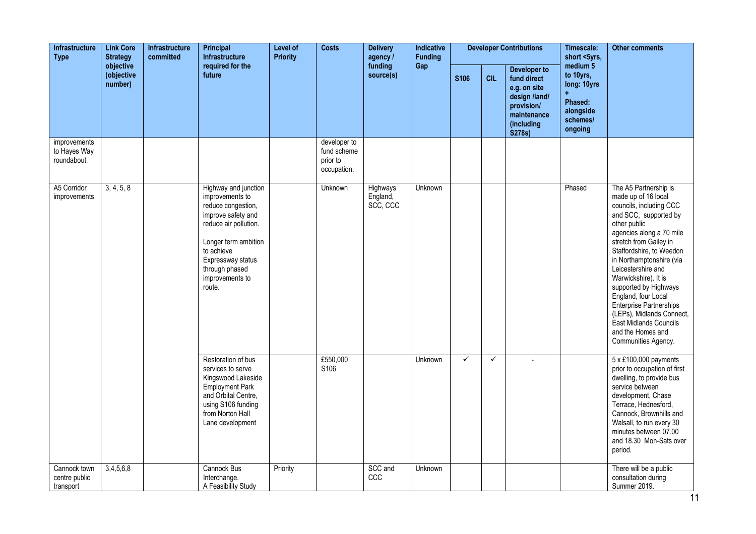| Infrastructure Type | Link Core Strategy objective (objective number) | Infrastructure committed | Principal Infrastructure required for the future | Level of Priority | Costs | Delivery agency / funding source(s) | Indicative Funding Gap | Developer Contributions | | | Timescale: short <5yrs, medium 5 to 10yrs, long: 10yrs + Phased: alongside schemes/ ongoing | Other comments |
|---|---|---|---|---|---|---|---|---|---|---|---|---|
| | | | | | | | | S106 | CIL | Developer to fund direct e.g. on site design /land/ provision/ maintenance (including S278s) | | |
| improvements to Hayes Way roundabout. | | | | | developer to fund scheme prior to occupation. | | | | | | | |
| A5 Corridor improvements | 3, 4, 5, 8 | | Highway and junction improvements to reduce congestion, improve safety and reduce air pollution. Longer term ambition to achieve Expressway status through phased improvements to route. | | Unknown | Highways England, SCC, CCC | Unknown | | | | Phased | The A5 Partnership is made up of 16 local councils, including CCC and SCC, supported by other public agencies along a 70 mile stretch from Gailey in Staffordshire, to Weedon in Northamptonshire (via Leicestershire and Warwickshire). It is supported by Highways England, four Local Enterprise Partnerships (LEPs), Midlands Connect, East Midlands Councils and the Homes and Communities Agency. |
| | | | Restoration of bus services to serve Kingswood Lakeside Employment Park and Orbital Centre, using S106 funding from Norton Hall Lane development | | £550,000 S106 | | Unknown | ✓ | ✓ | - | | 5 x £100,000 payments prior to occupation of first dwelling, to provide bus service between development, Chase Terrace, Hednesford, Cannock, Brownhills and Walsall, to run every 30 minutes between 07.00 and 18.30 Mon-Sats over period. |
| Cannock town centre public transport | 3,4,5,6,8 | | Cannock Bus Interchange. A Feasibility Study | Priority | | SCC and CCC | Unknown | | | | | There will be a public consultation during Summer 2019. |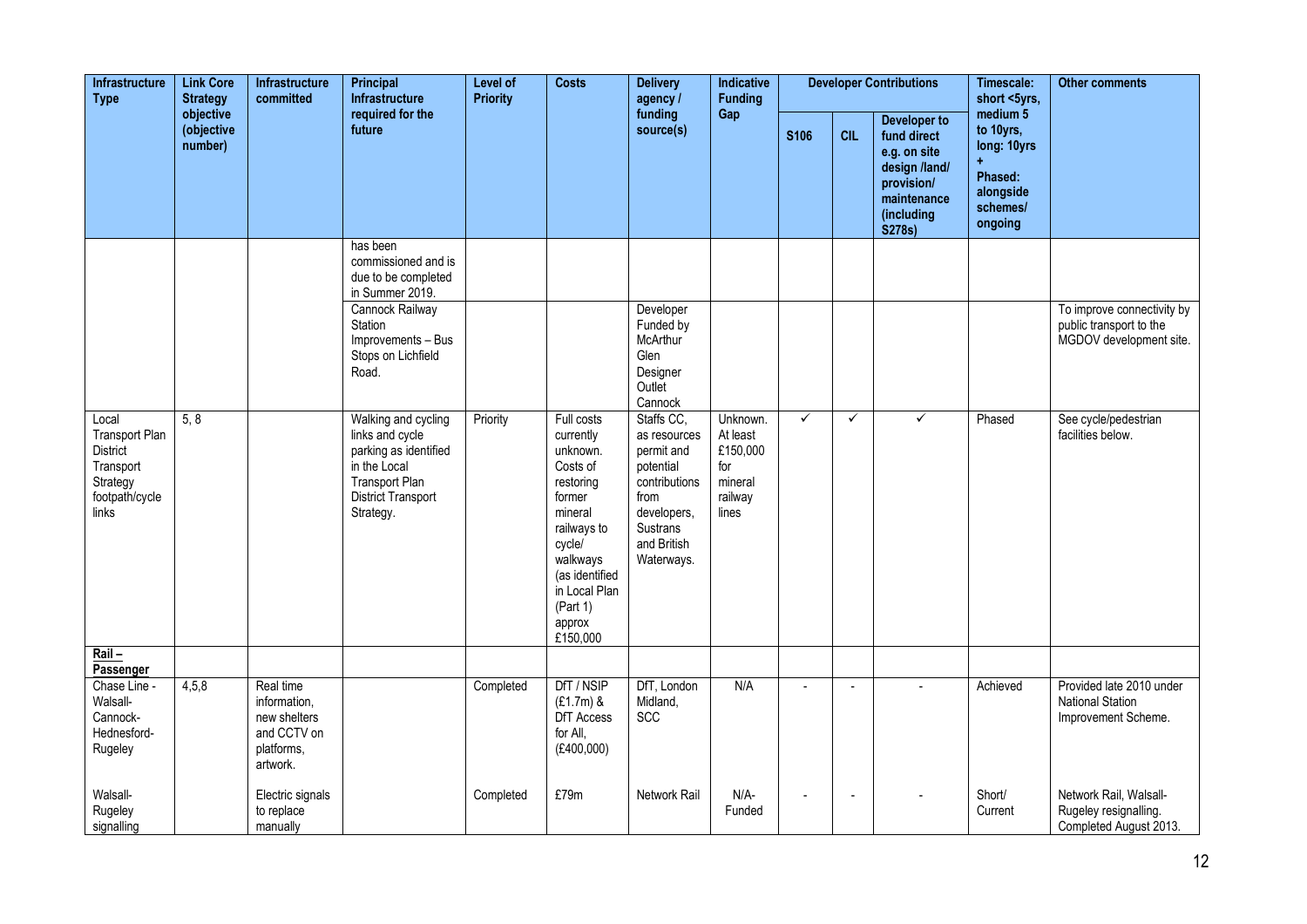| Infrastructure Type | Link Core Strategy objective (objective number) | Infrastructure committed | Principal Infrastructure required for the future | Level of Priority | Costs | Delivery agency / funding source(s) | Indicative Funding Gap | Developer Contributions | | | Timescale: short <5yrs, medium 5 to 10yrs, long: 10yrs + Phased: alongside schemes/ ongoing | Other comments |
|---|---|---|---|---|---|---|---|---|---|---|---|---|
| | | | | | | | | S106 | CIL | Developer to fund direct e.g. on site design /land/ provision/ maintenance (including S278s) | | |
| | | | has been commissioned and is due to be completed in Summer 2019. | | | | | | | | | |
| | | | Cannock Railway Station Improvements – Bus Stops on Lichfield Road. | | | Developer Funded by McArthur Glen Designer Outlet Cannock | | | | | | To improve connectivity by public transport to the MGDOV development site. |
| Local Transport Plan District Transport Strategy footpath/cycle links | 5, 8 | | Walking and cycling links and cycle parking as identified in the Local Transport Plan District Transport Strategy. | Priority | Full costs currently unknown. Costs of restoring former mineral railways to cycle/ walkways (as identified in Local Plan (Part 1) approx £150,000 | Staffs CC, as resources permit and potential contributions from developers, Sustrans and British Waterways. | Unknown. At least £150,000 for mineral railway lines | ✓ | ✓ | ✓ | Phased | See cycle/pedestrian facilities below. |
| **Rail – Passenger** | | | | | | | | | | | | |
| Chase Line - Walsall-Cannock-Hednesford-Rugeley | 4,5,8 | Real time information, new shelters and CCTV on platforms, artwork. | | Completed | DfT / NSIP (£1.7m) & DfT Access for All, (£400,000) | DfT, London Midland, SCC | N/A | - | - | - | Achieved | Provided late 2010 under National Station Improvement Scheme. |
| Walsall-Rugeley signalling | | Electric signals to replace manually | | Completed | £79m | Network Rail | N/A- Funded | - | - | - | Short/ Current | Network Rail, Walsall-Rugeley resignalling. Completed August 2013. |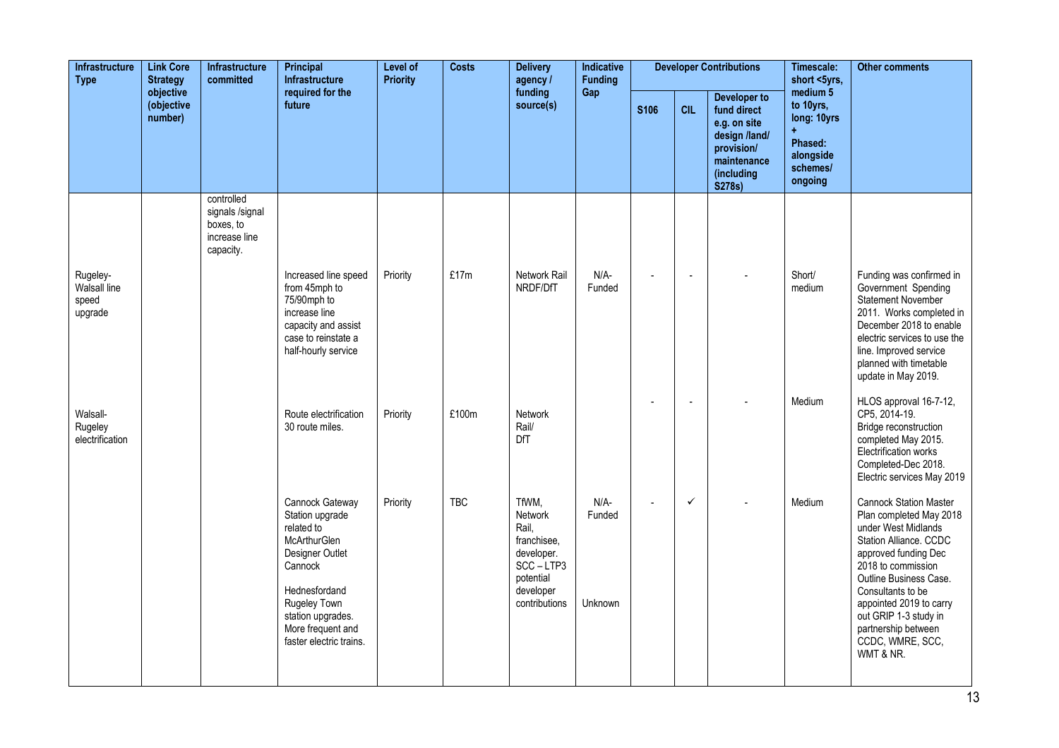| Infrastructure Type | Link Core Strategy objective (objective number) | Infrastructure committed | Principal Infrastructure required for the future | Level of Priority | Costs | Delivery agency / funding source(s) | Indicative Funding Gap | Developer Contributions | | | Timescale: short <5yrs, medium 5 to 10yrs, long: 10yrs + Phased: alongside schemes/ ongoing | Other comments |
|---|---|---|---|---|---|---|---|---|---|---|---|---|
| | | | | | | | | S106 | CIL | Developer to fund direct e.g. on site design /land/ provision/ maintenance (including S278s) | | |
| | | controlled signals /signal boxes, to increase line capacity. | | | | | | | | | | |
| Rugeley-Walsall line speed upgrade | | | Increased line speed from 45mph to 75/90mph to increase line capacity and assist case to reinstate a half-hourly service | Priority | £17m | Network Rail NRDF/DfT | N/A-Funded | - | - | - | Short/ medium | Funding was confirmed in Government Spending Statement November 2011. Works completed in December 2018 to enable electric services to use the line. Improved service planned with timetable update in May 2019. |
| Walsall-Rugeley electrification | | | Route electrification 30 route miles. | Priority | £100m | Network Rail/ DfT | | - | - | - | Medium | HLOS approval 16-7-12, CP5, 2014-19. Bridge reconstruction completed May 2015. Electrification works Completed-Dec 2018. Electric services May 2019 |
| | | | Cannock Gateway Station upgrade related to McArthurGlen Designer Outlet Cannock<br><br>Hednesfordand Rugeley Town station upgrades. More frequent and faster electric trains. | Priority | TBC | TfWM, Network Rail, franchisee, developer. SCC – LTP3 potential developer contributions | N/A-Funded<br><br>Unknown | - | ✓ | - | Medium | Cannock Station Master Plan completed May 2018 under West Midlands Station Alliance. CCDC approved funding Dec 2018 to commission Outline Business Case. Consultants to be appointed 2019 to carry out GRIP 1-3 study in partnership between CCDC, WMRE, SCC, WMT & NR. |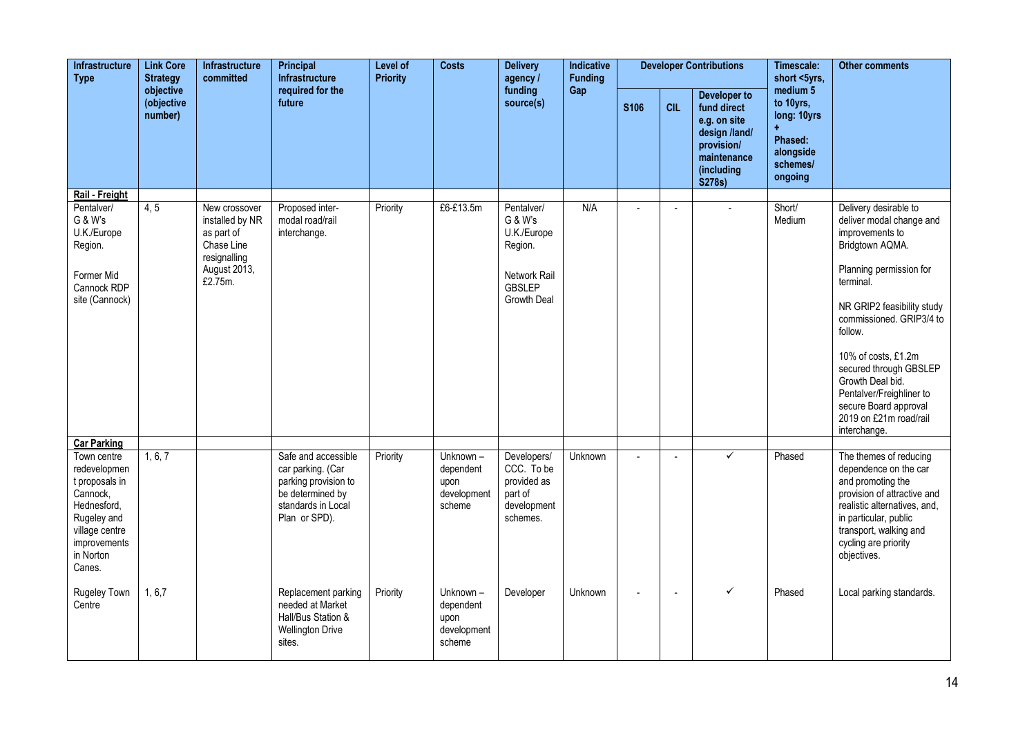| Infrastructure Type | Link Core Strategy objective (objective number) | Infrastructure committed | Principal Infrastructure required for the future | Level of Priority | Costs | Delivery agency / funding source(s) | Indicative Funding Gap | Developer Contributions | | | Timescale: short <5yrs, medium 5 to 10yrs, long: 10yrs + Phased: alongside schemes/ ongoing | Other comments |
|---|---|---|---|---|---|---|---|---|---|---|---|---|
| | | | | | | | | S106 | CIL | Developer to fund direct e.g. on site design /land/ provision/ maintenance (including S278s) | | |
| **Rail - Freight** | | | | | | | | | | | | |
| Pentalver/ G & W's U.K./Europe Region.<br><br>Former Mid Cannock RDP site (Cannock) | 4, 5 | New crossover installed by NR as part of Chase Line resignalling August 2013, £2.75m. | Proposed inter-modal road/rail interchange. | Priority | £6-£13.5m | Pentalver/ G & W's U.K./Europe Region.<br><br>Network Rail GBSLEP Growth Deal | N/A | - | - | - | Short/ Medium | Delivery desirable to deliver modal change and improvements to Bridgtown AQMA.<br><br>Planning permission for terminal.<br><br>NR GRIP2 feasibility study commissioned. GRIP3/4 to follow.<br><br>10% of costs, £1.2m secured through GBSLEP Growth Deal bid. Pentalver/Freighliner to secure Board approval 2019 on £21m road/rail interchange. |
| **Car Parking** | | | | | | | | | | | | |
| Town centre redevelopment proposals in Cannock, Hednesford, Rugeley and village centre improvements in Norton Canes. | 1, 6, 7 | | Safe and accessible car parking. (Car parking provision to be determined by standards in Local Plan or SPD). | Priority | Unknown – dependent upon development scheme | Developers/ CCC. To be provided as part of development schemes. | Unknown | - | - | ✓ | Phased | The themes of reducing dependence on the car and promoting the provision of attractive and realistic alternatives, and, in particular, public transport, walking and cycling are priority objectives. |
| Rugeley Town Centre | 1, 6,7 | | Replacement parking needed at Market Hall/Bus Station & Wellington Drive sites. | Priority | Unknown – dependent upon development scheme | Developer | Unknown | - | - | ✓ | Phased | Local parking standards. |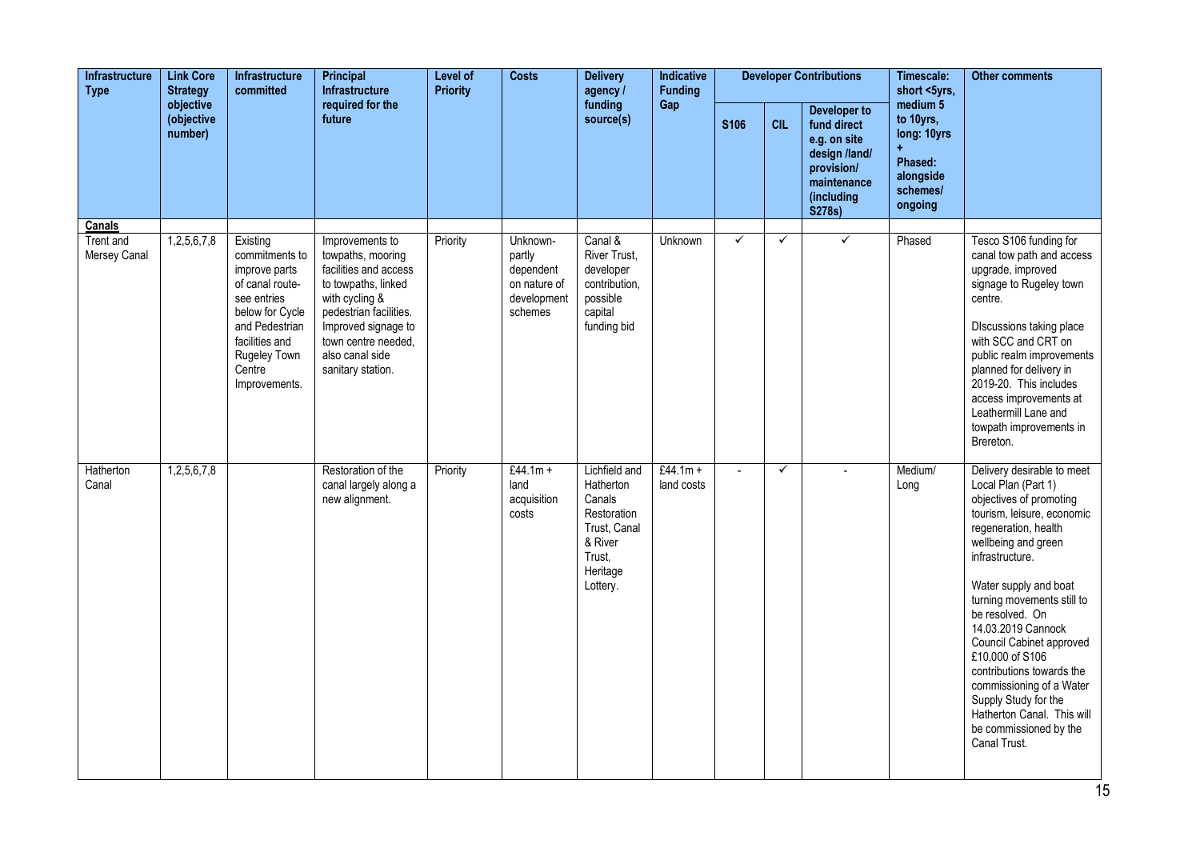| Infrastructure Type | Link Core Strategy objective (objective number) | Infrastructure committed | Principal Infrastructure required for the future | Level of Priority | Costs | Delivery agency / funding source(s) | Indicative Funding Gap | Developer Contributions | | | Timescale: short <5yrs, medium 5 to 10yrs, long: 10yrs + Phased: alongside schemes/ ongoing | Other comments |
|---|---|---|---|---|---|---|---|---|---|---|---|---|
| | | | | | | | | S106 | CIL | Developer to fund direct e.g. on site design /land/ provision/ maintenance (including S278s) | | |
| **Canals** | | | | | | | | | | | | |
| Trent and Mersey Canal | 1,2,5,6,7,8 | Existing commitments to improve parts of canal route- see entries below for Cycle and Pedestrian facilities and Rugeley Town Centre Improvements. | Improvements to towpaths, mooring facilities and access to towpaths, linked with cycling & pedestrian facilities. Improved signage to town centre needed, also canal side sanitary station. | Priority | Unknown- partly dependent on nature of development schemes | Canal & River Trust, developer contribution, possible capital funding bid | Unknown | ✓ | ✓ | ✓ | Phased | Tesco S106 funding for canal tow path and access upgrade, improved signage to Rugeley town centre.<br><br>DIscussions taking place with SCC and CRT on public realm improvements planned for delivery in 2019-20. This includes access improvements at Leathermill Lane and towpath improvements in Brereton. |
| Hatherton Canal | 1,2,5,6,7,8 | | Restoration of the canal largely along a new alignment. | Priority | £44.1m + land acquisition costs | Lichfield and Hatherton Canals Restoration Trust, Canal & River Trust, Heritage Lottery. | £44.1m + land costs | - | ✓ | - | Medium/ Long | Delivery desirable to meet Local Plan (Part 1) objectives of promoting tourism, leisure, economic regeneration, health wellbeing and green infrastructure.<br><br>Water supply and boat turning movements still to be resolved. On 14.03.2019 Cannock Council Cabinet approved £10,000 of S106 contributions towards the commissioning of a Water Supply Study for the Hatherton Canal. This will be commissioned by the Canal Trust. |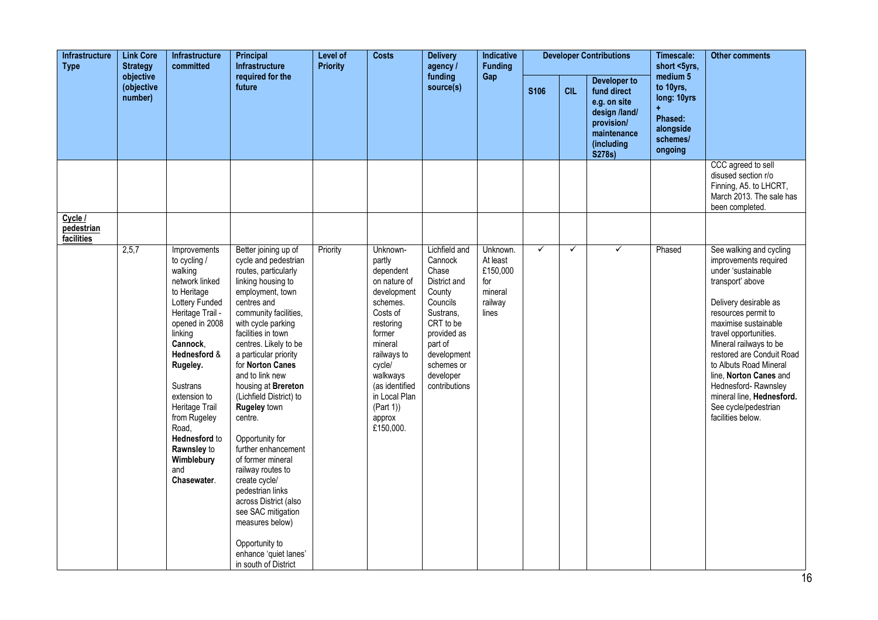| Infrastructure Type | Link Core Strategy objective (objective number) | Infrastructure committed | Principal Infrastructure required for the future | Level of Priority | Costs | Delivery agency / funding source(s) | Indicative Funding Gap | Developer Contributions | | | Timescale: short <5yrs, medium 5 to 10yrs, long: 10yrs + Phased: alongside schemes/ ongoing | Other comments |
|---|---|---|---|---|---|---|---|---|---|---|---|---|
| | | | | | | | | S106 | CIL | Developer to fund direct e.g. on site design /land/ provision/ maintenance (including S278s) | | |
| | | | | | | | | | | | | CCC agreed to sell disused section r/o Finning, A5. to LHCRT, March 2013. The sale has been completed. |
| Cycle / pedestrian facilities | | | | | | | | | | | | |
| | 2,5,7 | Improvements to cycling / walking network linked to Heritage Lottery Funded Heritage Trail - opened in 2008 linking **Cannock**, **Hednesford** & **Rugeley.**<br><br>Sustrans extension to Heritage Trail from Rugeley Road, **Hednesford** to **Rawnsley** to **Wimblebury** and **Chasewater**. | Better joining up of cycle and pedestrian routes, particularly linking housing to employment, town centres and community facilities, with cycle parking facilities in town centres. Likely to be a particular priority for **Norton Canes** and to link new housing at **Brereton** (Lichfield District) to **Rugeley** town centre.<br><br>Opportunity for further enhancement of former mineral railway routes to create cycle/ pedestrian links across District (also see SAC mitigation measures below)<br><br>Opportunity to enhance 'quiet lanes' in south of District | Priority | Unknown- partly dependent on nature of development schemes. Costs of restoring former mineral railways to cycle/ walkways (as identified in Local Plan (Part 1)) approx £150,000. | Lichfield and Cannock Chase District and County Councils Sustrans, CRT to be provided as part of development schemes or developer contributions | Unknown. At least £150,000 for mineral railway lines | ✓ | ✓ | ✓ | Phased | See walking and cycling improvements required under 'sustainable transport' above<br><br>Delivery desirable as resources permit to maximise sustainable travel opportunities. Mineral railways to be restored are Conduit Road to Albuts Road Mineral line, **Norton Canes** and Hednesford- Rawnsley mineral line, **Hednesford.** See cycle/pedestrian facilities below. |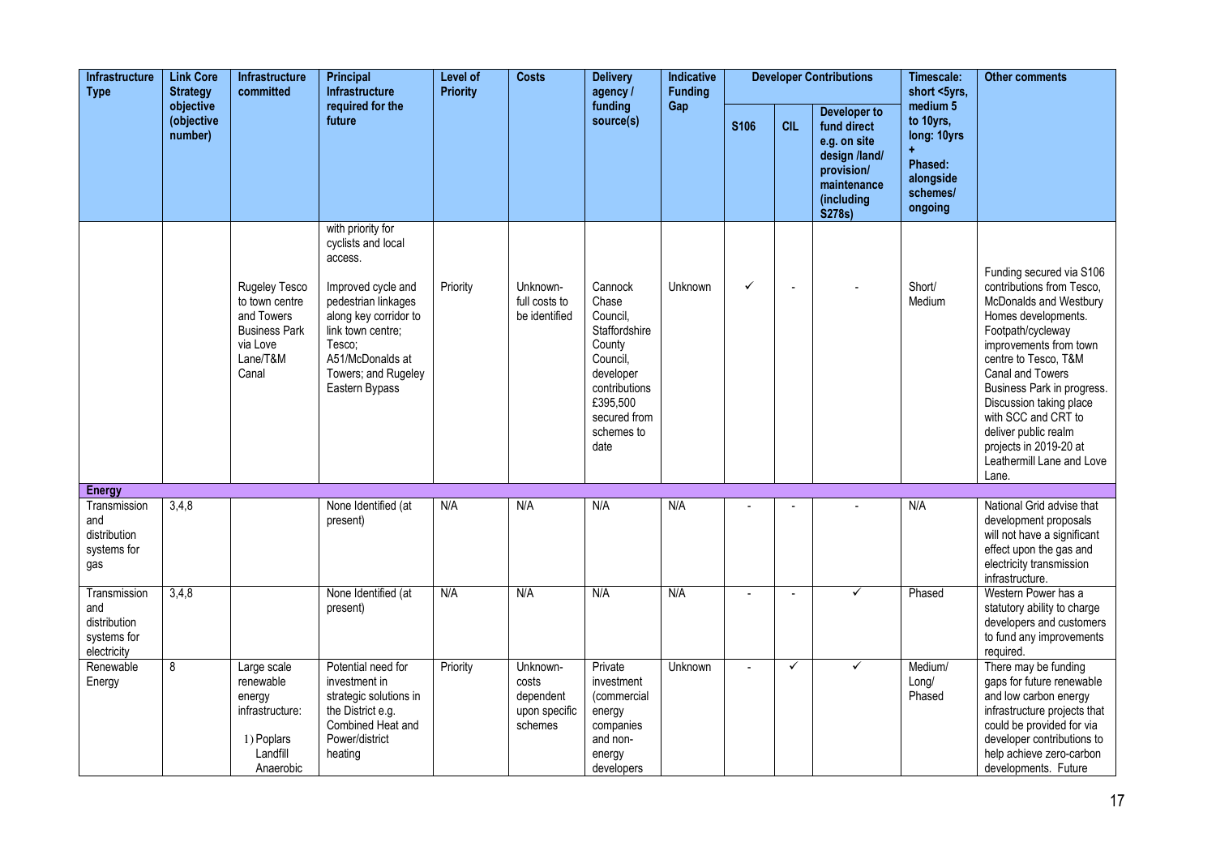| Infrastructure Type | Link Core Strategy objective (objective number) | Infrastructure committed | Principal Infrastructure required for the future | Level of Priority | Costs | Delivery agency / funding source(s) | Indicative Funding Gap | Developer Contributions | | | Timescale: short <5yrs, medium 5 to 10yrs, long: 10yrs + Phased: alongside schemes/ ongoing | Other comments |
|---|---|---|---|---|---|---|---|---|---|---|---|---|
| | | | | | | | | S106 | CIL | Developer to fund direct e.g. on site design /land/ provision/ maintenance (including S278s) | | |
| | | Rugeley Tesco to town centre and Towers Business Park via Love Lane/T&M Canal | with priority for cyclists and local access. Improved cycle and pedestrian linkages along key corridor to link town centre; Tesco; A51/McDonalds at Towers; and Rugeley Eastern Bypass | Priority | Unknown- full costs to be identified | Cannock Chase Council, Staffordshire County Council, developer contributions £395,500 secured from schemes to date | Unknown | ✓ | - | - | Short/ Medium | Funding secured via S106 contributions from Tesco, McDonalds and Westbury Homes developments. Footpath/cycleway improvements from town centre to Tesco, T&M Canal and Towers Business Park in progress. Discussion taking place with SCC and CRT to deliver public realm projects in 2019-20 at Leathermill Lane and Love Lane. |
| **Energy** | | | | | | | | | | | | |
| Transmission and distribution systems for gas | 3,4,8 | | None Identified (at present) | N/A | N/A | N/A | N/A | - | - | - | N/A | National Grid advise that development proposals will not have a significant effect upon the gas and electricity transmission infrastructure. |
| Transmission and distribution systems for electricity | 3,4,8 | | None Identified (at present) | N/A | N/A | N/A | N/A | - | - | ✓ | Phased | Western Power has a statutory ability to charge developers and customers to fund any improvements required. |
| Renewable Energy | 8 | Large scale renewable energy infrastructure: 1) Poplars Landfill Anaerobic | Potential need for investment in strategic solutions in the District e.g. Combined Heat and Power/district heating | Priority | Unknown- costs dependent upon specific schemes | Private investment (commercial energy companies and non-energy developers | Unknown | - | ✓ | ✓ | Medium/ Long/ Phased | There may be funding gaps for future renewable and low carbon energy infrastructure projects that could be provided for via developer contributions to help achieve zero-carbon developments. Future |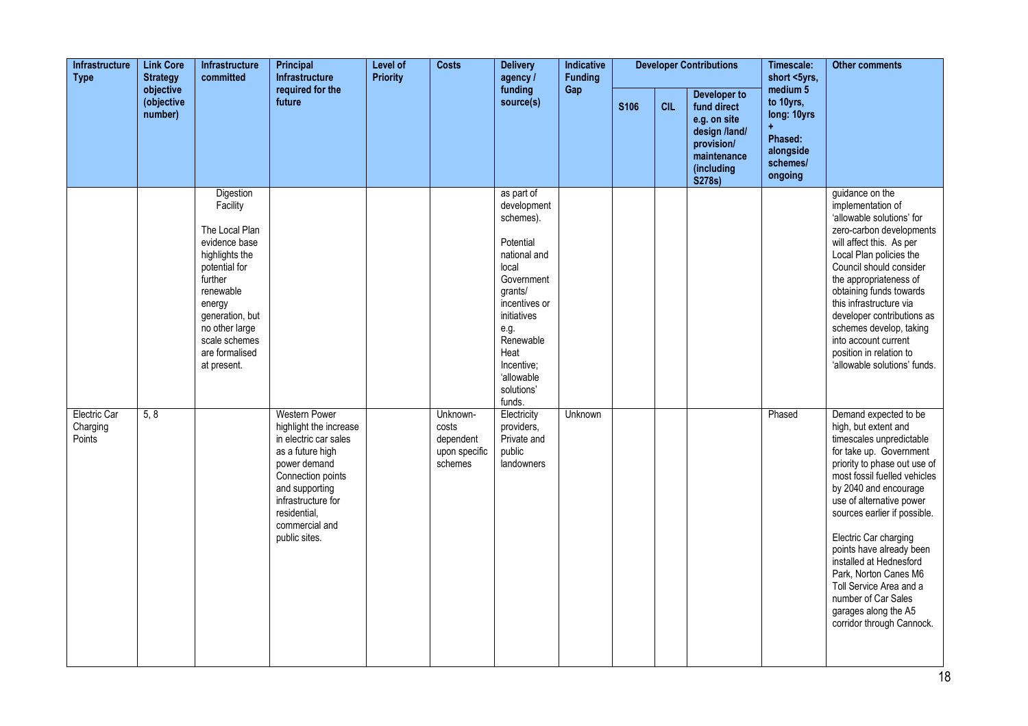| Infrastructure Type | Link Core Strategy objective (objective number) | Infrastructure committed | Principal Infrastructure required for the future | Level of Priority | Costs | Delivery agency / funding source(s) | Indicative Funding Gap | Developer Contributions | | | Timescale: short <5yrs, medium 5 to 10yrs, long: 10yrs + Phased: alongside schemes/ ongoing | Other comments |
|---|---|---|---|---|---|---|---|---|---|---|---|---|
| | | | | | | | | S106 | CIL | Developer to fund direct e.g. on site design /land/ provision/ maintenance (including S278s) | | |
| | | Digestion Facility<br><br>The Local Plan evidence base highlights the potential for further renewable energy generation, but no other large scale schemes are formalised at present. | | | | as part of development schemes).<br><br>Potential national and local Government grants/ incentives or initiatives e.g. Renewable Heat Incentive; 'allowable solutions' funds. | | | | | | guidance on the implementation of 'allowable solutions' for zero-carbon developments will affect this. As per Local Plan policies the Council should consider the appropriateness of obtaining funds towards this infrastructure via developer contributions as schemes develop, taking into account current position in relation to 'allowable solutions' funds. |
| Electric Car Charging Points | 5, 8 | | Western Power highlight the increase in electric car sales as a future high power demand Connection points and supporting infrastructure for residential, commercial and public sites. | | Unknown- costs dependent upon specific schemes | Electricity providers, Private and public landowners | Unknown | | | | Phased | Demand expected to be high, but extent and timescales unpredictable for take up. Government priority to phase out use of most fossil fuelled vehicles by 2040 and encourage use of alternative power sources earlier if possible.<br><br>Electric Car charging points have already been installed at Hednesford Park, Norton Canes M6 Toll Service Area and a number of Car Sales garages along the A5 corridor through Cannock. |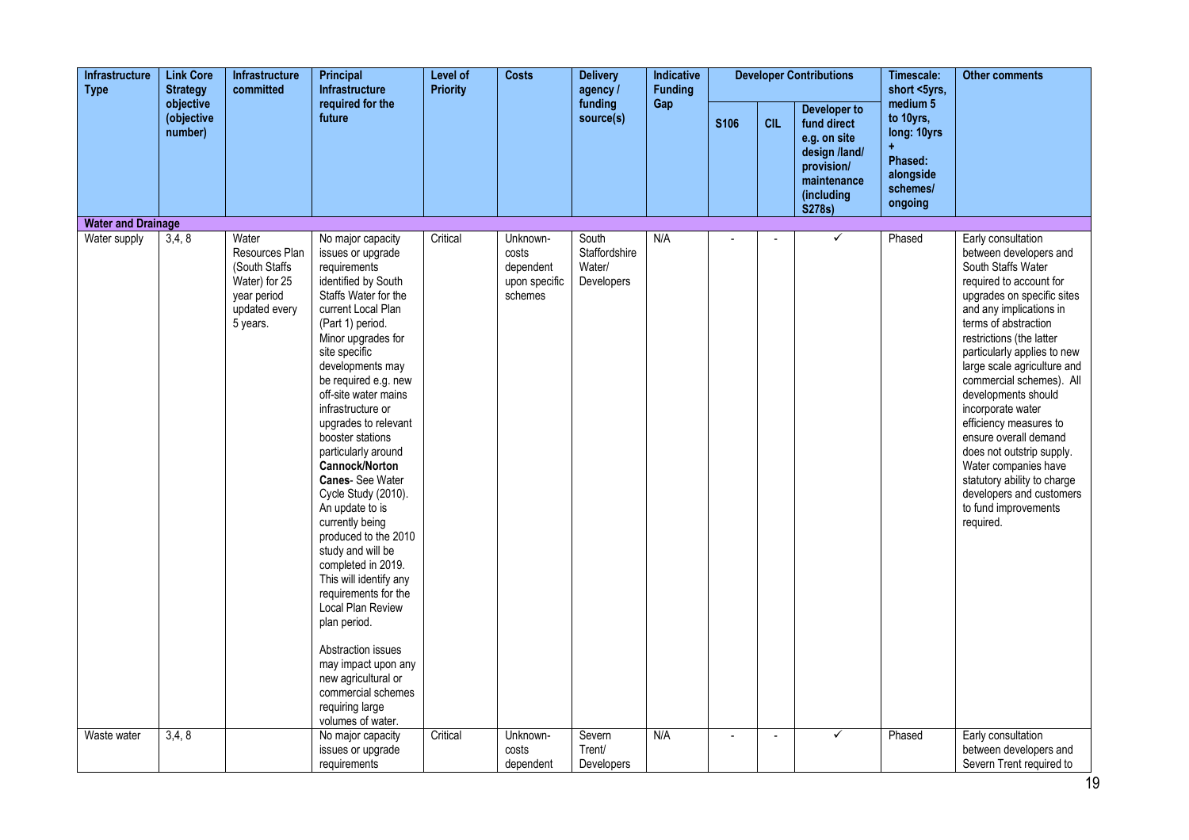| Infrastructure Type | Link Core Strategy objective (objective number) | Infrastructure committed | Principal Infrastructure required for the future | Level of Priority | Costs | Delivery agency / funding source(s) | Indicative Funding Gap | Developer Contributions | | | Timescale: short <5yrs, medium 5 to 10yrs, long: 10yrs + Phased: alongside schemes/ ongoing | Other comments |
|---|---|---|---|---|---|---|---|---|---|---|---|---|
| | | | | | | | | S106 | CIL | Developer to fund direct e.g. on site design /land/ provision/ maintenance (including S278s) | | |
| **Water and Drainage** | | | | | | | | | | | | |
| Water supply | 3,4, 8 | Water Resources Plan (South Staffs Water) for 25 year period updated every 5 years. | No major capacity issues or upgrade requirements identified by South Staffs Water for the current Local Plan (Part 1) period. Minor upgrades for site specific developments may be required e.g. new off-site water mains infrastructure or upgrades to relevant booster stations particularly around **Cannock/Norton Canes**- See Water Cycle Study (2010). An update to is currently being produced to the 2010 study and will be completed in 2019. This will identify any requirements for the Local Plan Review plan period. Abstraction issues may impact upon any new agricultural or commercial schemes requiring large volumes of water. | Critical | Unknown- costs dependent upon specific schemes | South Staffordshire Water/ Developers | N/A | - | - | ✓ | Phased | Early consultation between developers and South Staffs Water required to account for upgrades on specific sites and any implications in terms of abstraction restrictions (the latter particularly applies to new large scale agriculture and commercial schemes). All developments should incorporate water efficiency measures to ensure overall demand does not outstrip supply. Water companies have statutory ability to charge developers and customers to fund improvements required. |
| Waste water | 3,4, 8 | | No major capacity issues or upgrade requirements | Critical | Unknown- costs dependent | Severn Trent/ Developers | N/A | - | - | ✓ | Phased | Early consultation between developers and Severn Trent required to |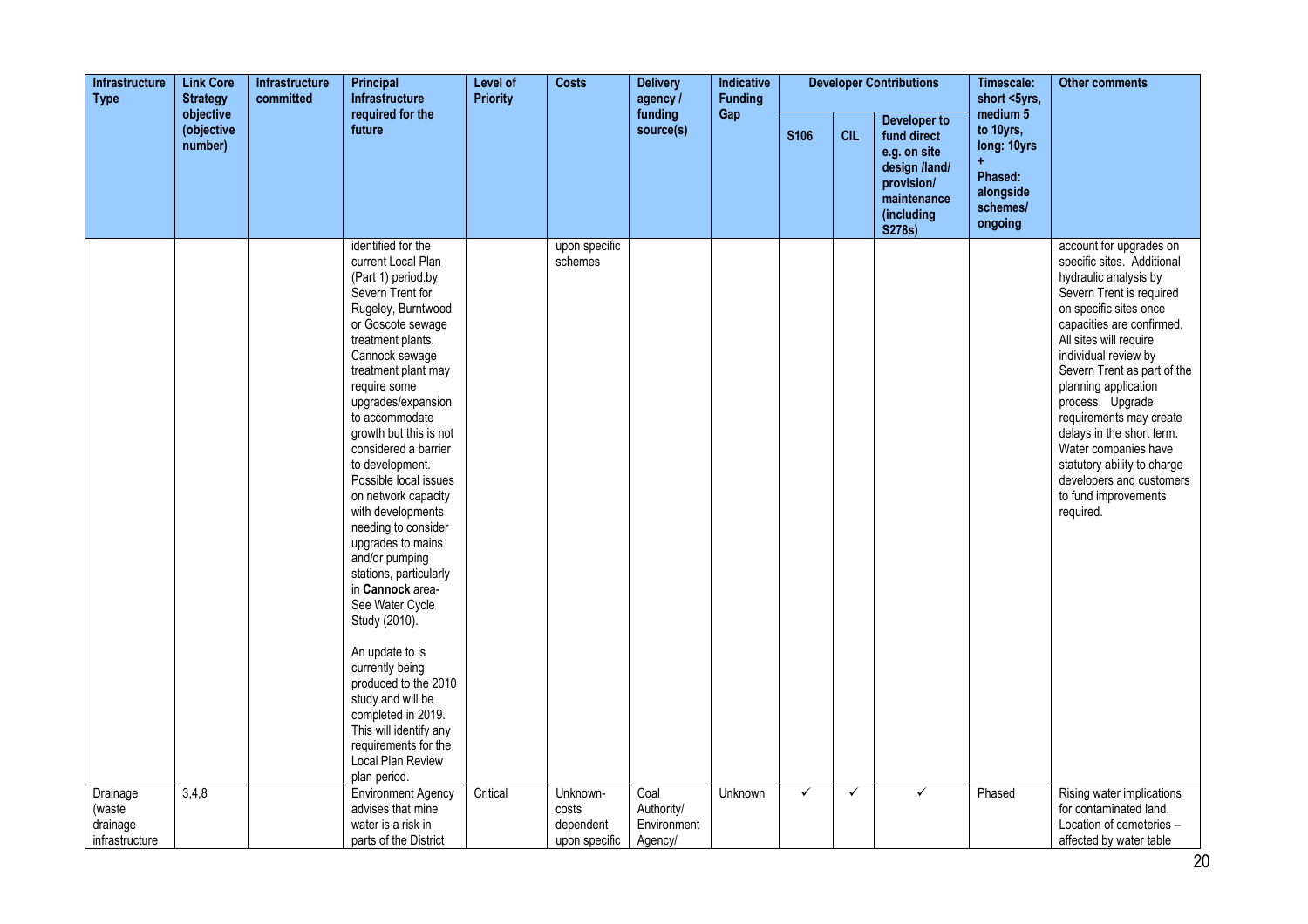| Infrastructure Type | Link Core Strategy objective (objective number) | Infrastructure committed | Principal Infrastructure required for the future | Level of Priority | Costs | Delivery agency / funding source(s) | Indicative Funding Gap | Developer Contributions | | | Timescale: short <5yrs, medium 5 to 10yrs, long: 10yrs + Phased: alongside schemes/ ongoing | Other comments |
|---|---|---|---|---|---|---|---|---|---|---|---|---|
| | | | | | | | | S106 | CIL | Developer to fund direct e.g. on site design /land/ provision/ maintenance (including S278s) | | |
| | | | identified for the current Local Plan (Part 1) period.by Severn Trent for Rugeley, Burntwood or Goscote sewage treatment plants. Cannock sewage treatment plant may require some upgrades/expansion to accommodate growth but this is not considered a barrier to development. Possible local issues on network capacity with developments needing to consider upgrades to mains and/or pumping stations, particularly in **Cannock** area- See Water Cycle Study (2010).<br><br>An update to is currently being produced to the 2010 study and will be completed in 2019. This will identify any requirements for the Local Plan Review plan period. | | upon specific schemes | | | | | | | account for upgrades on specific sites. Additional hydraulic analysis by Severn Trent is required on specific sites once capacities are confirmed. All sites will require individual review by Severn Trent as part of the planning application process. Upgrade requirements may create delays in the short term. Water companies have statutory ability to charge developers and customers to fund improvements required. |
| Drainage (waste drainage infrastructure | 3,4,8 | | Environment Agency advises that mine water is a risk in parts of the District | Critical | Unknown- costs dependent upon specific | Coal Authority/ Environment Agency/ | Unknown | ✓ | ✓ | ✓ | Phased | Rising water implications for contaminated land. Location of cemeteries – affected by water table |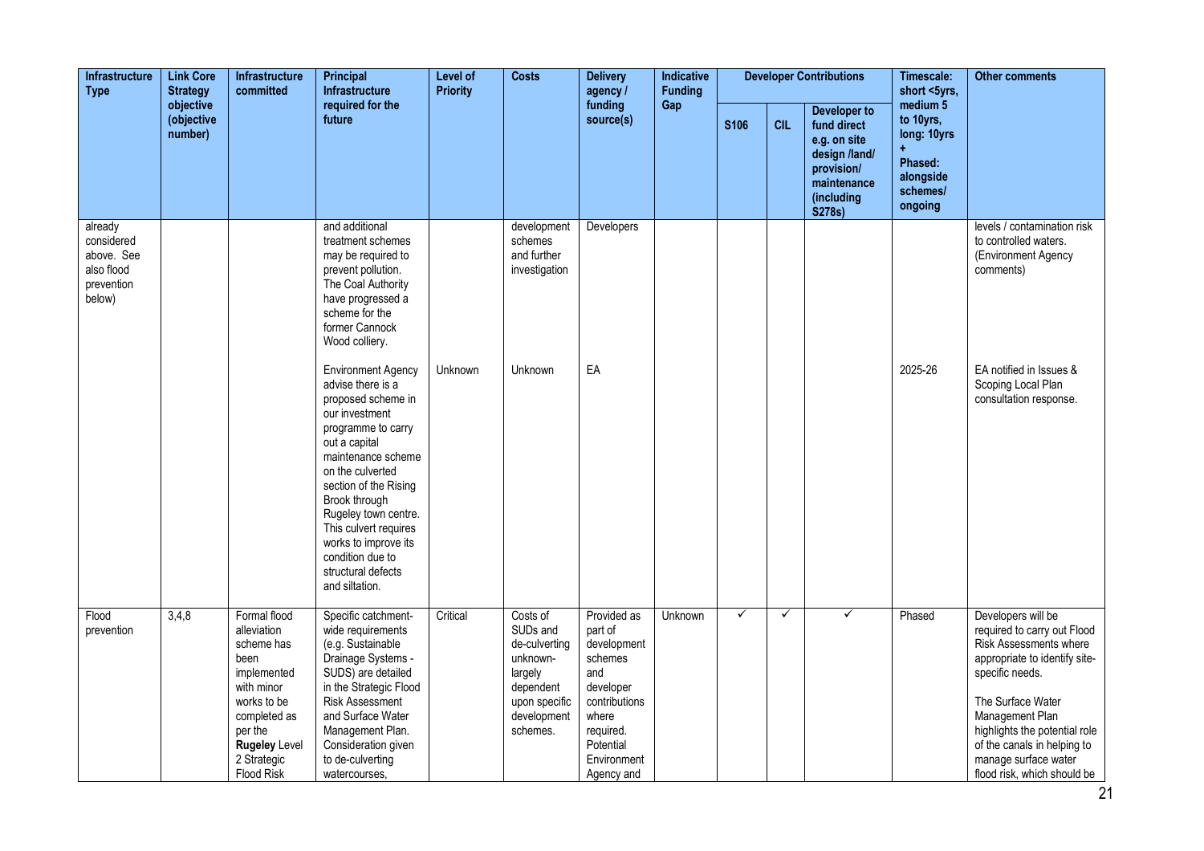| Infrastructure Type | Link Core Strategy objective (objective number) | Infrastructure committed | Principal Infrastructure required for the future | Level of Priority | Costs | Delivery agency / funding source(s) | Indicative Funding Gap | Developer Contributions | | | Timescale: short <5yrs, medium 5 to 10yrs, long: 10yrs + Phased: alongside schemes/ ongoing | Other comments |
|---|---|---|---|---|---|---|---|---|---|---|---|---|
| | | | | | | | | S106 | CIL | Developer to fund direct e.g. on site design /land/ provision/ maintenance (including S278s) | | |
| already considered above. See also flood prevention below) | | | and additional treatment schemes may be required to prevent pollution. The Coal Authority have progressed a scheme for the former Cannock Wood colliery. | | development schemes and further investigation | Developers | | | | | | levels / contamination risk to controlled waters. (Environment Agency comments) |
| | | | Environment Agency advise there is a proposed scheme in our investment programme to carry out a capital maintenance scheme on the culverted section of the Rising Brook through Rugeley town centre. This culvert requires works to improve its condition due to structural defects and siltation. | Unknown | Unknown | EA | | | | | 2025-26 | EA notified in Issues & Scoping Local Plan consultation response. |
| Flood prevention | 3,4,8 | Formal flood alleviation scheme has been implemented with minor works to be completed as per the **Rugeley** Level 2 Strategic Flood Risk | Specific catchment-wide requirements (e.g. Sustainable Drainage Systems - SUDS) are detailed in the Strategic Flood Risk Assessment and Surface Water Management Plan. Consideration given to de-culverting watercourses, | Critical | Costs of SUDs and de-culverting unknown- largely dependent upon specific development schemes. | Provided as part of development schemes and developer contributions where required. Potential Environment Agency and | Unknown | ✓ | ✓ | ✓ | Phased | Developers will be required to carry out Flood Risk Assessments where appropriate to identify site-specific needs.<br><br>The Surface Water Management Plan highlights the potential role of the canals in helping to manage surface water flood risk, which should be |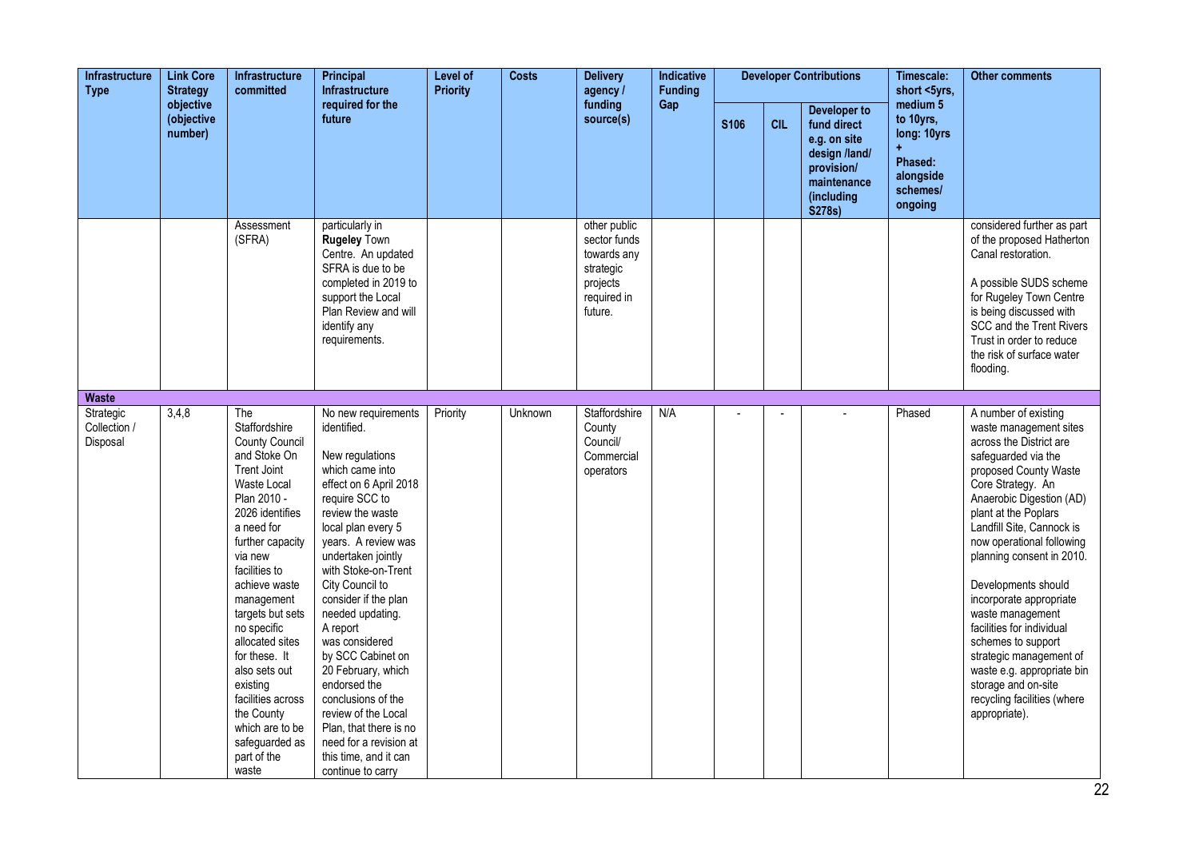| Infrastructure Type | Link Core Strategy objective (objective number) | Infrastructure committed | Principal Infrastructure required for the future | Level of Priority | Costs | Delivery agency / funding source(s) | Indicative Funding Gap | Developer Contributions | | | Timescale: short <5yrs, medium 5 to 10yrs, long: 10yrs + Phased: alongside schemes/ ongoing | Other comments |
|---|---|---|---|---|---|---|---|---|---|---|---|---|
| | | | | | | | | S106 | CIL | Developer to fund direct e.g. on site design /land/ provision/ maintenance (including S278s) | | |
| | | Assessment (SFRA) | particularly in **Rugeley** Town Centre. An updated SFRA is due to be completed in 2019 to support the Local Plan Review and will identify any requirements. | | | other public sector funds towards any strategic projects required in future. | | | | | | considered further as part of the proposed Hatherton Canal restoration. A possible SUDS scheme for Rugeley Town Centre is being discussed with SCC and the Trent Rivers Trust in order to reduce the risk of surface water flooding. |
| **Waste** | | | | | | | | | | | | |
| Strategic Collection / Disposal | 3,4,8 | The Staffordshire County Council and Stoke On Trent Joint Waste Local Plan 2010 - 2026 identifies a need for further capacity via new facilities to achieve waste management targets but sets no specific allocated sites for these. It also sets out existing facilities across the County which are to be safeguarded as part of the waste | No new requirements identified. New regulations which came into effect on 6 April 2018 require SCC to review the waste local plan every 5 years. A review was undertaken jointly with Stoke-on-Trent City Council to consider if the plan needed updating. A report was considered by SCC Cabinet on 20 February, which endorsed the conclusions of the review of the Local Plan, that there is no need for a revision at this time, and it can continue to carry | Priority | Unknown | Staffordshire County Council/ Commercial operators | N/A | - | - | - | Phased | A number of existing waste management sites across the District are safeguarded via the proposed County Waste Core Strategy. An Anaerobic Digestion (AD) plant at the Poplars Landfill Site, Cannock is now operational following planning consent in 2010. Developments should incorporate appropriate waste management facilities for individual schemes to support strategic management of waste e.g. appropriate bin storage and on-site recycling facilities (where appropriate). |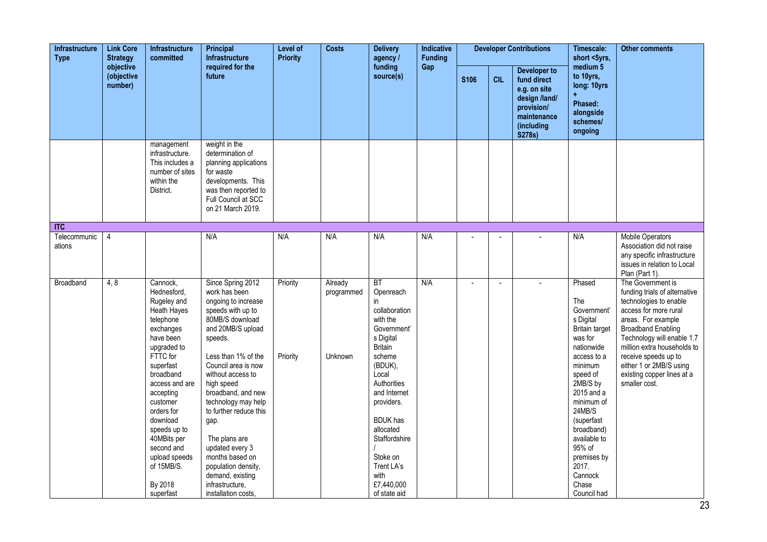| Infrastructure Type | Link Core Strategy objective (objective number) | Infrastructure committed | Principal Infrastructure required for the future | Level of Priority | Costs | Delivery agency / funding source(s) | Indicative Funding Gap | Developer Contributions | | | Timescale: short <5yrs, medium 5 to 10yrs, long: 10yrs + Phased: alongside schemes/ ongoing | Other comments |
|---|---|---|---|---|---|---|---|---|---|---|---|---|
| | | | | | | | | S106 | CIL | Developer to fund direct e.g. on site design /land/ provision/ maintenance (including S278s) | | |
| | | management infrastructure. This includes a number of sites within the District. | weight in the determination of planning applications for waste developments. This was then reported to Full Council at SCC on 21 March 2019. | | | | | | | | | |
| **ITC** | | | | | | | | | | | | |
| Telecommunications | 4 | | N/A | N/A | N/A | N/A | N/A | - | - | - | N/A | Mobile Operators Association did not raise any specific infrastructure issues in relation to Local Plan (Part 1). |
| Broadband | 4, 8 | Cannock, Hednesford, Rugeley and Heath Hayes telephone exchanges have been upgraded to FTTC for superfast broadband access and are accepting customer orders for download speeds up to 40MBits per second and upload speeds of 15MB/S. By 2018 superfast | Since Spring 2012 work has been ongoing to increase speeds with up to 80MB/S download and 20MB/S upload speeds. Less than 1% of the Council area is now without access to high speed broadband, and new technology may help to further reduce this gap. The plans are updated every 3 months based on population density, demand, existing infrastructure, installation costs, | Priority Priority | Already programmed Unknown | BT Openreach in collaboration with the Government's Digital Britain scheme (BDUK), Local Authorities and Internet providers. BDUK has allocated Staffordshire / Stoke on Trent LA's with £7,440,000 of state aid | N/A | - | - | - | Phased The Government's Digital Britain target was for nationwide access to a minimum speed of 2MB/S by 2015 and a minimum of 24MB/S (superfast broadband) available to 95% of premises by 2017. Cannock Chase Council had | The Government is funding trials of alternative technologies to enable access for more rural areas. For example Broadband Enabling Technology will enable 1.7 million extra households to receive speeds up to either 1 or 2MB/S using existing copper lines at a smaller cost. |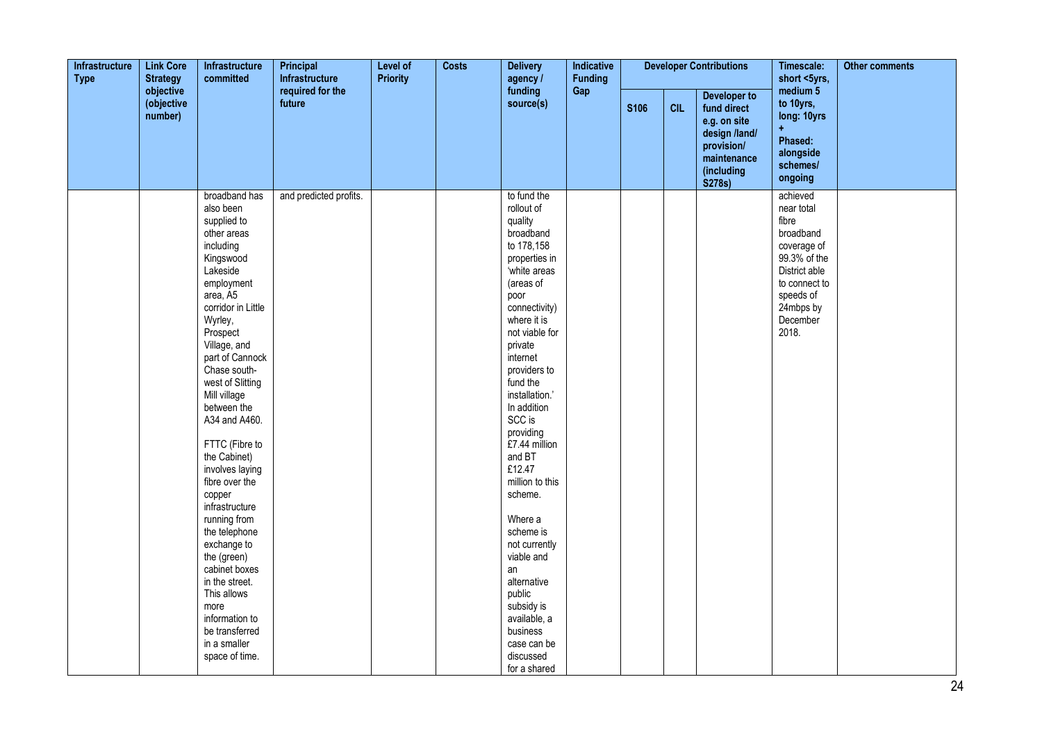| Infrastructure Type | Link Core Strategy objective (objective number) | Infrastructure committed | Principal Infrastructure required for the future | Level of Priority | Costs | Delivery agency / funding source(s) | Indicative Funding Gap | Developer Contributions | | | Timescale: short <5yrs, medium 5 to 10yrs, long: 10yrs + Phased: alongside schemes/ ongoing | Other comments |
|---|---|---|---|---|---|---|---|---|---|---|---|---|
| | | | | | | | | S106 | CIL | Developer to fund direct e.g. on site design /land/ provision/ maintenance (including S278s) | | |
| | | broadband has also been supplied to other areas including Kingswood Lakeside employment area, A5 corridor in Little Wyrley, Prospect Village, and part of Cannock Chase south-west of Slitting Mill village between the A34 and A460.<br><br>FTTC (Fibre to the Cabinet) involves laying fibre over the copper infrastructure running from the telephone exchange to the (green) cabinet boxes in the street. This allows more information to be transferred in a smaller space of time. | and predicted profits. | | | to fund the rollout of quality broadband to 178,158 properties in 'white areas (areas of poor connectivity) where it is not viable for private internet providers to fund the installation.' In addition SCC is providing £7.44 million and BT £12.47 million to this scheme.<br><br>Where a scheme is not currently viable and an alternative public subsidy is available, a business case can be discussed for a shared | | | | | achieved near total fibre broadband coverage of 99.3% of the District able to connect to speeds of 24mbps by December 2018. | |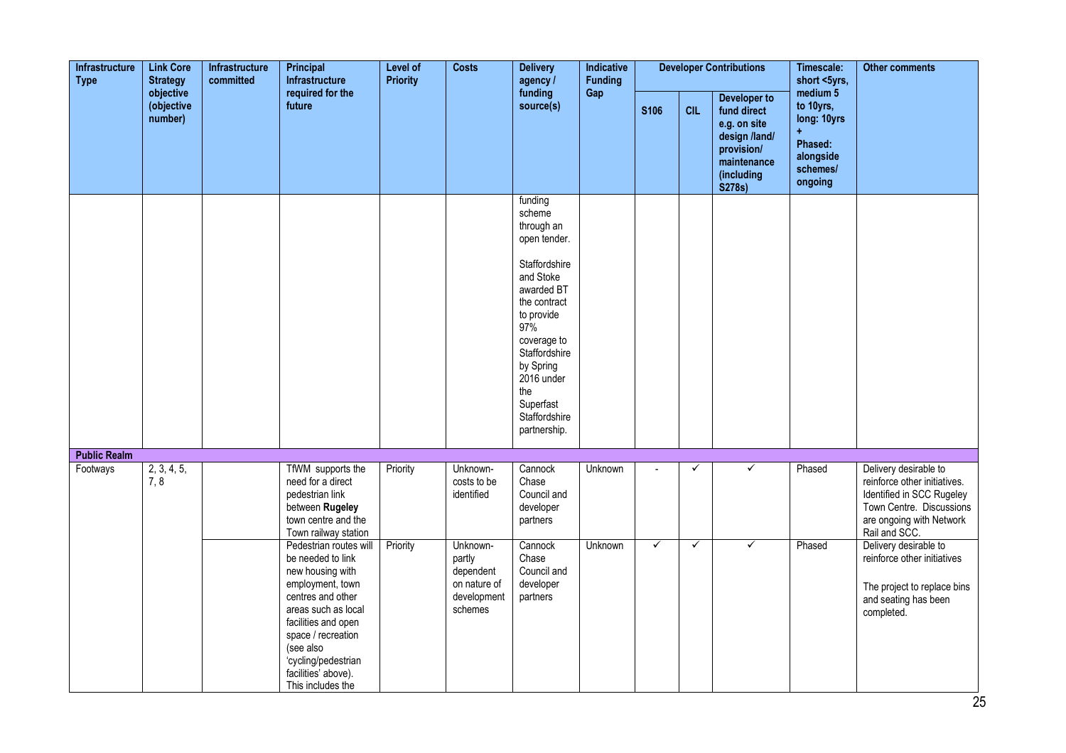| Infrastructure Type | Link Core Strategy objective (objective number) | Infrastructure committed | Principal Infrastructure required for the future | Level of Priority | Costs | Delivery agency / funding source(s) | Indicative Funding Gap | Developer Contributions | | | Timescale: short <5yrs, medium 5 to 10yrs, long: 10yrs + Phased: alongside schemes/ ongoing | Other comments |
|---|---|---|---|---|---|---|---|---|---|---|---|---|
| | | | | | | | | S106 | CIL | Developer to fund direct e.g. on site design /land/ provision/ maintenance (including S278s) | | |
| | | | | | | funding scheme through an open tender. Staffordshire and Stoke awarded BT the contract to provide 97% coverage to Staffordshire by Spring 2016 under the Superfast Staffordshire partnership. | | | | | | |
| **Public Realm** | | | | | | | | | | | | |
| Footways | 2, 3, 4, 5, 7, 8 | | TfWM supports the need for a direct pedestrian link between **Rugeley** town centre and the Town railway station | Priority | Unknown- costs to be identified | Cannock Chase Council and developer partners | Unknown | - | ✓ | ✓ | Phased | Delivery desirable to reinforce other initiatives. Identified in SCC Rugeley Town Centre. Discussions are ongoing with Network Rail and SCC. |
| | | | Pedestrian routes will be needed to link new housing with employment, town centres and other areas such as local facilities and open space / recreation (see also 'cycling/pedestrian facilities' above). This includes the | Priority | Unknown- partly dependent on nature of development schemes | Cannock Chase Council and developer partners | Unknown | ✓ | ✓ | ✓ | Phased | Delivery desirable to reinforce other initiatives<br><br>The project to replace bins and seating has been completed. |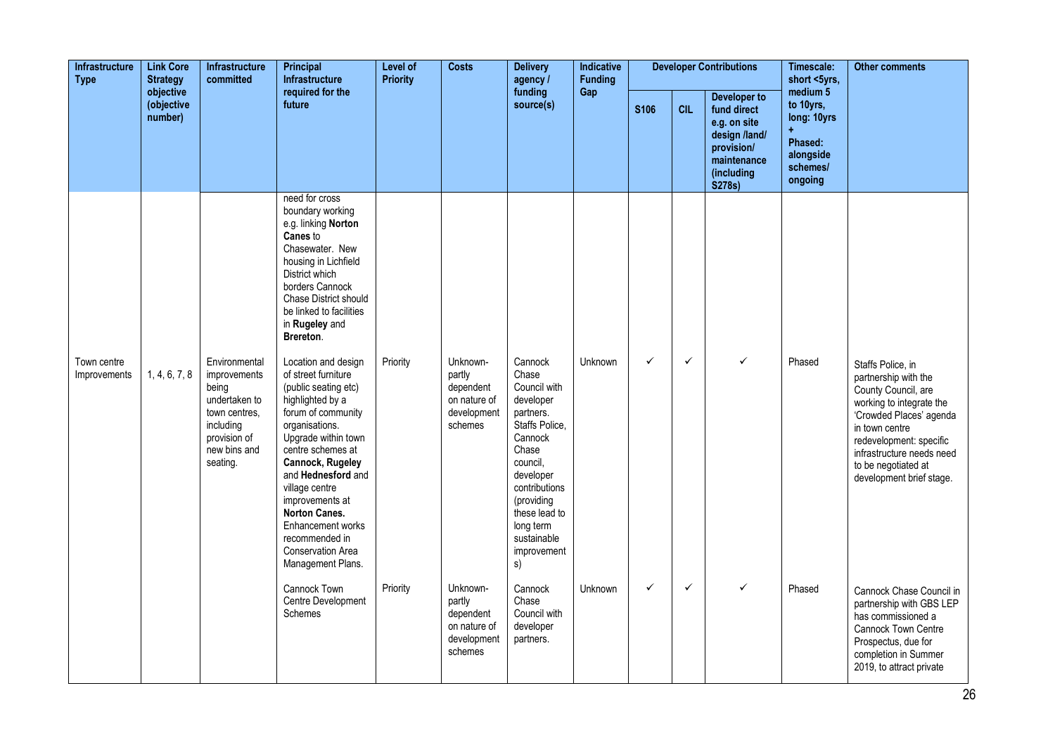| Infrastructure Type | Link Core Strategy objective (objective number) | Infrastructure committed | Principal Infrastructure required for the future | Level of Priority | Costs | Delivery agency / funding source(s) | Indicative Funding Gap | Developer Contributions | | | Timescale: short <5yrs, medium 5 to 10yrs, long: 10yrs + Phased: alongside schemes/ ongoing | Other comments |
|---|---|---|---|---|---|---|---|---|---|---|---|---|
| | | | | | | | | S106 | CIL | Developer to fund direct e.g. on site design /land/ provision/ maintenance (including S278s) | | |
| | | | need for cross boundary working e.g. linking **Norton Canes** to Chasewater. New housing in Lichfield District which borders Cannock Chase District should be linked to facilities in **Rugeley** and **Brereton**. | | | | | | | | | |
| Town centre Improvements | 1, 4, 6, 7, 8 | Environmental improvements being undertaken to town centres, including provision of new bins and seating. | Location and design of street furniture (public seating etc) highlighted by a forum of community organisations. Upgrade within town centre schemes at **Cannock, Rugeley** and **Hednesford** and village centre improvements at **Norton Canes.** Enhancement works recommended in Conservation Area Management Plans. | Priority | Unknown- partly dependent on nature of development schemes | Cannock Chase Council with developer partners. Staffs Police, Cannock Chase council, developer contributions (providing these lead to long term sustainable improvements) | Unknown | ✓ | ✓ | ✓ | Phased | Staffs Police, in partnership with the County Council, are working to integrate the 'Crowded Places' agenda in town centre redevelopment: specific infrastructure needs need to be negotiated at development brief stage. |
| | | | Cannock Town Centre Development Schemes | Priority | Unknown- partly dependent on nature of development schemes | Cannock Chase Council with developer partners. | Unknown | ✓ | ✓ | ✓ | Phased | Cannock Chase Council in partnership with GBS LEP has commissioned a Cannock Town Centre Prospectus, due for completion in Summer 2019, to attract private |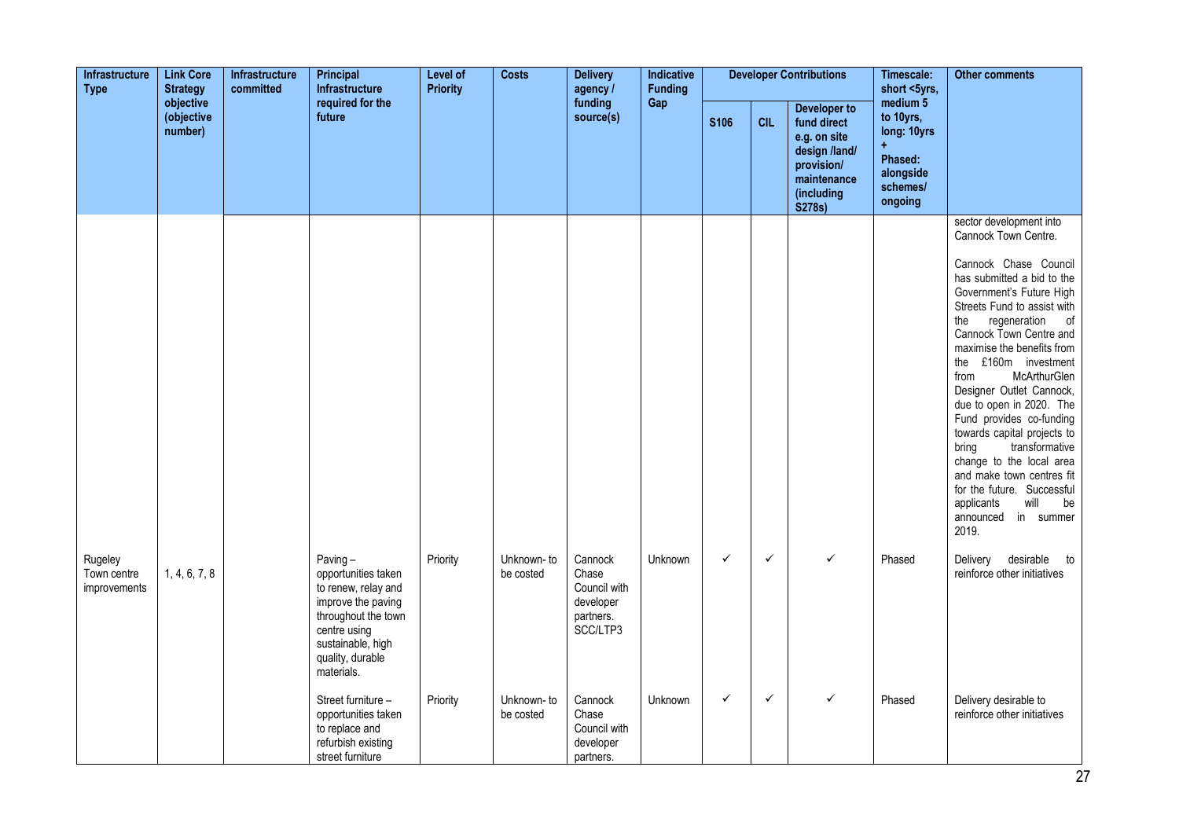| Infrastructure Type | Link Core Strategy objective (objective number) | Infrastructure committed | Principal Infrastructure required for the future | Level of Priority | Costs | Delivery agency / funding source(s) | Indicative Funding Gap | Developer Contributions | | | Timescale: short <5yrs, medium 5 to 10yrs, long: 10yrs + Phased: alongside schemes/ ongoing | Other comments |
|---|---|---|---|---|---|---|---|---|---|---|---|---|
| | | | | | | | | S106 | CIL | Developer to fund direct e.g. on site design /land/ provision/ maintenance (including S278s) | | |
| | | | | | | | | | | | | sector development into Cannock Town Centre.<br><br>Cannock Chase Council has submitted a bid to the Government's Future High Streets Fund to assist with the regeneration of Cannock Town Centre and maximise the benefits from the £160m investment from McArthurGlen Designer Outlet Cannock, due to open in 2020. The Fund provides co-funding towards capital projects to bring transformative change to the local area and make town centres fit for the future. Successful applicants will be announced in summer 2019. |
| Rugeley Town centre improvements | 1, 4, 6, 7, 8 | | Paving – opportunities taken to renew, relay and improve the paving throughout the town centre using sustainable, high quality, durable materials. | Priority | Unknown- to be costed | Cannock Chase Council with developer partners. SCC/LTP3 | Unknown | ✓ | ✓ | ✓ | Phased | Delivery desirable to reinforce other initiatives |
| | | | Street furniture – opportunities taken to replace and refurbish existing street furniture | Priority | Unknown- to be costed | Cannock Chase Council with developer partners. | Unknown | ✓ | ✓ | ✓ | Phased | Delivery desirable to reinforce other initiatives |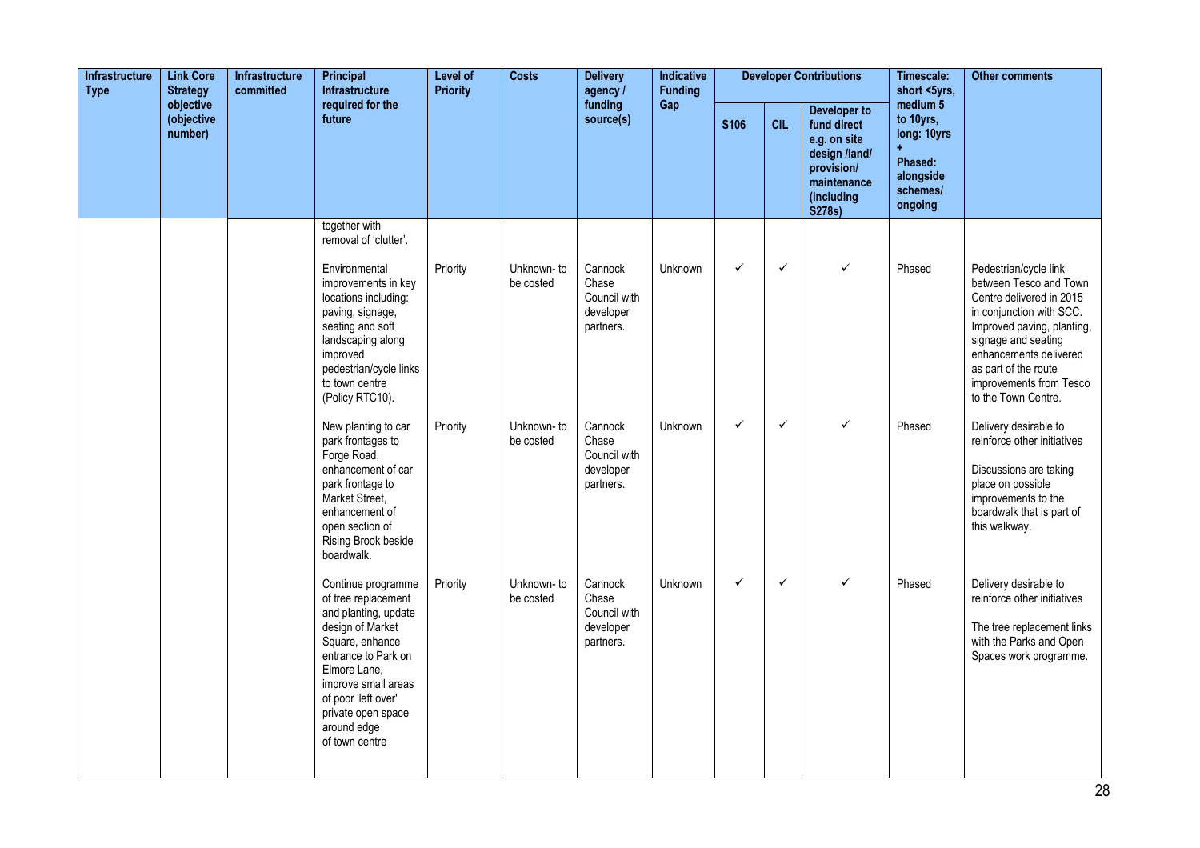| Infrastructure Type | Link Core Strategy objective (objective number) | Infrastructure committed | Principal Infrastructure required for the future | Level of Priority | Costs | Delivery agency / funding source(s) | Indicative Funding Gap | Developer Contributions | | | Timescale: short <5yrs, medium 5 to 10yrs, long: 10yrs + Phased: alongside schemes/ ongoing | Other comments |
|---|---|---|---|---|---|---|---|---|---|---|---|---|
| | | | | | | | | S106 | CIL | Developer to fund direct e.g. on site design /land/ provision/ maintenance (including S278s) | | |
| | | | together with removal of 'clutter'. | | | | | | | | | |
| | | | Environmental improvements in key locations including: paving, signage, seating and soft landscaping along improved pedestrian/cycle links to town centre (Policy RTC10). | Priority | Unknown- to be costed | Cannock Chase Council with developer partners. | Unknown | ✓ | ✓ | ✓ | Phased | Pedestrian/cycle link between Tesco and Town Centre delivered in 2015 in conjunction with SCC. Improved paving, planting, signage and seating enhancements delivered as part of the route improvements from Tesco to the Town Centre. |
| | | | New planting to car park frontages to Forge Road, enhancement of car park frontage to Market Street, enhancement of open section of Rising Brook beside boardwalk. | Priority | Unknown- to be costed | Cannock Chase Council with developer partners. | Unknown | ✓ | ✓ | ✓ | Phased | Delivery desirable to reinforce other initiatives<br><br>Discussions are taking place on possible improvements to the boardwalk that is part of this walkway. |
| | | | Continue programme of tree replacement and planting, update design of Market Square, enhance entrance to Park on Elmore Lane, improve small areas of poor 'left over' private open space around edge of town centre | Priority | Unknown- to be costed | Cannock Chase Council with developer partners. | Unknown | ✓ | ✓ | ✓ | Phased | Delivery desirable to reinforce other initiatives<br><br>The tree replacement links with the Parks and Open Spaces work programme. |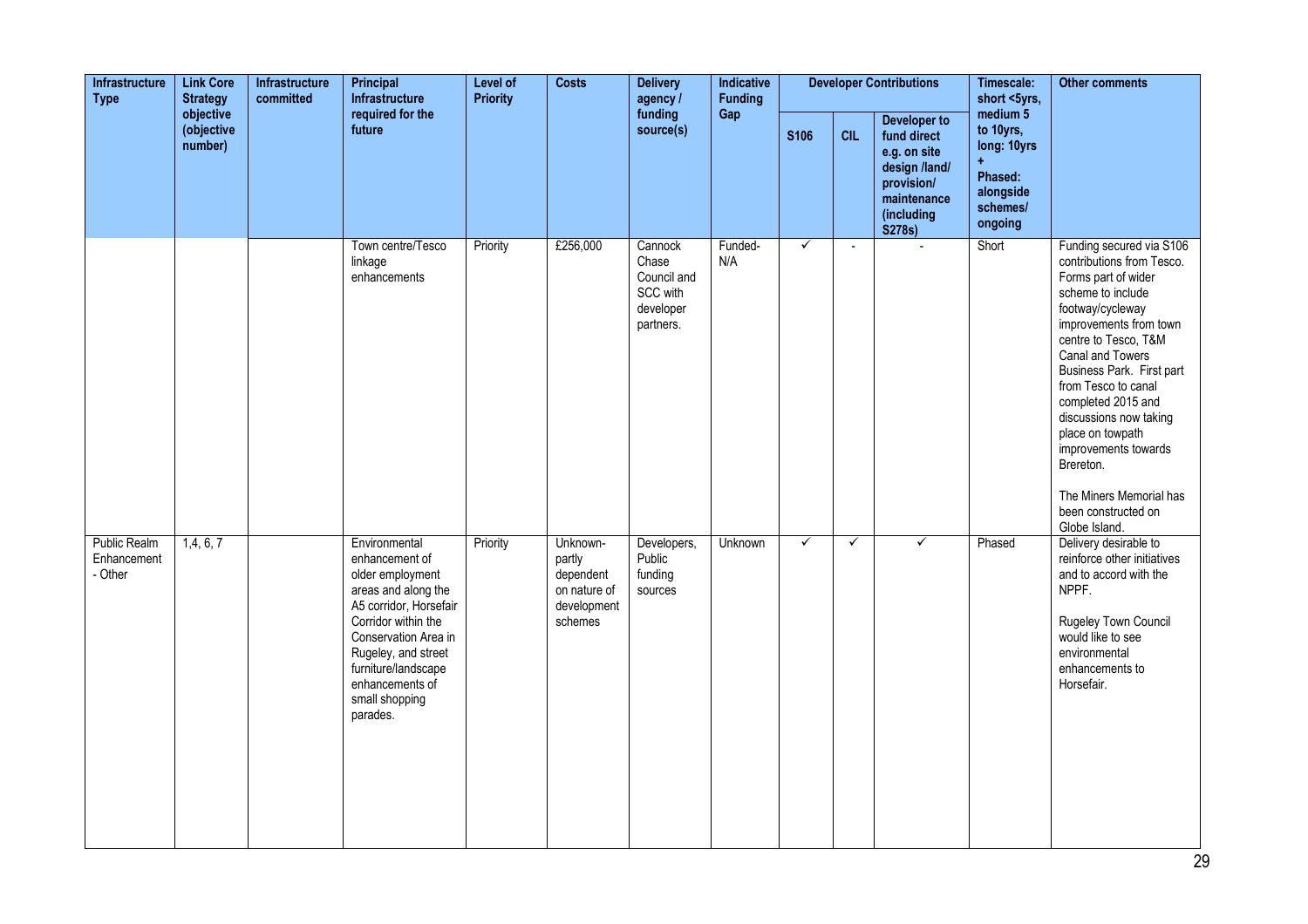| Infrastructure Type | Link Core Strategy objective (objective number) | Infrastructure committed | Principal Infrastructure required for the future | Level of Priority | Costs | Delivery agency / funding source(s) | Indicative Funding Gap | Developer Contributions | | | Timescale: short <5yrs, medium 5 to 10yrs, long: 10yrs + Phased: alongside schemes/ ongoing | Other comments |
|---|---|---|---|---|---|---|---|---|---|---|---|---|
| | | | | | | | | S106 | CIL | Developer to fund direct e.g. on site design /land/ provision/ maintenance (including S278s) | | |
| | | | Town centre/Tesco linkage enhancements | Priority | £256,000 | Cannock Chase Council and SCC with developer partners. | Funded- N/A | ✓ | - | - | Short | Funding secured via S106 contributions from Tesco. Forms part of wider scheme to include footway/cycleway improvements from town centre to Tesco, T&M Canal and Towers Business Park. First part from Tesco to canal completed 2015 and discussions now taking place on towpath improvements towards Brereton.<br><br>The Miners Memorial has been constructed on Globe Island. |
| Public Realm Enhancement - Other | 1,4, 6, 7 | | Environmental enhancement of older employment areas and along the A5 corridor, Horsefair Corridor within the Conservation Area in Rugeley, and street furniture/landscape enhancements of small shopping parades. | Priority | Unknown- partly dependent on nature of development schemes | Developers, Public funding sources | Unknown | ✓ | ✓ | ✓ | Phased | Delivery desirable to reinforce other initiatives and to accord with the NPPF.<br><br>Rugeley Town Council would like to see environmental enhancements to Horsefair. |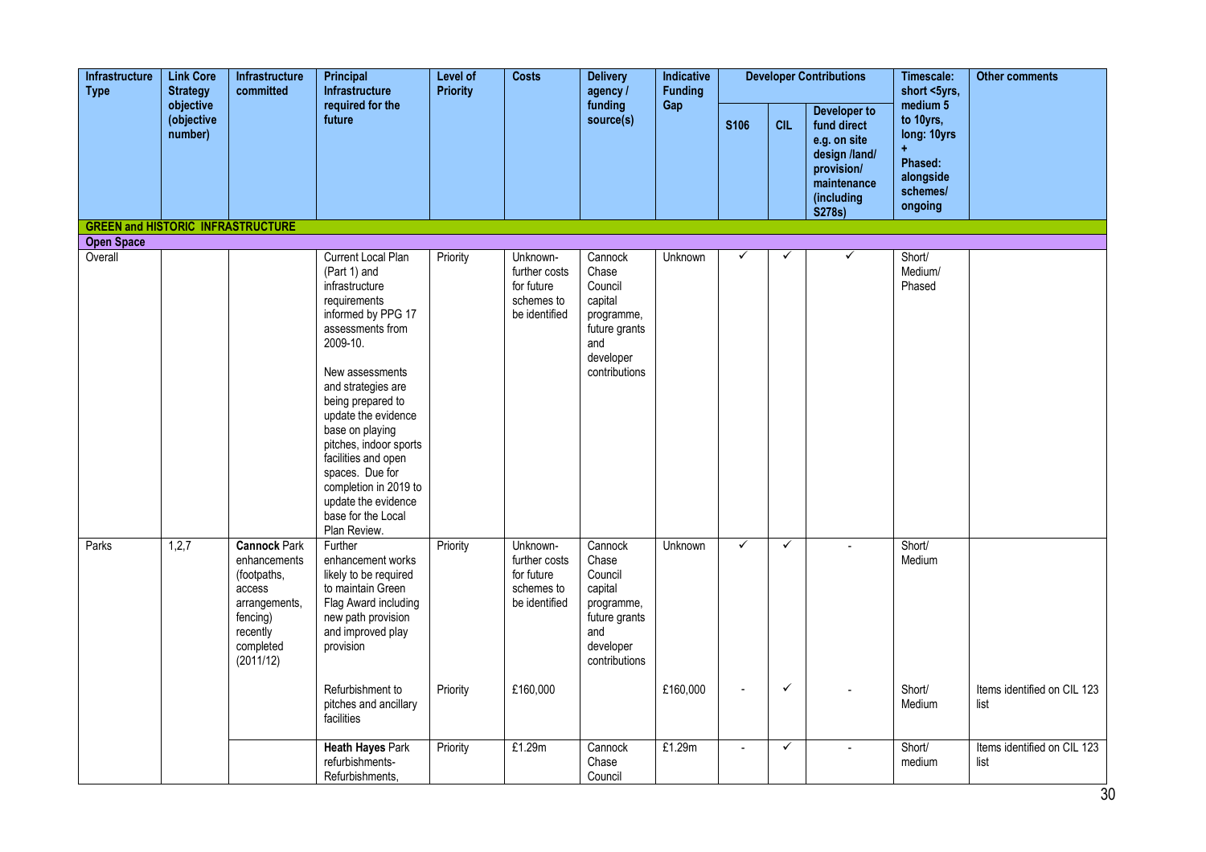| Infrastructure Type | Link Core Strategy objective (objective number) | Infrastructure committed | Principal Infrastructure required for the future | Level of Priority | Costs | Delivery agency / funding source(s) | Indicative Funding Gap | Developer Contributions | | | Timescale: short <5yrs, medium 5 to 10yrs, long: 10yrs + Phased: alongside schemes/ ongoing | Other comments |
|---|---|---|---|---|---|---|---|---|---|---|---|---|
| | | | | | | | | S106 | CIL | Developer to fund direct e.g. on site design /land/ provision/ maintenance (including S278s) | | |
| **GREEN and HISTORIC INFRASTRUCTURE** | | | | | | | | | | | | |
| **Open Space** | | | | | | | | | | | | |
| Overall | | | Current Local Plan (Part 1) and infrastructure requirements informed by PPG 17 assessments from 2009-10. New assessments and strategies are being prepared to update the evidence base on playing pitches, indoor sports facilities and open spaces. Due for completion in 2019 to update the evidence base for the Local Plan Review. | Priority | Unknown- further costs for future schemes to be identified | Cannock Chase Council capital programme, future grants and developer contributions | Unknown | ✓ | ✓ | ✓ | Short/ Medium/ Phased | |
| Parks | 1,2,7 | **Cannock** Park enhancements (footpaths, access arrangements, fencing) recently completed (2011/12) | Further enhancement works likely to be required to maintain Green Flag Award including new path provision and improved play provision | Priority | Unknown- further costs for future schemes to be identified | Cannock Chase Council capital programme, future grants and developer contributions | Unknown | ✓ | ✓ | - | Short/ Medium | |
| | | | Refurbishment to pitches and ancillary facilities | Priority | £160,000 | | £160,000 | - | ✓ | - | Short/ Medium | Items identified on CIL 123 list |
| | | | **Heath Hayes** Park refurbishments- Refurbishments, | Priority | £1.29m | Cannock Chase Council | £1.29m | - | ✓ | - | Short/ medium | Items identified on CIL 123 list |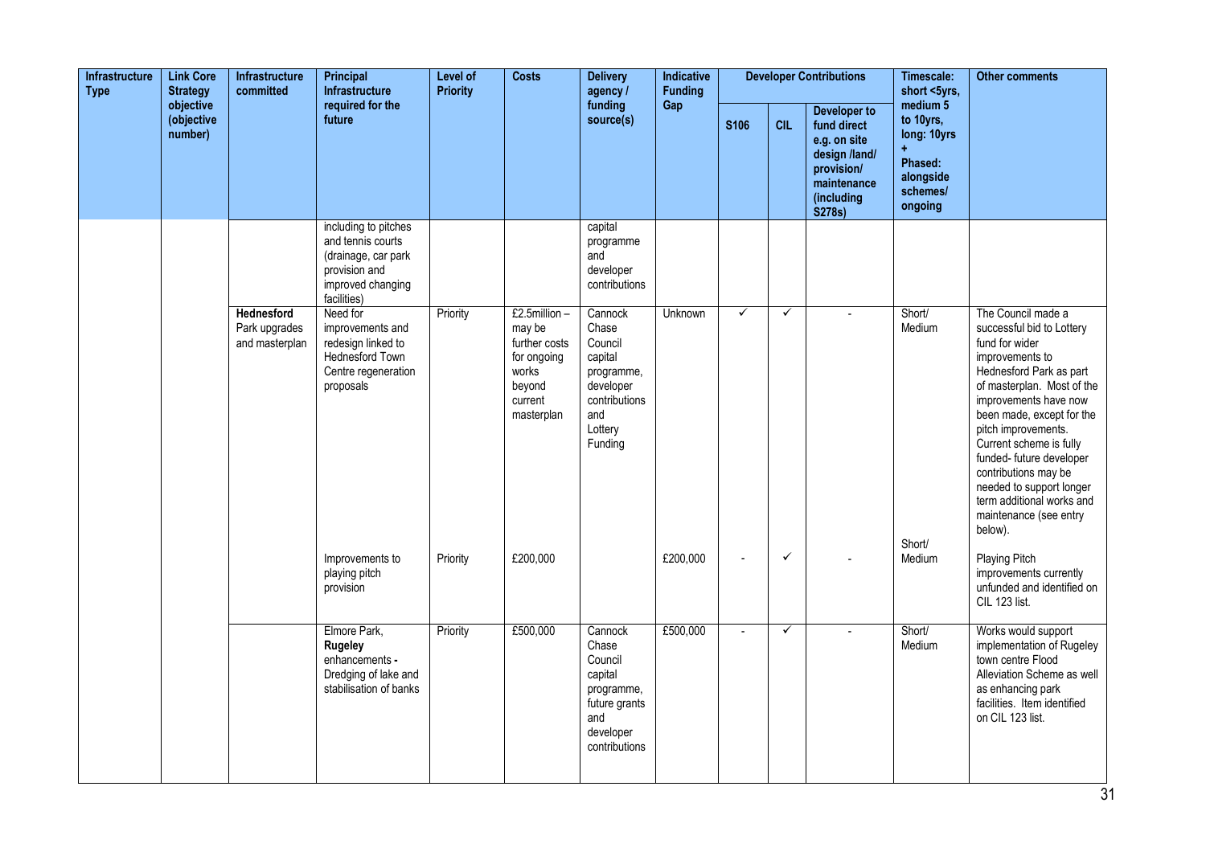| Infrastructure Type | Link Core Strategy objective (objective number) | Infrastructure committed | Principal Infrastructure required for the future | Level of Priority | Costs | Delivery agency / funding source(s) | Indicative Funding Gap | Developer Contributions | | | Timescale: short <5yrs, medium 5 to 10yrs, long: 10yrs + Phased: alongside schemes/ ongoing | Other comments |
|---|---|---|---|---|---|---|---|---|---|---|---|---|
| | | | | | | | | S106 | CIL | Developer to fund direct e.g. on site design /land/ provision/ maintenance (including S278s) | | |
| | | | including to pitches and tennis courts (drainage, car park provision and improved changing facilities) | | | capital programme and developer contributions | | | | | | |
| | | **Hednesford** Park upgrades and masterplan | Need for improvements and redesign linked to Hednesford Town Centre regeneration proposals | Priority | £2.5million – may be further costs for ongoing works beyond current masterplan | Cannock Chase Council capital programme, developer contributions and Lottery Funding | Unknown | ✓ | ✓ | - | Short/ Medium | The Council made a successful bid to Lottery fund for wider improvements to Hednesford Park as part of masterplan. Most of the improvements have now been made, except for the pitch improvements. Current scheme is fully funded- future developer contributions may be needed to support longer term additional works and maintenance (see entry below). |
| | | | Improvements to playing pitch provision | Priority | £200,000 | | £200,000 | - | ✓ | - | Short/ Medium | Playing Pitch improvements currently unfunded and identified on CIL 123 list. |
| | | | Elmore Park, **Rugeley** enhancements **-** Dredging of lake and stabilisation of banks | Priority | £500,000 | Cannock Chase Council capital programme, future grants and developer contributions | £500,000 | - | ✓ | - | Short/ Medium | Works would support implementation of Rugeley town centre Flood Alleviation Scheme as well as enhancing park facilities. Item identified on CIL 123 list. |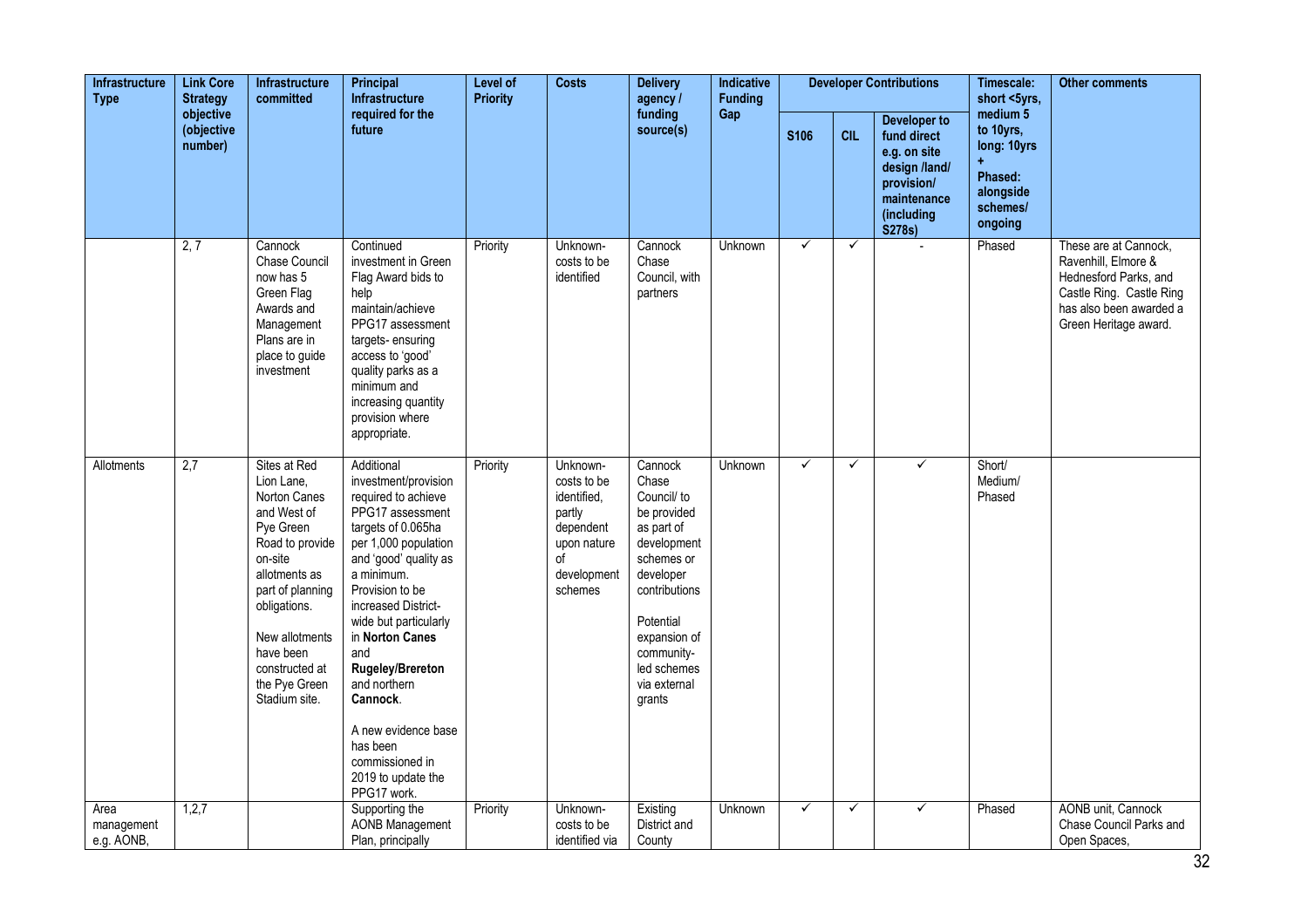| Infrastructure Type | Link Core Strategy objective (objective number) | Infrastructure committed | Principal Infrastructure required for the future | Level of Priority | Costs | Delivery agency / funding source(s) | Indicative Funding Gap | Developer Contributions | | | Timescale: short <5yrs, medium 5 to 10yrs, long: 10yrs + Phased: alongside schemes/ ongoing | Other comments |
|---|---|---|---|---|---|---|---|---|---|---|---|---|
| | | | | | | | | S106 | CIL | Developer to fund direct e.g. on site design /land/ provision/ maintenance (including S278s) | | |
| | 2, 7 | Cannock Chase Council now has 5 Green Flag Awards and Management Plans are in place to guide investment | Continued investment in Green Flag Award bids to help maintain/achieve PPG17 assessment targets- ensuring access to 'good' quality parks as a minimum and increasing quantity provision where appropriate. | Priority | Unknown- costs to be identified | Cannock Chase Council, with partners | Unknown | ✓ | ✓ | - | Phased | These are at Cannock, Ravenhill, Elmore & Hednesford Parks, and Castle Ring. Castle Ring has also been awarded a Green Heritage award. |
| Allotments | 2,7 | Sites at Red Lion Lane, Norton Canes and West of Pye Green Road to provide on-site allotments as part of planning obligations.<br><br>New allotments have been constructed at the Pye Green Stadium site. | Additional investment/provision required to achieve PPG17 assessment targets of 0.065ha per 1,000 population and 'good' quality as a minimum. Provision to be increased District-wide but particularly in **Norton Canes** and **Rugeley/Brereton** and northern **Cannock**.<br><br>A new evidence base has been commissioned in 2019 to update the PPG17 work. | Priority | Unknown- costs to be identified, partly dependent upon nature of development schemes | Cannock Chase Council/ to be provided as part of development schemes or developer contributions<br><br>Potential expansion of community-led schemes via external grants | Unknown | ✓ | ✓ | ✓ | Short/ Medium/ Phased | |
| Area management e.g. AONB, | 1,2,7 | | Supporting the AONB Management Plan, principally | Priority | Unknown- costs to be identified via | Existing District and County | Unknown | ✓ | ✓ | ✓ | Phased | AONB unit, Cannock Chase Council Parks and Open Spaces, |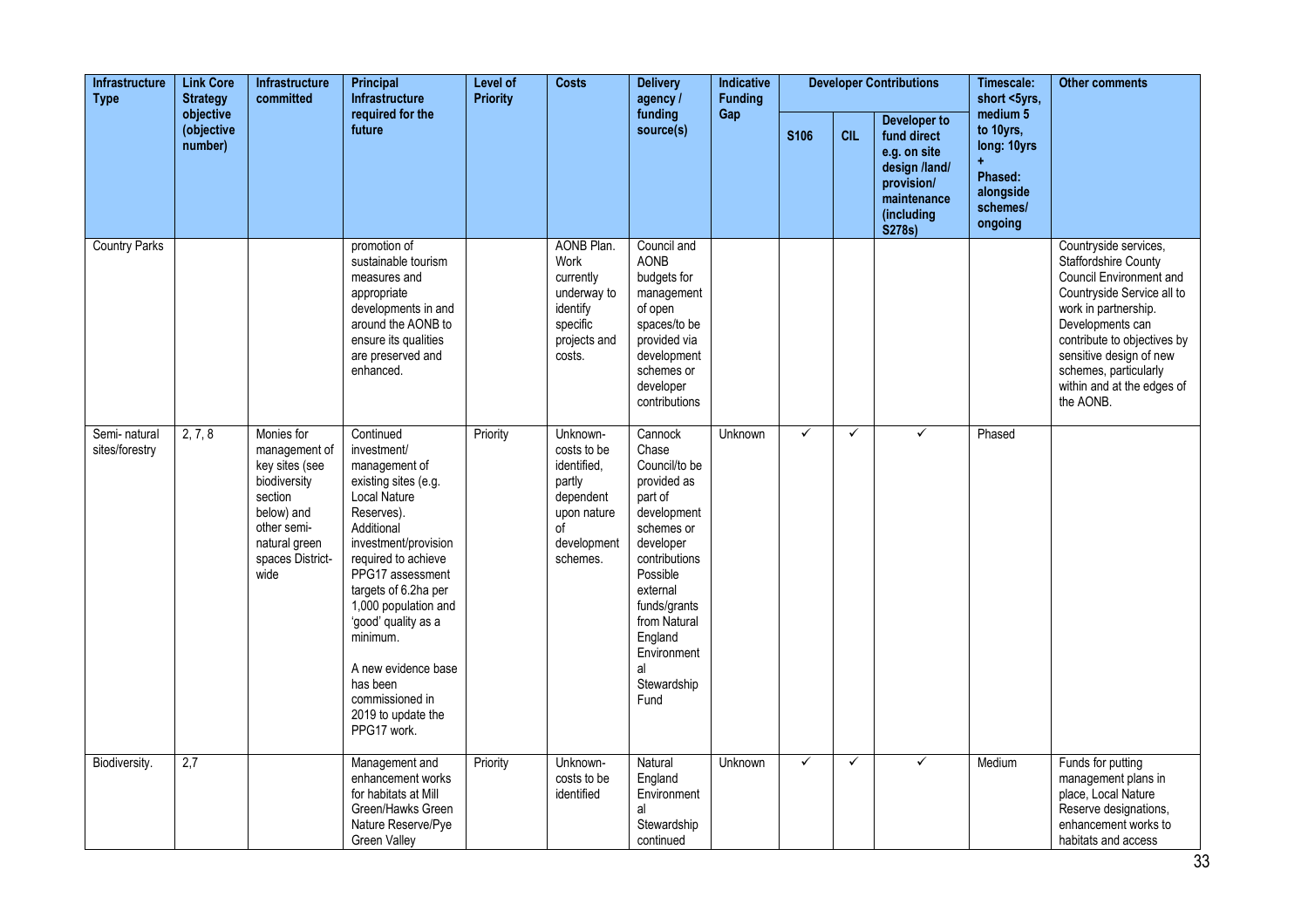| Infrastructure Type | Link Core Strategy objective (objective number) | Infrastructure committed | Principal Infrastructure required for the future | Level of Priority | Costs | Delivery agency / funding source(s) | Indicative Funding Gap | Developer Contributions | | | Timescale: short <5yrs, medium 5 to 10yrs, long: 10yrs + Phased: alongside schemes/ ongoing | Other comments |
|---|---|---|---|---|---|---|---|---|---|---|---|---|
| | | | | | | | | S106 | CIL | Developer to fund direct e.g. on site design /land/ provision/ maintenance (including S278s) | | |
| Country Parks | | | promotion of sustainable tourism measures and appropriate developments in and around the AONB to ensure its qualities are preserved and enhanced. | | AONB Plan. Work currently underway to identify specific projects and costs. | Council and AONB budgets for management of open spaces/to be provided via development schemes or developer contributions | | | | | | Countryside services, Staffordshire County Council Environment and Countryside Service all to work in partnership. Developments can contribute to objectives by sensitive design of new schemes, particularly within and at the edges of the AONB. |
| Semi- natural sites/forestry | 2, 7, 8 | Monies for management of key sites (see biodiversity section below) and other semi-natural green spaces District-wide | Continued investment/ management of existing sites (e.g. Local Nature Reserves). Additional investment/provision required to achieve PPG17 assessment targets of 6.2ha per 1,000 population and 'good' quality as a minimum. A new evidence base has been commissioned in 2019 to update the PPG17 work. | Priority | Unknown- costs to be identified, partly dependent upon nature of development schemes. | Cannock Chase Council/to be provided as part of development schemes or developer contributions Possible external funds/grants from Natural England Environmental Stewardship Fund | Unknown | ✓ | ✓ | ✓ | Phased | |
| Biodiversity. | 2,7 | | Management and enhancement works for habitats at Mill Green/Hawks Green Nature Reserve/Pye Green Valley | Priority | Unknown- costs to be identified | Natural England Environmental Stewardship continued | Unknown | ✓ | ✓ | ✓ | Medium | Funds for putting management plans in place, Local Nature Reserve designations, enhancement works to habitats and access |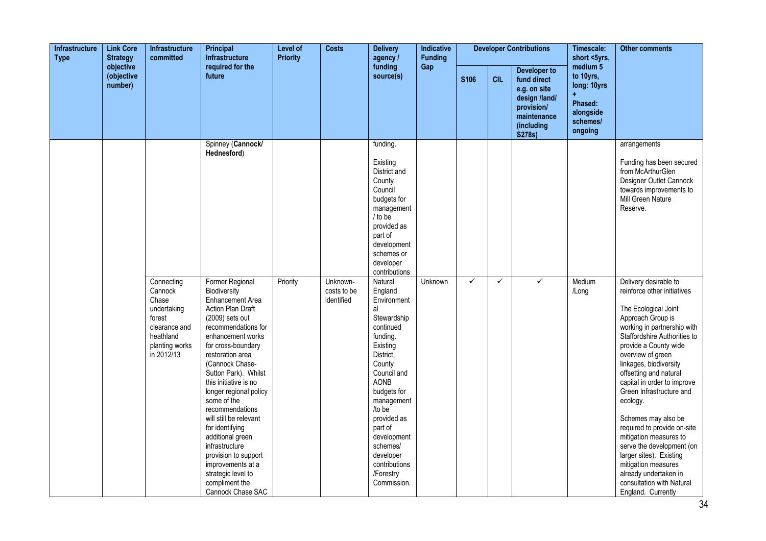| Infrastructure Type | Link Core Strategy objective (objective number) | Infrastructure committed | Principal Infrastructure required for the future | Level of Priority | Costs | Delivery agency / funding source(s) | Indicative Funding Gap | Developer Contributions | | | Timescale: short <5yrs, medium 5 to 10yrs, long: 10yrs + Phased: alongside schemes/ ongoing | Other comments |
|---|---|---|---|---|---|---|---|---|---|---|---|---|
| | | | | | | | | S106 | CIL | Developer to fund direct e.g. on site design /land/ provision/ maintenance (including S278s) | | |
| | | | Spinney (**Cannock/ Hednesford**) | | | funding.<br><br>Existing District and County Council budgets for management / to be provided as part of development schemes or developer contributions | | | | | | arrangements<br><br>Funding has been secured from McArthurGlen Designer Outlet Cannock towards improvements to Mill Green Nature Reserve. |
| | | Connecting Cannock Chase undertaking forest clearance and heathland planting works in 2012/13 | Former Regional Biodiversity Enhancement Area Action Plan Draft (2009) sets out recommendations for enhancement works for cross-boundary restoration area (Cannock Chase-Sutton Park). Whilst this initiative is no longer regional policy some of the recommendations will still be relevant for identifying additional green infrastructure provision to support improvements at a strategic level to compliment the Cannock Chase SAC | Priority | Unknown-costs to be identified | Natural England Environmental Stewardship continued funding. Existing District, County Council and AONB budgets for management /to be provided as part of development schemes/ developer contributions /Forestry Commission. | Unknown | ✓ | ✓ | ✓ | Medium /Long | Delivery desirable to reinforce other initiatives<br><br>The Ecological Joint Approach Group is working in partnership with Staffordshire Authorities to provide a County wide overview of green linkages, biodiversity offsetting and natural capital in order to improve Green Infrastructure and ecology.<br><br>Schemes may also be required to provide on-site mitigation measures to serve the development (on larger sites). Existing mitigation measures already undertaken in consultation with Natural England. Currently |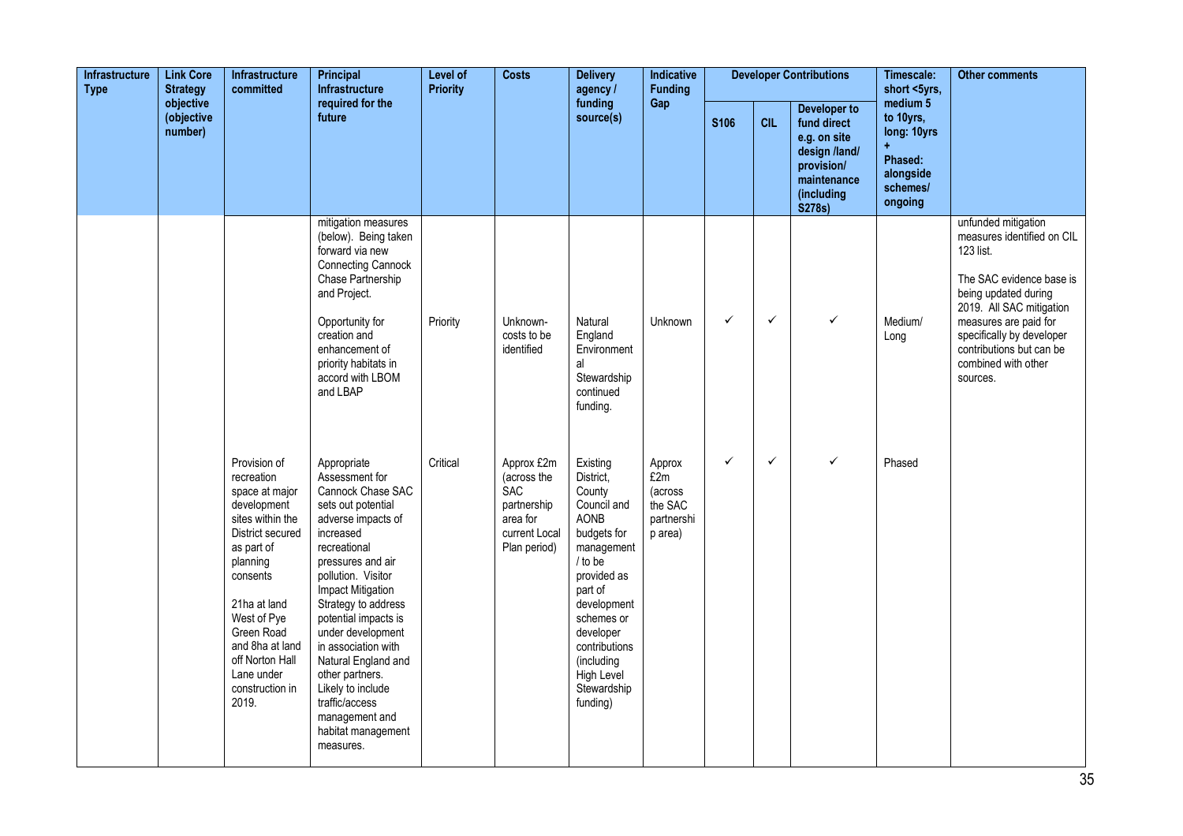| Infrastructure Type | Link Core Strategy objective (objective number) | Infrastructure committed | Principal Infrastructure required for the future | Level of Priority | Costs | Delivery agency / funding source(s) | Indicative Funding Gap | Developer Contributions | | | Timescale: short <5yrs, medium 5 to 10yrs, long: 10yrs + Phased: alongside schemes/ ongoing | Other comments |
|---|---|---|---|---|---|---|---|---|---|---|---|---|
| | | | | | | | | S106 | CIL | Developer to fund direct e.g. on site design /land/ provision/ maintenance (including S278s) | | |
| | | | mitigation measures (below). Being taken forward via new Connecting Cannock Chase Partnership and Project.<br><br>Opportunity for creation and enhancement of priority habitats in accord with LBOM and LBAP | Priority | Unknown- costs to be identified | Natural England Environmental Stewardship continued funding. | Unknown | ✓ | ✓ | ✓ | Medium/ Long | unfunded mitigation measures identified on CIL 123 list.<br><br>The SAC evidence base is being updated during 2019. All SAC mitigation measures are paid for specifically by developer contributions but can be combined with other sources. |
| | | Provision of recreation space at major development sites within the District secured as part of planning consents<br><br>21ha at land West of Pye Green Road and 8ha at land off Norton Hall Lane under construction in 2019. | Appropriate Assessment for Cannock Chase SAC sets out potential adverse impacts of increased recreational pressures and air pollution. Visitor Impact Mitigation Strategy to address potential impacts is under development in association with Natural England and other partners. Likely to include traffic/access management and habitat management measures. | Critical | Approx £2m (across the SAC partnership area for current Local Plan period) | Existing District, County Council and AONB budgets for management / to be provided as part of development schemes or developer contributions (including High Level Stewardship funding) | Approx £2m (across the SAC partnership area) | ✓ | ✓ | ✓ | Phased | |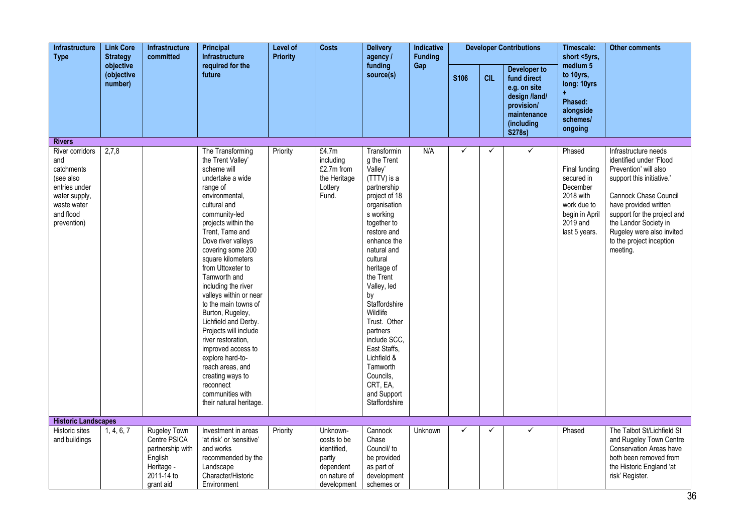| Infrastructure Type | Link Core Strategy objective (objective number) | Infrastructure committed | Principal Infrastructure required for the future | Level of Priority | Costs | Delivery agency / funding source(s) | Indicative Funding Gap | Developer Contributions | | | Timescale: short <5yrs, medium 5 to 10yrs, long: 10yrs + Phased: alongside schemes/ ongoing | Other comments |
|---|---|---|---|---|---|---|---|---|---|---|---|---|
| | | | | | | | | S106 | CIL | Developer to fund direct e.g. on site design /land/ provision/ maintenance (including S278s) | | |
| **Rivers** | | | | | | | | | | | | |
| River corridors and catchments (see also entries under water supply, waste water and flood prevention) | 2,7,8 | | The Transforming the Trent Valley' scheme will undertake a wide range of environmental, cultural and community-led projects within the Trent, Tame and Dove river valleys covering some 200 square kilometers from Uttoxeter to Tamworth and including the river valleys within or near to the main towns of Burton, Rugeley, Lichfield and Derby. Projects will include river restoration, improved access to explore hard-to-reach areas, and creating ways to reconnect communities with their natural heritage. | Priority | £4.7m including £2.7m from the Heritage Lottery Fund. | Transforming the Trent Valley' (TTTV) is a partnership project of 18 organisations working together to restore and enhance the natural and cultural heritage of the Trent Valley, led by Staffordshire Wildlife Trust. Other partners include SCC, East Staffs, Lichfield & Tamworth Councils, CRT, EA, and Support Staffordshire | N/A | ✓ | ✓ | ✓ | Phased<br><br>Final funding secured in December 2018 with work due to begin in April 2019 and last 5 years. | Infrastructure needs identified under 'Flood Prevention' will also support this initiative.'<br><br>Cannock Chase Council have provided written support for the project and the Landor Society in Rugeley were also invited to the project inception meeting. |
| **Historic Landscapes** | | | | | | | | | | | | |
| Historic sites and buildings | 1, 4, 6, 7 | Rugeley Town Centre PSICA partnership with English Heritage - 2011-14 to grant aid | Investment in areas 'at risk' or 'sensitive' and works recommended by the Landscape Character/Historic Environment | Priority | Unknown- costs to be identified, partly dependent on nature of development | Cannock Chase Council/ to be provided as part of development schemes or | Unknown | ✓ | ✓ | ✓ | Phased | The Talbot St/Lichfield St and Rugeley Town Centre Conservation Areas have both been removed from the Historic England 'at risk' Register. |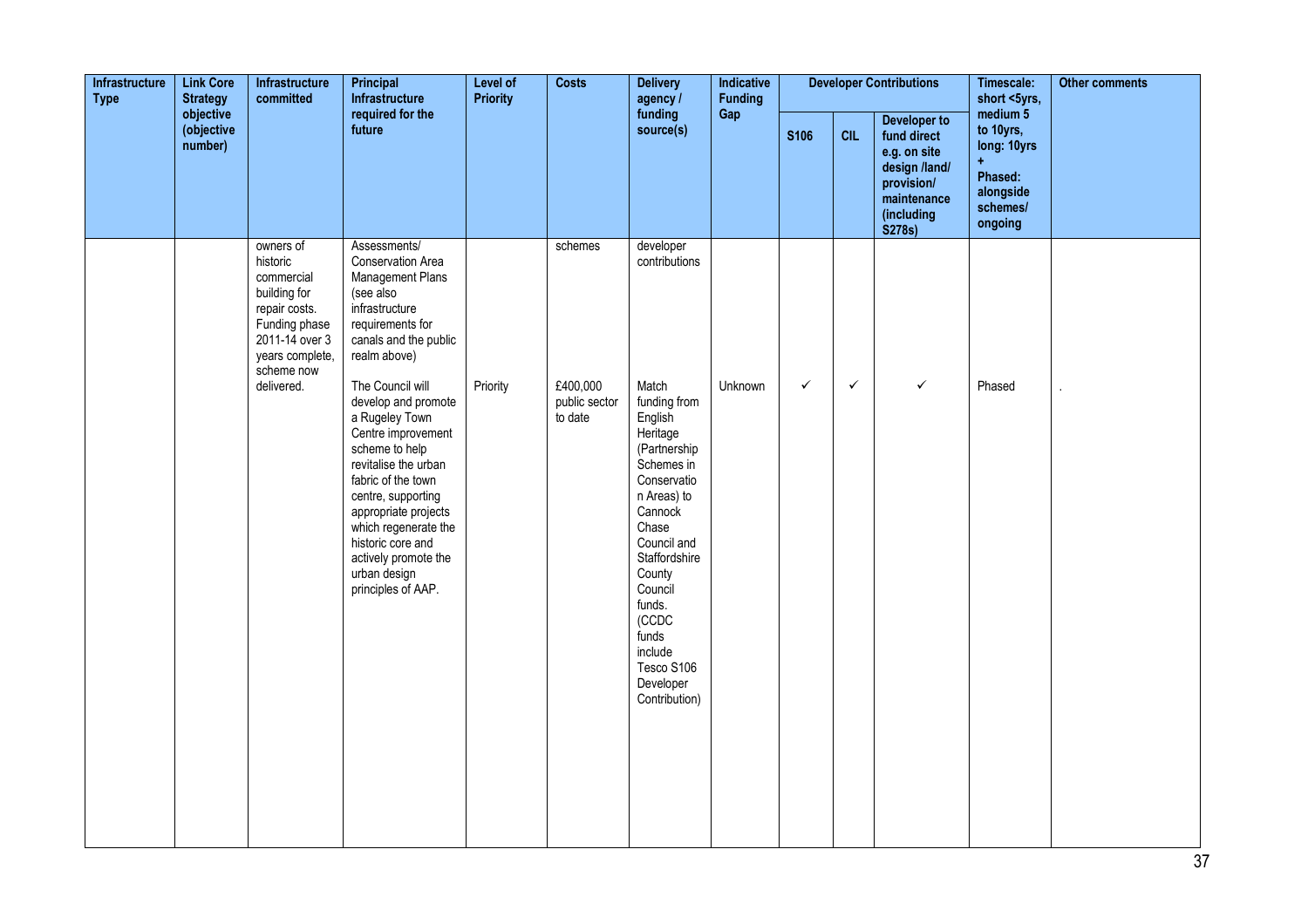| Infrastructure Type | Link Core Strategy objective (objective number) | Infrastructure committed | Principal Infrastructure required for the future | Level of Priority | Costs | Delivery agency / funding source(s) | Indicative Funding Gap | Developer Contributions | | | Timescale: short <5yrs, medium 5 to 10yrs, long: 10yrs + Phased: alongside schemes/ ongoing | Other comments |
|---|---|---|---|---|---|---|---|---|---|---|---|---|
| | | | | | | | | S106 | CIL | Developer to fund direct e.g. on site design /land/ provision/ maintenance (including S278s) | | |
| | | owners of historic commercial building for repair costs. Funding phase 2011-14 over 3 years complete, scheme now delivered. | Assessments/ Conservation Area Management Plans (see also infrastructure requirements for canals and the public realm above) | | schemes | developer contributions | | | | | | |
| | | | The Council will develop and promote a Rugeley Town Centre improvement scheme to help revitalise the urban fabric of the town centre, supporting appropriate projects which regenerate the historic core and actively promote the urban design principles of AAP. | Priority | £400,000 public sector to date | Match funding from English Heritage (Partnership Schemes in Conservation Areas) to Cannock Chase Council and Staffordshire County Council funds. (CCDC funds include Tesco S106 Developer Contribution) | Unknown | ✓ | ✓ | ✓ | Phased | . |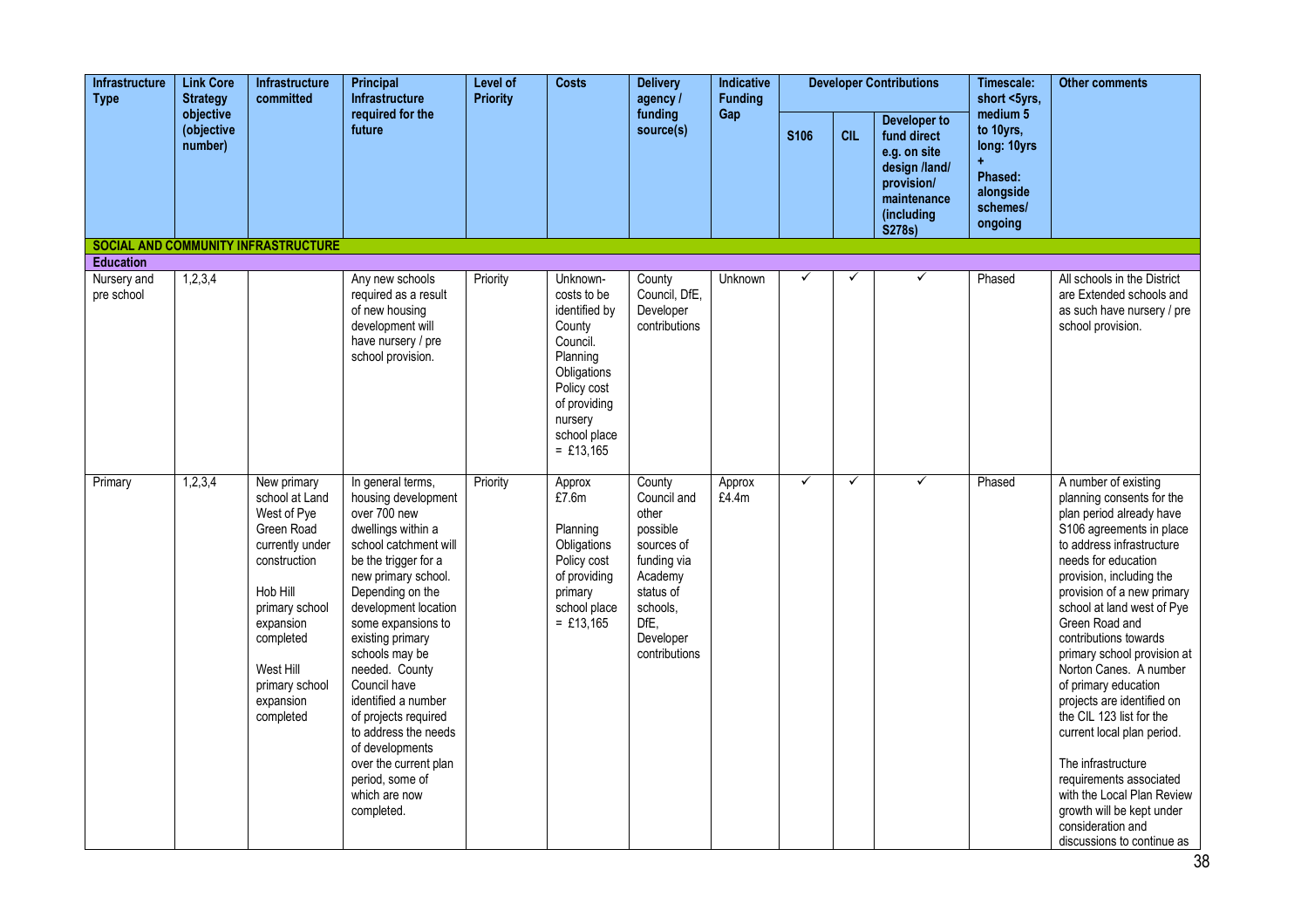| Infrastructure Type | Link Core Strategy objective (objective number) | Infrastructure committed | Principal Infrastructure required for the future | Level of Priority | Costs | Delivery agency / funding source(s) | Indicative Funding Gap | Developer Contributions | | | Timescale: short <5yrs, medium 5 to 10yrs, long: 10yrs + Phased: alongside schemes/ ongoing | Other comments |
|---|---|---|---|---|---|---|---|---|---|---|---|---|
| | | | | | | | | S106 | CIL | Developer to fund direct e.g. on site design /land/ provision/ maintenance (including S278s) | | |
| **SOCIAL AND COMMUNITY INFRASTRUCTURE** | | | | | | | | | | | | |
| **Education** | | | | | | | | | | | | |
| Nursery and pre school | 1,2,3,4 | | Any new schools required as a result of new housing development will have nursery / pre school provision. | Priority | Unknown- costs to be identified by County Council. Planning Obligations Policy cost of providing nursery school place = £13,165 | County Council, DfE, Developer contributions | Unknown | ✓ | ✓ | ✓ | Phased | All schools in the District are Extended schools and as such have nursery / pre school provision. |
| Primary | 1,2,3,4 | New primary school at Land West of Pye Green Road currently under construction<br><br>Hob Hill primary school expansion completed<br><br>West Hill primary school expansion completed | In general terms, housing development over 700 new dwellings within a school catchment will be the trigger for a new primary school. Depending on the development location some expansions to existing primary schools may be needed. County Council have identified a number of projects required to address the needs of developments over the current plan period, some of which are now completed. | Priority | Approx £7.6m<br><br>Planning Obligations Policy cost of providing primary school place = £13,165 | County Council and other possible sources of funding via Academy status of schools, DfE, Developer contributions | Approx £4.4m | ✓ | ✓ | ✓ | Phased | A number of existing planning consents for the plan period already have S106 agreements in place to address infrastructure needs for education provision, including the provision of a new primary school at land west of Pye Green Road and contributions towards primary school provision at Norton Canes. A number of primary education projects are identified on the CIL 123 list for the current local plan period.<br><br>The infrastructure requirements associated with the Local Plan Review growth will be kept under consideration and discussions to continue as |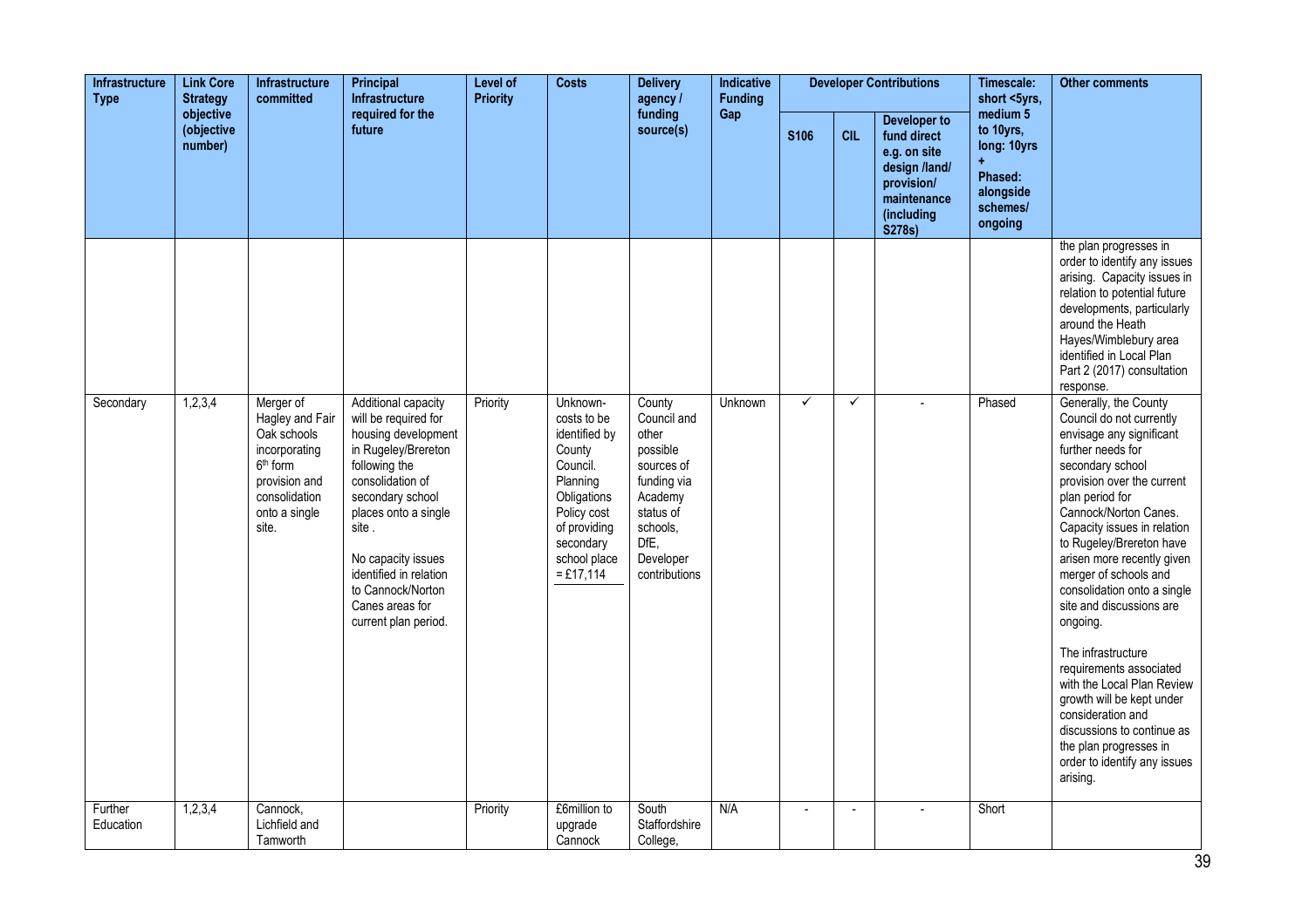| Infrastructure Type | Link Core Strategy objective (objective number) | Infrastructure committed | Principal Infrastructure required for the future | Level of Priority | Costs | Delivery agency / funding source(s) | Indicative Funding Gap | Developer Contributions | | | Timescale: short <5yrs, medium 5 to 10yrs, long: 10yrs + Phased: alongside schemes/ ongoing | Other comments |
|---|---|---|---|---|---|---|---|---|---|---|---|---|
| | | | | | | | | S106 | CIL | Developer to fund direct e.g. on site design /land/ provision/ maintenance (including S278s) | | |
| | | | | | | | | | | | | the plan progresses in order to identify any issues arising. Capacity issues in relation to potential future developments, particularly around the Heath Hayes/Wimblebury area identified in Local Plan Part 2 (2017) consultation response. |
| Secondary | 1,2,3,4 | Merger of Hagley and Fair Oak schools incorporating 6th form provision and consolidation onto a single site. | Additional capacity will be required for housing development in Rugeley/Brereton following the consolidation of secondary school places onto a single site . No capacity issues identified in relation to Cannock/Norton Canes areas for current plan period. | Priority | Unknown-costs to be identified by County Council. Planning Obligations Policy cost of providing secondary school place = £17,114 | County Council and other possible sources of funding via Academy status of schools, DfE, Developer contributions | Unknown | ✓ | ✓ | - | Phased | Generally, the County Council do not currently envisage any significant further needs for secondary school provision over the current plan period for Cannock/Norton Canes. Capacity issues in relation to Rugeley/Brereton have arisen more recently given merger of schools and consolidation onto a single site and discussions are ongoing. The infrastructure requirements associated with the Local Plan Review growth will be kept under consideration and discussions to continue as the plan progresses in order to identify any issues arising. |
| Further Education | 1,2,3,4 | Cannock, Lichfield and Tamworth | | Priority | £6million to upgrade Cannock | South Staffordshire College, | N/A | - | - | - | Short | |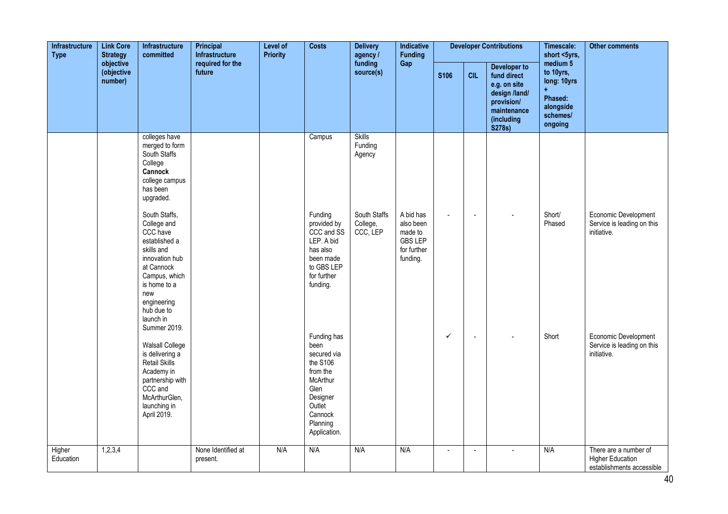| Infrastructure Type | Link Core Strategy objective (objective number) | Infrastructure committed | Principal Infrastructure required for the future | Level of Priority | Costs | Delivery agency / funding source(s) | Indicative Funding Gap | Developer Contributions | | | Timescale: short <5yrs, medium 5 to 10yrs, long: 10yrs + Phased: alongside schemes/ ongoing | Other comments |
|---|---|---|---|---|---|---|---|---|---|---|---|---|
| | | | | | | | | S106 | CIL | Developer to fund direct e.g. on site design /land/ provision/ maintenance (including S278s) | | |
| | | colleges have merged to form South Staffs College **Cannock** college campus has been upgraded. | | | Campus | Skills Funding Agency | | | | | | |
| | | South Staffs, College and CCC have established a skills and innovation hub at Cannock Campus, which is home to a new engineering hub due to launch in Summer 2019. | | | Funding provided by CCC and SS LEP. A bid has also been made to GBS LEP for further funding. | South Staffs College, CCC, LEP | A bid has also been made to GBS LEP for further funding. | - | - | - | Short/ Phased | Economic Development Service is leading on this initiative. |
| | | Walsall College is delivering a Retail Skills Academy in partnership with CCC and McArthurGlen, launching in April 2019. | | | Funding has been secured via the S106 from the McArthur Glen Designer Outlet Cannock Planning Application. | | | ✓ | - | - | Short | Economic Development Service is leading on this initiative. |
| Higher Education | 1,2,3,4 | | None Identified at present. | N/A | N/A | N/A | N/A | - | - | - | N/A | There are a number of Higher Education establishments accessible |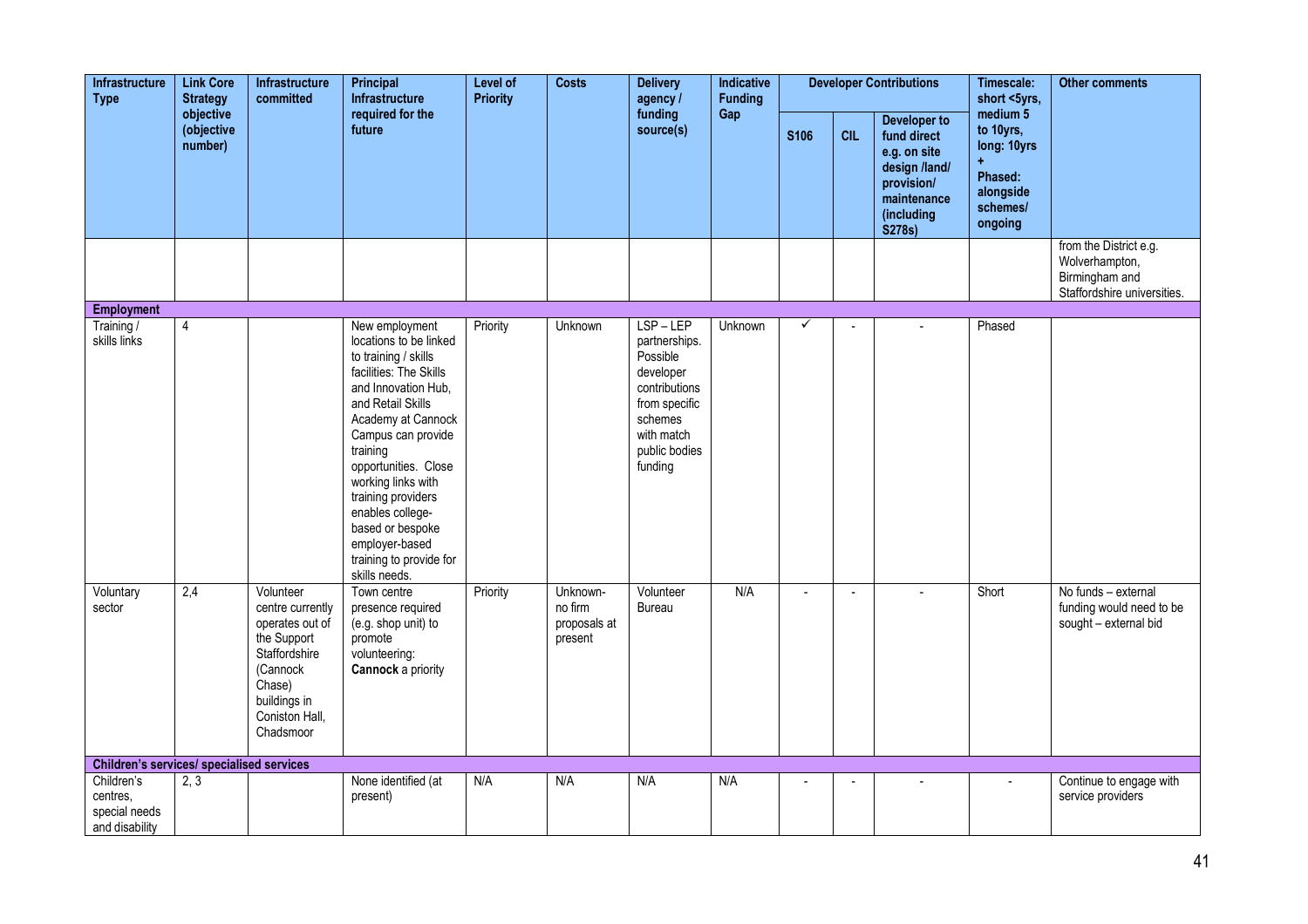| Infrastructure Type | Link Core Strategy objective (objective number) | Infrastructure committed | Principal Infrastructure required for the future | Level of Priority | Costs | Delivery agency / funding source(s) | Indicative Funding Gap | Developer Contributions | | | Timescale: short <5yrs, medium 5 to 10yrs, long: 10yrs + Phased: alongside schemes/ ongoing | Other comments |
|---|---|---|---|---|---|---|---|---|---|---|---|---|
| | | | | | | | | S106 | CIL | Developer to fund direct e.g. on site design /land/ provision/ maintenance (including S278s) | | |
| | | | | | | | | | | | | from the District e.g. Wolverhampton, Birmingham and Staffordshire universities. |
| **Employment** | | | | | | | | | | | | |
| Training / skills links | 4 | | New employment locations to be linked to training / skills facilities: The Skills and Innovation Hub, and Retail Skills Academy at Cannock Campus can provide training opportunities. Close working links with training providers enables college-based or bespoke employer-based training to provide for skills needs. | Priority | Unknown | LSP – LEP partnerships. Possible developer contributions from specific schemes with match public bodies funding | Unknown | ✓ | - | - | Phased | |
| Voluntary sector | 2,4 | Volunteer centre currently operates out of the Support Staffordshire (Cannock Chase) buildings in Coniston Hall, Chadsmoor | Town centre presence required (e.g. shop unit) to promote volunteering: **Cannock** a priority | Priority | Unknown- no firm proposals at present | Volunteer Bureau | N/A | - | - | - | Short | No funds – external funding would need to be sought – external bid |
| **Children's services/ specialised services** | | | | | | | | | | | | |
| Children's centres, special needs and disability | 2, 3 | | None identified (at present) | N/A | N/A | N/A | N/A | - | - | - | - | Continue to engage with service providers |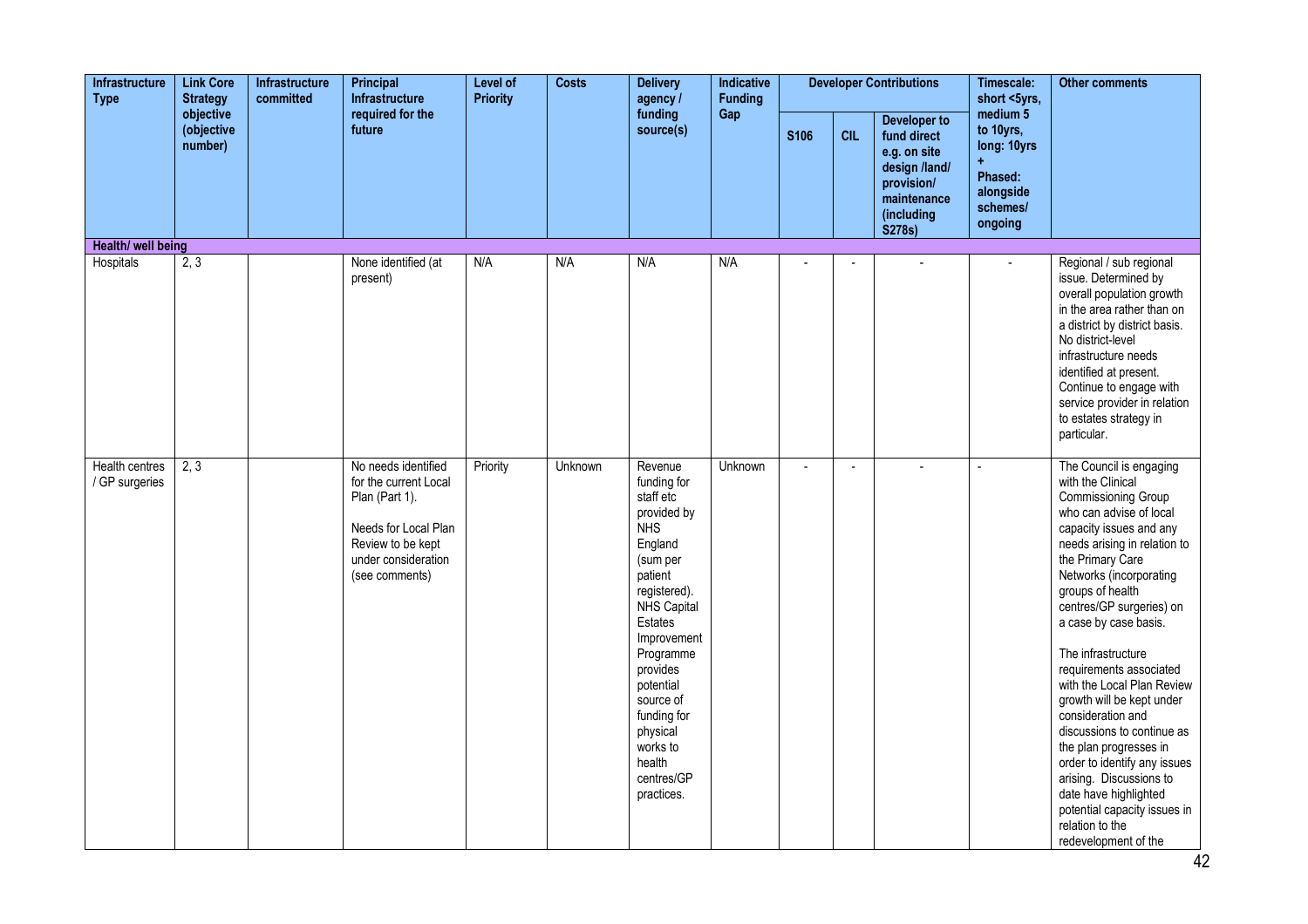| Infrastructure Type | Link Core Strategy objective (objective number) | Infrastructure committed | Principal Infrastructure required for the future | Level of Priority | Costs | Delivery agency / funding source(s) | Indicative Funding Gap | Developer Contributions | | | Timescale: short <5yrs, medium 5 to 10yrs, long: 10yrs + Phased: alongside schemes/ ongoing | Other comments |
|---|---|---|---|---|---|---|---|---|---|---|---|---|
| | | | | | | | | S106 | CIL | Developer to fund direct e.g. on site design /land/ provision/ maintenance (including S278s) | | |
| **Health/ well being** | | | | | | | | | | | | |
| Hospitals | 2, 3 | | None identified (at present) | N/A | N/A | N/A | N/A | - | - | - | - | Regional / sub regional issue. Determined by overall population growth in the area rather than on a district by district basis. No district-level infrastructure needs identified at present. Continue to engage with service provider in relation to estates strategy in particular. |
| Health centres / GP surgeries | 2, 3 | | No needs identified for the current Local Plan (Part 1). Needs for Local Plan Review to be kept under consideration (see comments) | Priority | Unknown | Revenue funding for staff etc provided by NHS England (sum per patient registered). NHS Capital Estates Improvement Programme provides potential source of funding for physical works to health centres/GP practices. | Unknown | - | - | - | - | The Council is engaging with the Clinical Commissioning Group who can advise of local capacity issues and any needs arising in relation to the Primary Care Networks (incorporating groups of health centres/GP surgeries) on a case by case basis. The infrastructure requirements associated with the Local Plan Review growth will be kept under consideration and discussions to continue as the plan progresses in order to identify any issues arising. Discussions to date have highlighted potential capacity issues in relation to the redevelopment of the |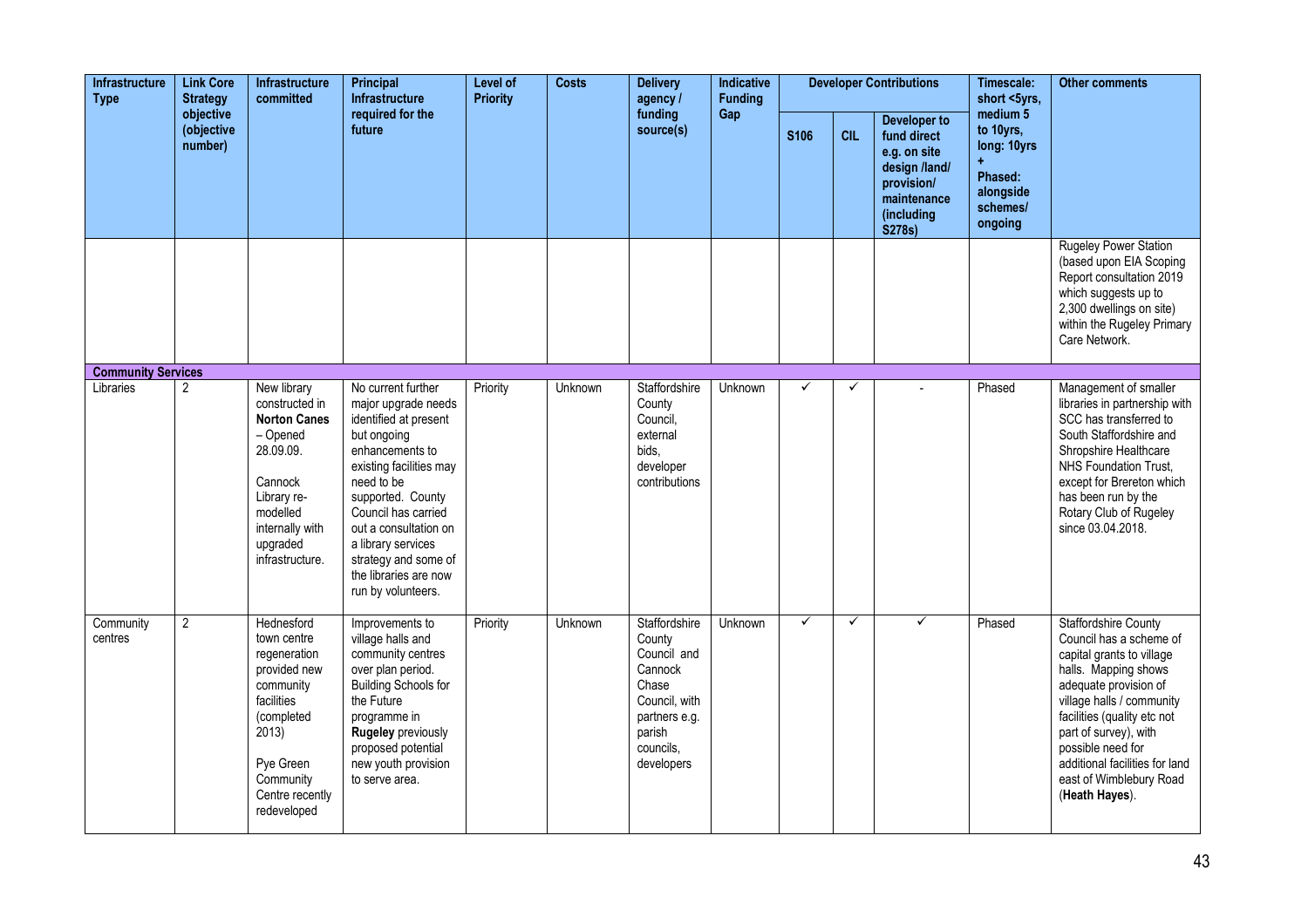| Infrastructure Type | Link Core Strategy objective (objective number) | Infrastructure committed | Principal Infrastructure required for the future | Level of Priority | Costs | Delivery agency / funding source(s) | Indicative Funding Gap | Developer Contributions | | | Timescale: short <5yrs, medium 5 to 10yrs, long: 10yrs + Phased: alongside schemes/ ongoing | Other comments |
|---|---|---|---|---|---|---|---|---|---|---|---|---|
| | | | | | | | | S106 | CIL | Developer to fund direct e.g. on site design /land/ provision/ maintenance (including S278s) | | |
| | | | | | | | | | | | | Rugeley Power Station (based upon EIA Scoping Report consultation 2019 which suggests up to 2,300 dwellings on site) within the Rugeley Primary Care Network. |
| **Community Services** | | | | | | | | | | | | |
| Libraries | 2 | New library constructed in **Norton Canes** – Opened 28.09.09.<br><br>Cannock Library re-modelled internally with upgraded infrastructure. | No current further major upgrade needs identified at present but ongoing enhancements to existing facilities may need to be supported. County Council has carried out a consultation on a library services strategy and some of the libraries are now run by volunteers. | Priority | Unknown | Staffordshire County Council, external bids, developer contributions | Unknown | ✓ | ✓ | - | Phased | Management of smaller libraries in partnership with SCC has transferred to South Staffordshire and Shropshire Healthcare NHS Foundation Trust, except for Brereton which has been run by the Rotary Club of Rugeley since 03.04.2018. |
| Community centres | 2 | Hednesford town centre regeneration provided new community facilities (completed 2013)<br><br>Pye Green Community Centre recently redeveloped | Improvements to village halls and community centres over plan period. Building Schools for the Future programme in **Rugeley** previously proposed potential new youth provision to serve area. | Priority | Unknown | Staffordshire County Council and Cannock Chase Council, with partners e.g. parish councils, developers | Unknown | ✓ | ✓ | ✓ | Phased | Staffordshire County Council has a scheme of capital grants to village halls. Mapping shows adequate provision of village halls / community facilities (quality etc not part of survey), with possible need for additional facilities for land east of Wimblebury Road (**Heath Hayes**). |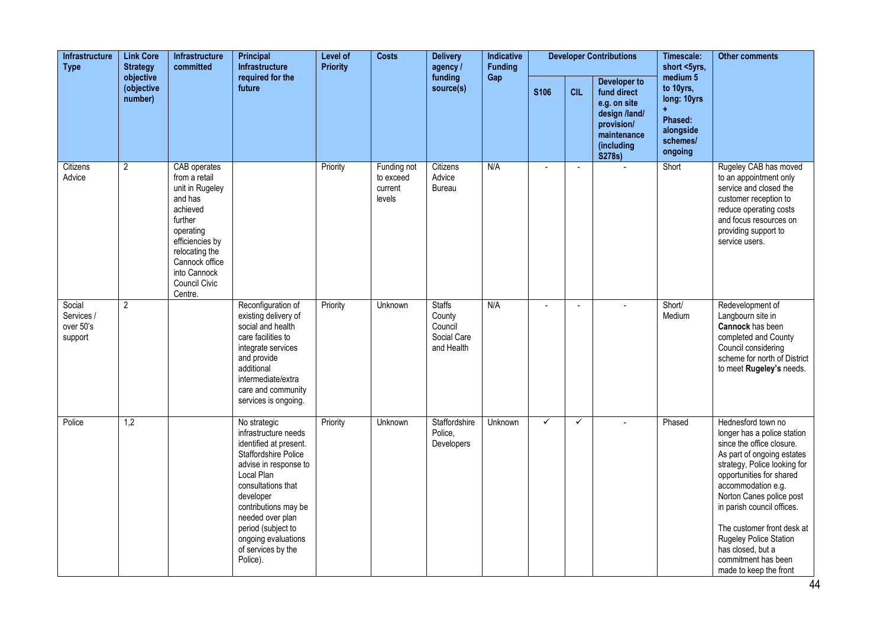| Infrastructure Type | Link Core Strategy objective (objective number) | Infrastructure committed | Principal Infrastructure required for the future | Level of Priority | Costs | Delivery agency / funding source(s) | Indicative Funding Gap | Developer Contributions | | | Timescale: short <5yrs, medium 5 to 10yrs, long: 10yrs + Phased: alongside schemes/ ongoing | Other comments |
|---|---|---|---|---|---|---|---|---|---|---|---|---|
| | | | | | | | | S106 | CIL | Developer to fund direct e.g. on site design /land/ provision/ maintenance (including S278s) | | |
| Citizens Advice | 2 | CAB operates from a retail unit in Rugeley and has achieved further operating efficiencies by relocating the Cannock office into Cannock Council Civic Centre. | | Priority | Funding not to exceed current levels | Citizens Advice Bureau | N/A | - | - | - | Short | Rugeley CAB has moved to an appointment only service and closed the customer reception to reduce operating costs and focus resources on providing support to service users. |
| Social Services / over 50's support | 2 | | Reconfiguration of existing delivery of social and health care facilities to integrate services and provide additional intermediate/extra care and community services is ongoing. | Priority | Unknown | Staffs County Council Social Care and Health | N/A | - | - | - | Short/ Medium | Redevelopment of Langbourn site in **Cannock** has been completed and County Council considering scheme for north of District to meet **Rugeley's** needs. |
| Police | 1,2 | | No strategic infrastructure needs identified at present. Staffordshire Police advise in response to Local Plan consultations that developer contributions may be needed over plan period (subject to ongoing evaluations of services by the Police). | Priority | Unknown | Staffordshire Police, Developers | Unknown | ✓ | ✓ | - | Phased | Hednesford town no longer has a police station since the office closure. As part of ongoing estates strategy, Police looking for opportunities for shared accommodation e.g. Norton Canes police post in parish council offices.<br><br>The customer front desk at Rugeley Police Station has closed, but a commitment has been made to keep the front |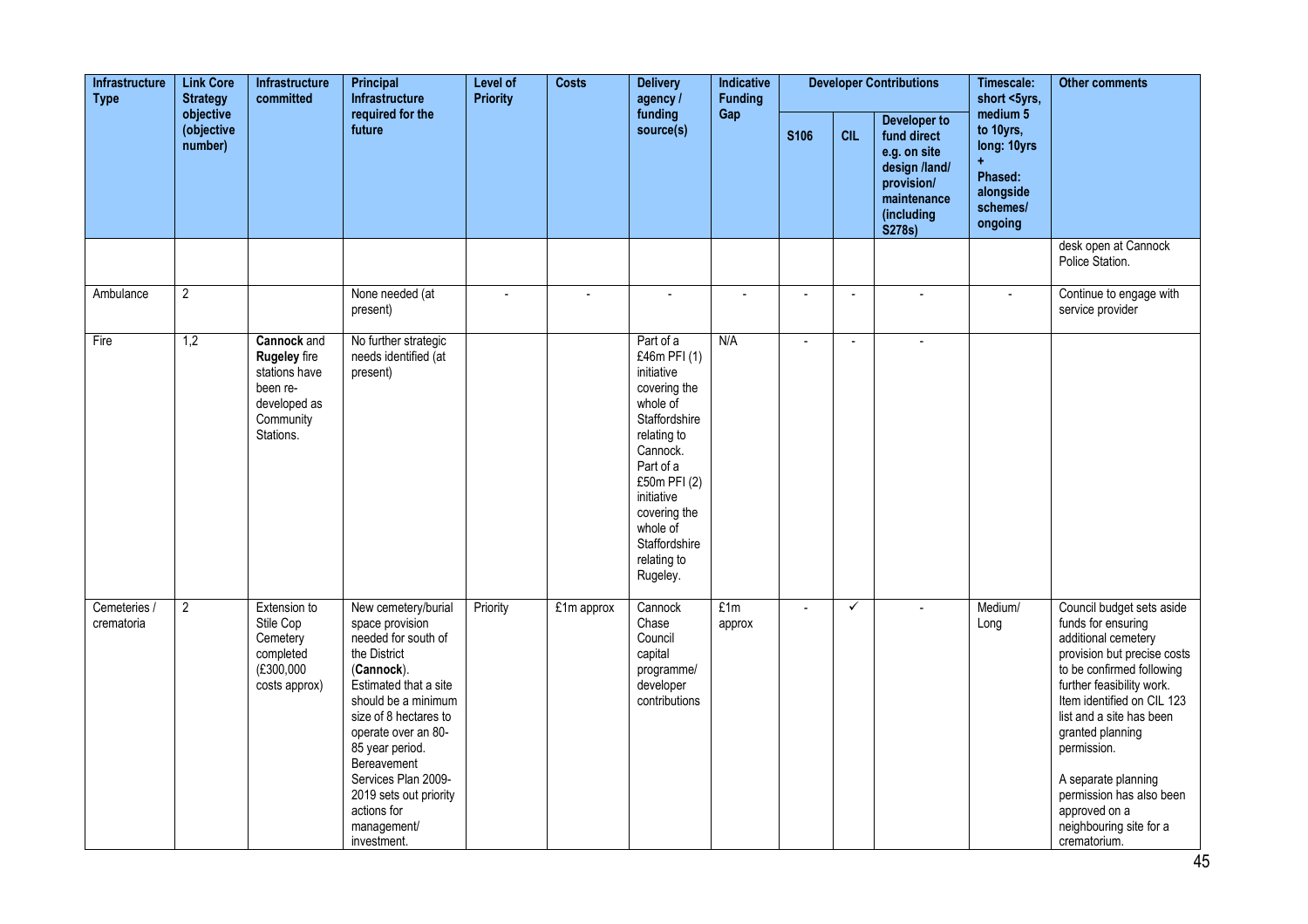| Infrastructure Type | Link Core Strategy objective (objective number) | Infrastructure committed | Principal Infrastructure required for the future | Level of Priority | Costs | Delivery agency / funding source(s) | Indicative Funding Gap | Developer Contributions | | | Timescale: short <5yrs, medium 5 to 10yrs, long: 10yrs + Phased: alongside schemes/ ongoing | Other comments |
|---|---|---|---|---|---|---|---|---|---|---|---|---|
| | | | | | | | | S106 | CIL | Developer to fund direct e.g. on site design /land/ provision/ maintenance (including S278s) | | |
| | | | | | | | | | | | | desk open at Cannock Police Station. |
| Ambulance | 2 | | None needed (at present) | - | - | - | - | - | - | - | - | Continue to engage with service provider |
| Fire | 1,2 | **Cannock** and **Rugeley** fire stations have been re-developed as Community Stations. | No further strategic needs identified (at present) | | | Part of a £46m PFI (1) initiative covering the whole of Staffordshire relating to Cannock. Part of a £50m PFI (2) initiative covering the whole of Staffordshire relating to Rugeley. | N/A | - | - | - | | |
| Cemeteries / crematoria | 2 | Extension to Stile Cop Cemetery completed (£300,000 costs approx) | New cemetery/burial space provision needed for south of the District (**Cannock**). Estimated that a site should be a minimum size of 8 hectares to operate over an 80-85 year period. Bereavement Services Plan 2009-2019 sets out priority actions for management/ investment. | Priority | £1m approx | Cannock Chase Council capital programme/ developer contributions | £1m approx | - | ✓ | - | Medium/ Long | Council budget sets aside funds for ensuring additional cemetery provision but precise costs to be confirmed following further feasibility work. Item identified on CIL 123 list and a site has been granted planning permission.<br><br>A separate planning permission has also been approved on a neighbouring site for a crematorium. |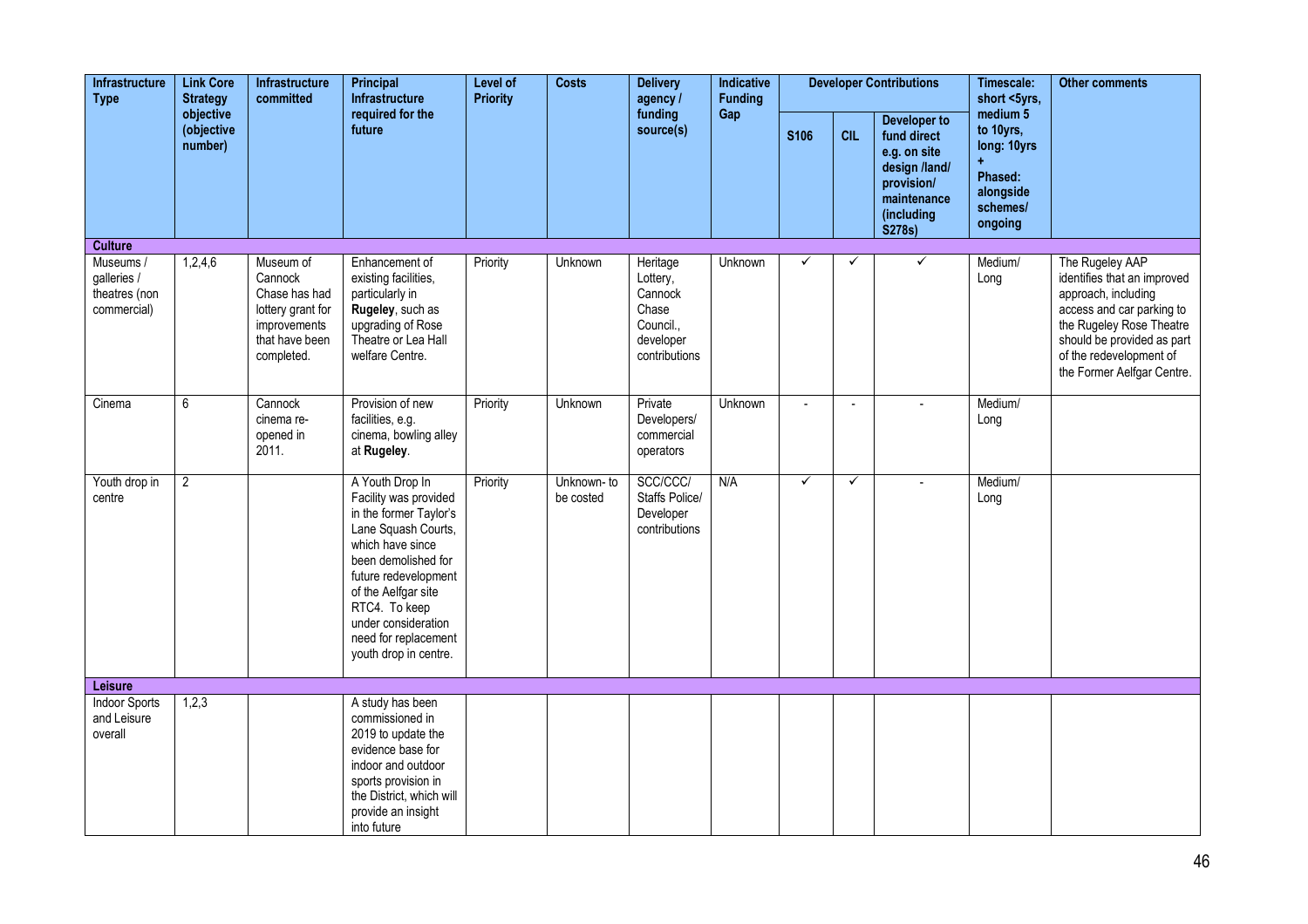| Infrastructure Type | Link Core Strategy objective (objective number) | Infrastructure committed | Principal Infrastructure required for the future | Level of Priority | Costs | Delivery agency / funding source(s) | Indicative Funding Gap | Developer Contributions | | | Timescale: short <5yrs, medium 5 to 10yrs, long: 10yrs + Phased: alongside schemes/ ongoing | Other comments |
|---|---|---|---|---|---|---|---|---|---|---|---|---|
| | | | | | | | | S106 | CIL | Developer to fund direct e.g. on site design /land/ provision/ maintenance (including S278s) | | |
| **Culture** | | | | | | | | | | | | |
| Museums / galleries / theatres (non commercial) | 1,2,4,6 | Museum of Cannock Chase has had lottery grant for improvements that have been completed. | Enhancement of existing facilities, particularly in **Rugeley**, such as upgrading of Rose Theatre or Lea Hall welfare Centre. | Priority | Unknown | Heritage Lottery, Cannock Chase Council., developer contributions | Unknown | ✓ | ✓ | ✓ | Medium/ Long | The Rugeley AAP identifies that an improved approach, including access and car parking to the Rugeley Rose Theatre should be provided as part of the redevelopment of the Former Aelfgar Centre. |
| Cinema | 6 | Cannock cinema re-opened in 2011. | Provision of new facilities, e.g. cinema, bowling alley at **Rugeley**. | Priority | Unknown | Private Developers/ commercial operators | Unknown | - | - | - | Medium/ Long | |
| Youth drop in centre | 2 | | A Youth Drop In Facility was provided in the former Taylor's Lane Squash Courts, which have since been demolished for future redevelopment of the Aelfgar site RTC4. To keep under consideration need for replacement youth drop in centre. | Priority | Unknown- to be costed | SCC/CCC/ Staffs Police/ Developer contributions | N/A | ✓ | ✓ | - | Medium/ Long | |
| **Leisure** | | | | | | | | | | | | |
| Indoor Sports and Leisure overall | 1,2,3 | | A study has been commissioned in 2019 to update the evidence base for indoor and outdoor sports provision in the District, which will provide an insight into future | | | | | | | | | |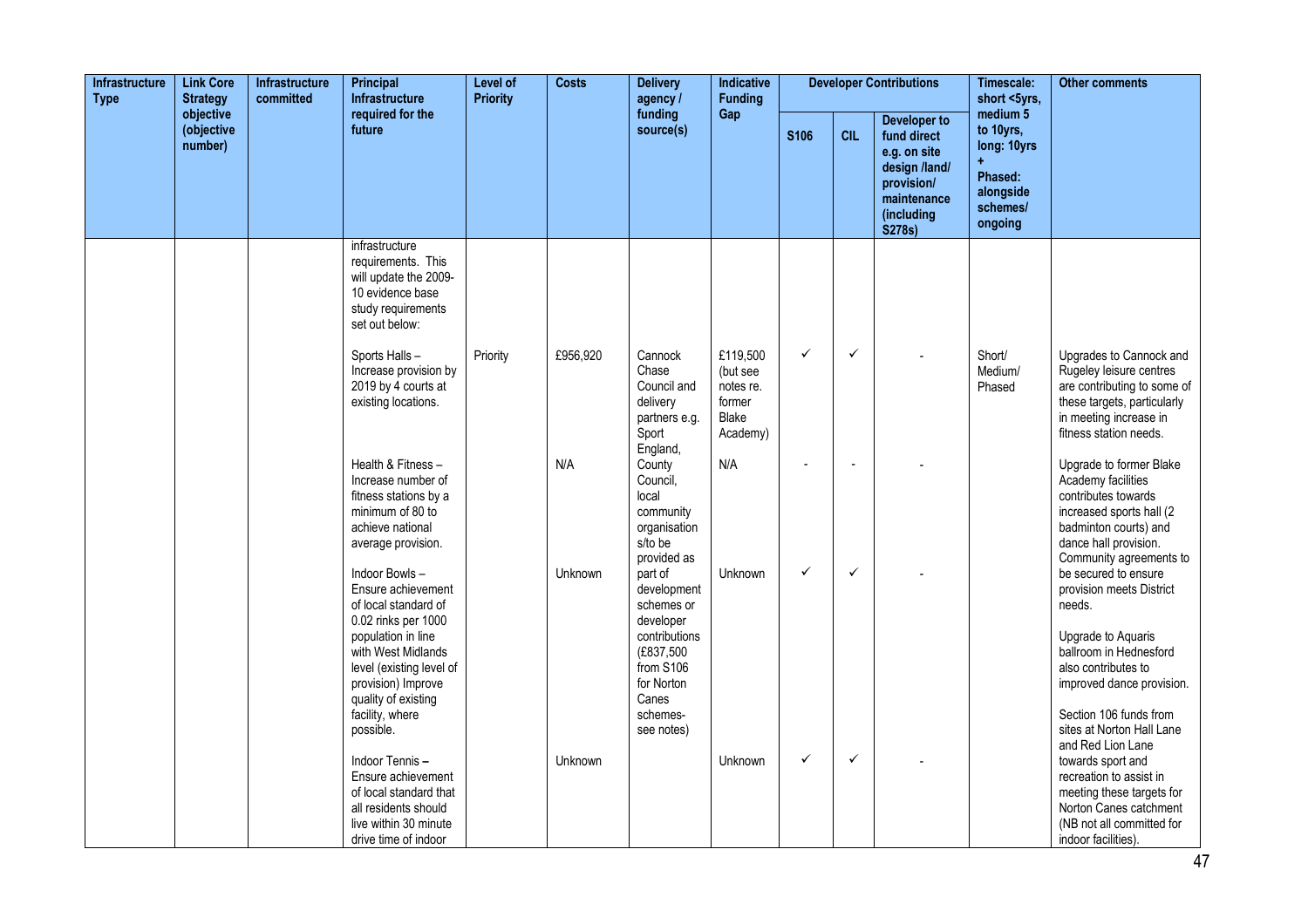| Infrastructure Type | Link Core Strategy objective (objective number) | Infrastructure committed | Principal Infrastructure required for the future | Level of Priority | Costs | Delivery agency / funding source(s) | Indicative Funding Gap | Developer Contributions | | | Timescale: short <5yrs, medium 5 to 10yrs, long: 10yrs + Phased: alongside schemes/ ongoing | Other comments |
|---|---|---|---|---|---|---|---|---|---|---|---|---|
| | | | | | | | | S106 | CIL | Developer to fund direct e.g. on site design /land/ provision/ maintenance (including S278s) | | |
| | | | infrastructure requirements. This will update the 2009-10 evidence base study requirements set out below: | | | | | | | | | |
| | | | Sports Halls – Increase provision by 2019 by 4 courts at existing locations. | Priority | £956,920 | Cannock Chase Council and delivery partners e.g. Sport England, County Council, local community organisation s/to be provided as part of development schemes or developer contributions (£837,500 from S106 for Norton Canes schemes- see notes) | £119,500 (but see notes re. former Blake Academy) | ✓ | ✓ | - | Short/ Medium/ Phased | Upgrades to Cannock and Rugeley leisure centres are contributing to some of these targets, particularly in meeting increase in fitness station needs. |
| | | | Health & Fitness – Increase number of fitness stations by a minimum of 80 to achieve national average provision. | | N/A | | N/A | - | - | - | | Upgrade to former Blake Academy facilities contributes towards increased sports hall (2 badminton courts) and dance hall provision. Community agreements to be secured to ensure provision meets District needs. |
| | | | Indoor Bowls – Ensure achievement of local standard of 0.02 rinks per 1000 population in line with West Midlands level (existing level of provision) Improve quality of existing facility, where possible. | | Unknown | | Unknown | ✓ | ✓ | - | | Upgrade to Aquaris ballroom in Hednesford also contributes to improved dance provision. |
| | | | Indoor Tennis – Ensure achievement of local standard that all residents should live within 30 minute drive time of indoor | | Unknown | | Unknown | ✓ | ✓ | - | | Section 106 funds from sites at Norton Hall Lane and Red Lion Lane towards sport and recreation to assist in meeting these targets for Norton Canes catchment (NB not all committed for indoor facilities). |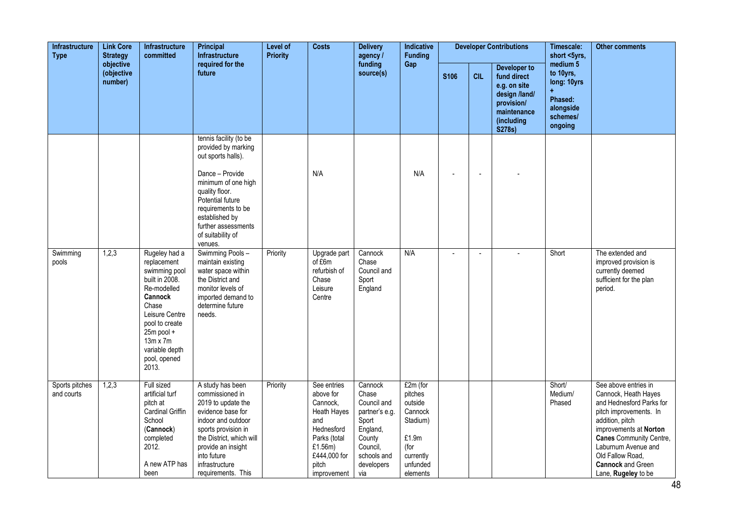| Infrastructure Type | Link Core Strategy objective (objective number) | Infrastructure committed | Principal Infrastructure required for the future | Level of Priority | Costs | Delivery agency / funding source(s) | Indicative Funding Gap | Developer Contributions | | | Timescale: short <5yrs, medium 5 to 10yrs, long: 10yrs + Phased: alongside schemes/ ongoing | Other comments |
|---|---|---|---|---|---|---|---|---|---|---|---|---|
| | | | | | | | | S106 | CIL | Developer to fund direct e.g. on site design /land/ provision/ maintenance (including S278s) | | |
| | | | tennis facility (to be provided by marking out sports halls).<br><br>Dance – Provide minimum of one high quality floor. Potential future requirements to be established by further assessments of suitability of venues. | | N/A | | N/A | - | - | - | | |
| Swimming pools | 1,2,3 | Rugeley had a replacement swimming pool built in 2008. Re-modelled **Cannock** Chase Leisure Centre pool to create 25m pool + 13m x 7m variable depth pool, opened 2013. | Swimming Pools – maintain existing water space within the District and monitor levels of imported demand to determine future needs. | Priority | Upgrade part of £6m refurbish of Chase Leisure Centre | Cannock Chase Council and Sport England | N/A | - | - | - | Short | The extended and improved provision is currently deemed sufficient for the plan period. |
| Sports pitches and courts | 1,2,3 | Full sized artificial turf pitch at Cardinal Griffin School (**Cannock**) completed 2012.<br><br>A new ATP has been | A study has been commissioned in 2019 to update the evidence base for indoor and outdoor sports provision in the District, which will provide an insight into future infrastructure requirements. This | Priority | See entries above for Cannock, Heath Hayes and Hednesford Parks (total £1.56m) £444,000 for pitch improvement | Cannock Chase Council and partner's e.g. Sport England, County Council, schools and developers via | £2m (for pitches outside Cannock Stadium)<br><br>£1.9m (for currently unfunded elements | | | | Short/ Medium/ Phased | See above entries in Cannock, Heath Hayes and Hednesford Parks for pitch improvements. In addition, pitch improvements at **Norton Canes** Community Centre, Laburnum Avenue and Old Fallow Road, **Cannock** and Green Lane, **Rugeley** to be |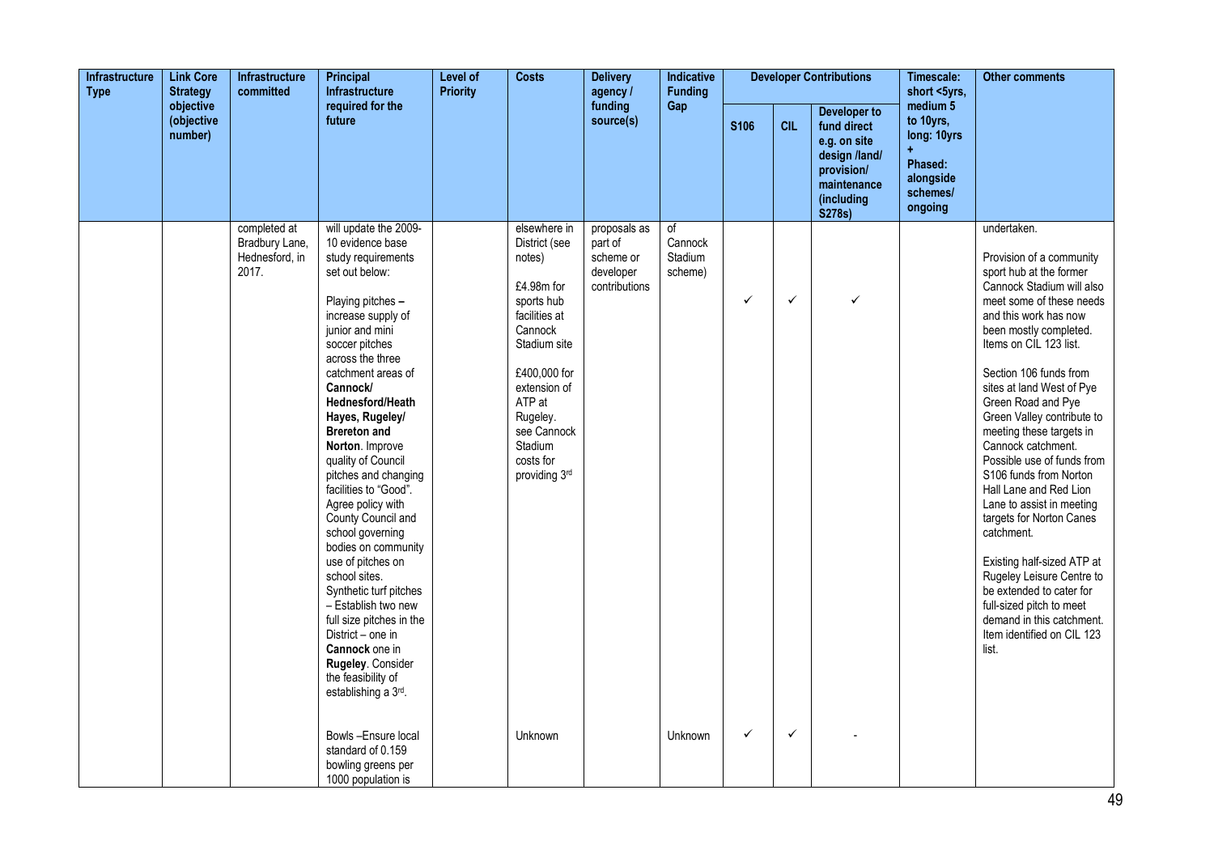| Infrastructure Type | Link Core Strategy objective (objective number) | Infrastructure committed | Principal Infrastructure required for the future | Level of Priority | Costs | Delivery agency / funding source(s) | Indicative Funding Gap | Developer Contributions | | | Timescale: short <5yrs, medium 5 to 10yrs, long: 10yrs + Phased: alongside schemes/ ongoing | Other comments |
|---|---|---|---|---|---|---|---|---|---|---|---|---|
| | | | | | | | | S106 | CIL | Developer to fund direct e.g. on site design /land/ provision/ maintenance (including S278s) | | |
| | | completed at Bradbury Lane, Hednesford, in 2017. | will update the 2009-10 evidence base study requirements set out below:<br><br>Playing pitches – increase supply of junior and mini soccer pitches across the three catchment areas of **Cannock/ Hednesford/Heath Hayes, Rugeley/ Brereton and Norton**. Improve quality of Council pitches and changing facilities to "Good". Agree policy with County Council and school governing bodies on community use of pitches on school sites. Synthetic turf pitches – Establish two new full size pitches in the District – one in **Cannock** one in **Rugeley**. Consider the feasibility of establishing a 3rd. | | elsewhere in District (see notes)<br><br>£4.98m for sports hub facilities at Cannock Stadium site<br><br>£400,000 for extension of ATP at Rugeley. see Cannock Stadium costs for providing 3rd | proposals as part of scheme or developer contributions | of Cannock Stadium scheme) | ✓ | ✓ | ✓ | | undertaken.<br><br>Provision of a community sport hub at the former Cannock Stadium will also meet some of these needs and this work has now been mostly completed. Items on CIL 123 list.<br><br>Section 106 funds from sites at land West of Pye Green Road and Pye Green Valley contribute to meeting these targets in Cannock catchment. Possible use of funds from S106 funds from Norton Hall Lane and Red Lion Lane to assist in meeting targets for Norton Canes catchment.<br><br>Existing half-sized ATP at Rugeley Leisure Centre to be extended to cater for full-sized pitch to meet demand in this catchment. Item identified on CIL 123 list. |
| | | | Bowls –Ensure local standard of 0.159 bowling greens per 1000 population is | | Unknown | | Unknown | ✓ | ✓ | - | | |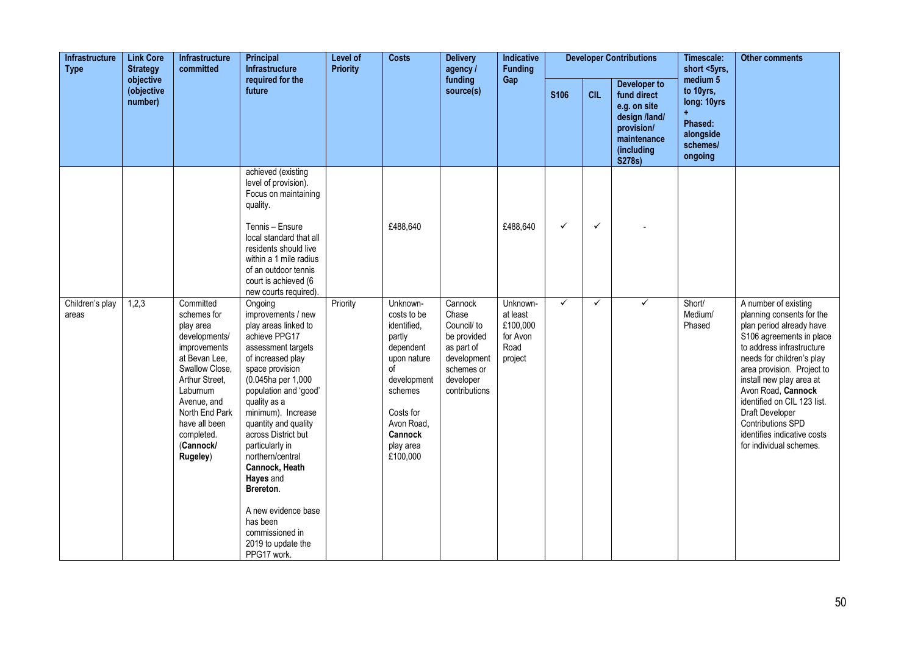| Infrastructure Type | Link Core Strategy objective (objective number) | Infrastructure committed | Principal Infrastructure required for the future | Level of Priority | Costs | Delivery agency / funding source(s) | Indicative Funding Gap | Developer Contributions | | | Timescale: short <5yrs, medium 5 to 10yrs, long: 10yrs + Phased: alongside schemes/ ongoing | Other comments |
|---|---|---|---|---|---|---|---|---|---|---|---|---|
| | | | | | | | | S106 | CIL | Developer to fund direct e.g. on site design /land/ provision/ maintenance (including S278s) | | |
| | | | achieved (existing level of provision). Focus on maintaining quality.<br><br>Tennis – Ensure local standard that all residents should live within a 1 mile radius of an outdoor tennis court is achieved (6 new courts required). | | £488,640 | | £488,640 | ✓ | ✓ | - | | |
| Children's play areas | 1,2,3 | Committed schemes for play area developments/ improvements at Bevan Lee, Swallow Close, Arthur Street, Laburnum Avenue, and North End Park have all been completed. (**Cannock/ Rugeley**) | Ongoing improvements / new play areas linked to achieve PPG17 assessment targets of increased play space provision (0.045ha per 1,000 population and 'good' quality as a minimum). Increase quantity and quality across District but particularly in northern/central **Cannock, Heath Hayes** and **Brereton**.<br><br>A new evidence base has been commissioned in 2019 to update the PPG17 work. | Priority | Unknown- costs to be identified, partly dependent upon nature of development schemes<br><br>Costs for Avon Road, **Cannock** play area £100,000 | Cannock Chase Council/ to be provided as part of development schemes or developer contributions | Unknown- at least £100,000 for Avon Road project | ✓ | ✓ | ✓ | Short/ Medium/ Phased | A number of existing planning consents for the plan period already have S106 agreements in place to address infrastructure needs for children's play area provision. Project to install new play area at Avon Road, **Cannock** identified on CIL 123 list. Draft Developer Contributions SPD identifies indicative costs for individual schemes. |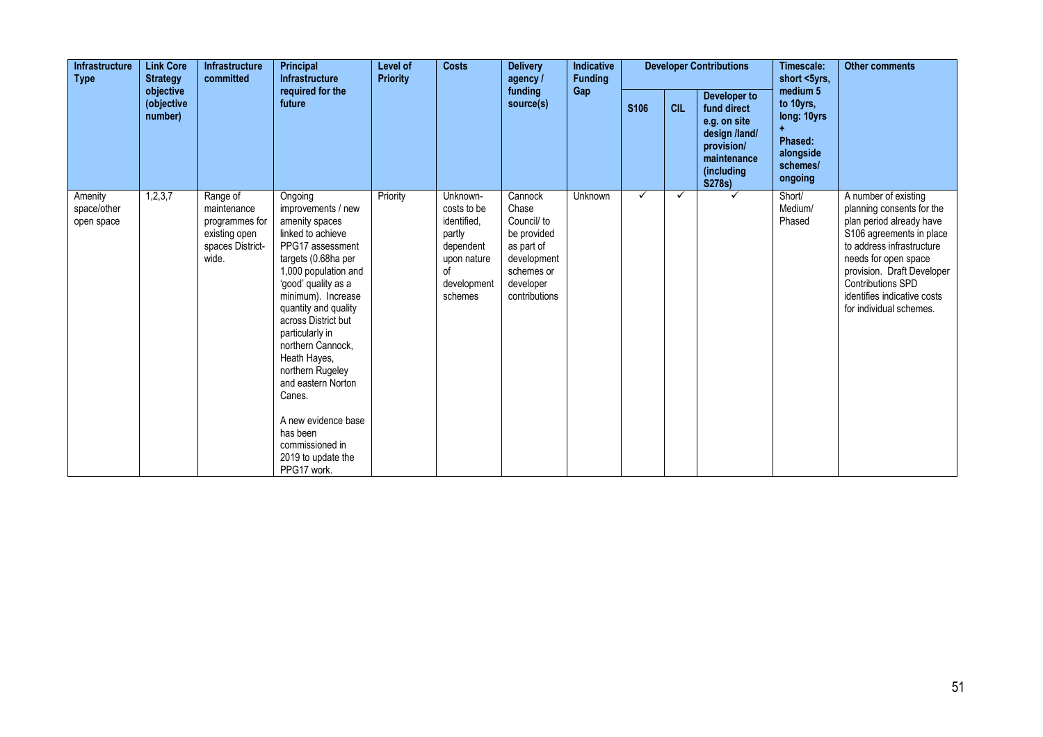| Infrastructure Type | Link Core Strategy objective (objective number) | Infrastructure committed | Principal Infrastructure required for the future | Level of Priority | Costs | Delivery agency / funding source(s) | Indicative Funding Gap | Developer Contributions | | | Timescale: short <5yrs, medium 5 to 10yrs, long: 10yrs + Phased: alongside schemes/ ongoing | Other comments |
|---|---|---|---|---|---|---|---|---|---|---|---|---|
| | | | | | | | | S106 | CIL | Developer to fund direct e.g. on site design /land/ provision/ maintenance (including S278s) | | |
| Amenity space/other open space | 1,2,3,7 | Range of maintenance programmes for existing open spaces District-wide. | Ongoing improvements / new amenity spaces linked to achieve PPG17 assessment targets (0.68ha per 1,000 population and 'good' quality as a minimum). Increase quantity and quality across District but particularly in northern Cannock, Heath Hayes, northern Rugeley and eastern Norton Canes.<br><br>A new evidence base has been commissioned in 2019 to update the PPG17 work. | Priority | Unknown- costs to be identified, partly dependent upon nature of development schemes | Cannock Chase Council/ to be provided as part of development schemes or developer contributions | Unknown | ✓ | ✓ | ✓ | Short/ Medium/ Phased | A number of existing planning consents for the plan period already have S106 agreements in place to address infrastructure needs for open space provision. Draft Developer Contributions SPD identifies indicative costs for individual schemes. |